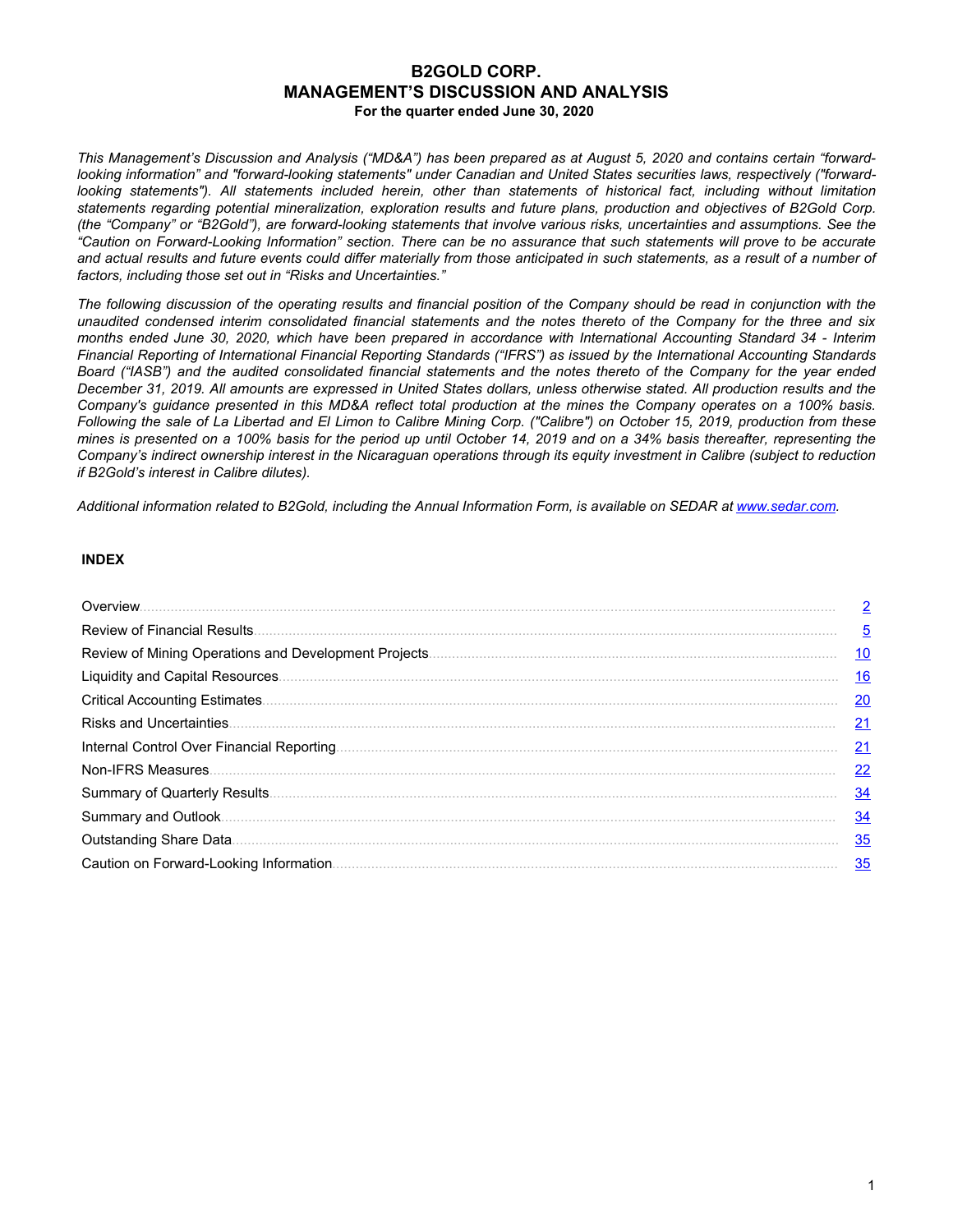# B2GOLD CORP.
# MANAGEMENT'S DISCUSSION AND ANALYSIS
**For the quarter ended June 30, 2020**

*This Management's Discussion and Analysis ("MD&A") has been prepared as at August 5, 2020 and contains certain "forward-looking information" and "forward-looking statements" under Canadian and United States securities laws, respectively ("forward-looking statements"). All statements included herein, other than statements of historical fact, including without limitation statements regarding potential mineralization, exploration results and future plans, production and objectives of B2Gold Corp. (the "Company" or "B2Gold"), are forward-looking statements that involve various risks, uncertainties and assumptions. See the "Caution on Forward-Looking Information" section. There can be no assurance that such statements will prove to be accurate and actual results and future events could differ materially from those anticipated in such statements, as a result of a number of factors, including those set out in "Risks and Uncertainties."*

*The following discussion of the operating results and financial position of the Company should be read in conjunction with the unaudited condensed interim consolidated financial statements and the notes thereto of the Company for the three and six months ended June 30, 2020, which have been prepared in accordance with International Accounting Standard 34 - Interim Financial Reporting of International Financial Reporting Standards ("IFRS") as issued by the International Accounting Standards Board ("IASB") and the audited consolidated financial statements and the notes thereto of the Company for the year ended December 31, 2019. All amounts are expressed in United States dollars, unless otherwise stated. All production results and the Company's guidance presented in this MD&A reflect total production at the mines the Company operates on a 100% basis. Following the sale of La Libertad and El Limon to Calibre Mining Corp. ("Calibre") on October 15, 2019, production from these mines is presented on a 100% basis for the period up until October 14, 2019 and on a 34% basis thereafter, representing the Company's indirect ownership interest in the Nicaraguan operations through its equity investment in Calibre (subject to reduction if B2Gold's interest in Calibre dilutes).*

*Additional information related to B2Gold, including the Annual Information Form, is available on SEDAR at www.sedar.com.*

## INDEX

| | |
|---|---|
| Overview | 2 |
| Review of Financial Results | 5 |
| Review of Mining Operations and Development Projects | 10 |
| Liquidity and Capital Resources | 16 |
| Critical Accounting Estimates | 20 |
| Risks and Uncertainties | 21 |
| Internal Control Over Financial Reporting | 21 |
| Non-IFRS Measures | 22 |
| Summary of Quarterly Results | 34 |
| Summary and Outlook | 34 |
| Outstanding Share Data | 35 |
| Caution on Forward-Looking Information | 35 |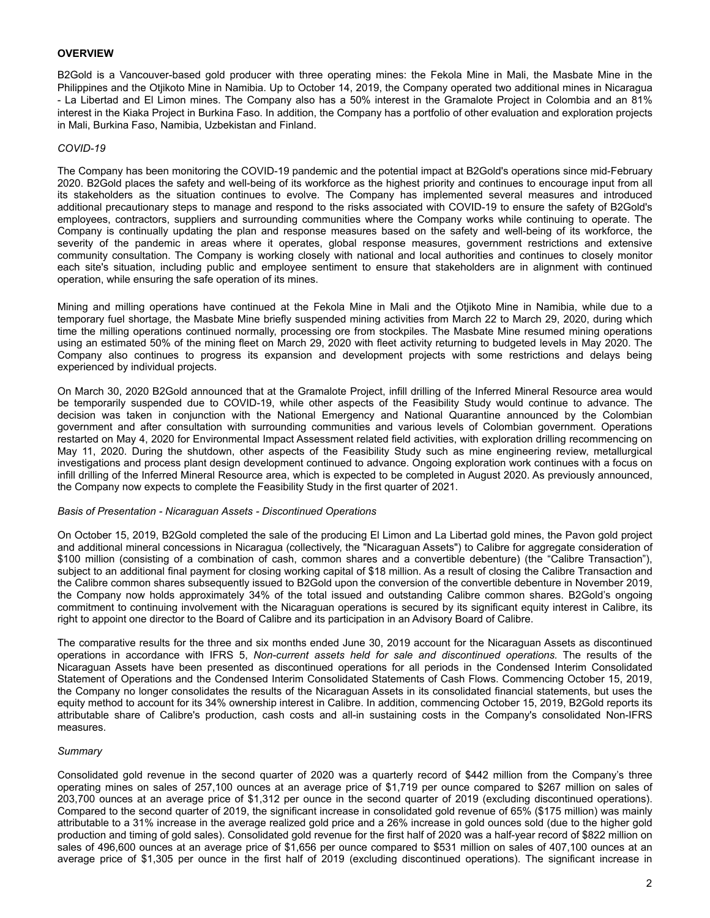## OVERVIEW

B2Gold is a Vancouver-based gold producer with three operating mines: the Fekola Mine in Mali, the Masbate Mine in the Philippines and the Otjikoto Mine in Namibia. Up to October 14, 2019, the Company operated two additional mines in Nicaragua - La Libertad and El Limon mines. The Company also has a 50% interest in the Gramalote Project in Colombia and an 81% interest in the Kiaka Project in Burkina Faso. In addition, the Company has a portfolio of other evaluation and exploration projects in Mali, Burkina Faso, Namibia, Uzbekistan and Finland.

*COVID-19*

The Company has been monitoring the COVID-19 pandemic and the potential impact at B2Gold's operations since mid-February 2020. B2Gold places the safety and well-being of its workforce as the highest priority and continues to encourage input from all its stakeholders as the situation continues to evolve. The Company has implemented several measures and introduced additional precautionary steps to manage and respond to the risks associated with COVID-19 to ensure the safety of B2Gold's employees, contractors, suppliers and surrounding communities where the Company works while continuing to operate. The Company is continually updating the plan and response measures based on the safety and well-being of its workforce, the severity of the pandemic in areas where it operates, global response measures, government restrictions and extensive community consultation. The Company is working closely with national and local authorities and continues to closely monitor each site's situation, including public and employee sentiment to ensure that stakeholders are in alignment with continued operation, while ensuring the safe operation of its mines.

Mining and milling operations have continued at the Fekola Mine in Mali and the Otjikoto Mine in Namibia, while due to a temporary fuel shortage, the Masbate Mine briefly suspended mining activities from March 22 to March 29, 2020, during which time the milling operations continued normally, processing ore from stockpiles. The Masbate Mine resumed mining operations using an estimated 50% of the mining fleet on March 29, 2020 with fleet activity returning to budgeted levels in May 2020. The Company also continues to progress its expansion and development projects with some restrictions and delays being experienced by individual projects.

On March 30, 2020 B2Gold announced that at the Gramalote Project, infill drilling of the Inferred Mineral Resource area would be temporarily suspended due to COVID-19, while other aspects of the Feasibility Study would continue to advance. The decision was taken in conjunction with the National Emergency and National Quarantine announced by the Colombian government and after consultation with surrounding communities and various levels of Colombian government. Operations restarted on May 4, 2020 for Environmental Impact Assessment related field activities, with exploration drilling recommencing on May 11, 2020. During the shutdown, other aspects of the Feasibility Study such as mine engineering review, metallurgical investigations and process plant design development continued to advance. Ongoing exploration work continues with a focus on infill drilling of the Inferred Mineral Resource area, which is expected to be completed in August 2020. As previously announced, the Company now expects to complete the Feasibility Study in the first quarter of 2021.

*Basis of Presentation - Nicaraguan Assets - Discontinued Operations*

On October 15, 2019, B2Gold completed the sale of the producing El Limon and La Libertad gold mines, the Pavon gold project and additional mineral concessions in Nicaragua (collectively, the "Nicaraguan Assets") to Calibre for aggregate consideration of $100 million (consisting of a combination of cash, common shares and a convertible debenture) (the "Calibre Transaction"), subject to an additional final payment for closing working capital of $18 million. As a result of closing the Calibre Transaction and the Calibre common shares subsequently issued to B2Gold upon the conversion of the convertible debenture in November 2019, the Company now holds approximately 34% of the total issued and outstanding Calibre common shares. B2Gold's ongoing commitment to continuing involvement with the Nicaraguan operations is secured by its significant equity interest in Calibre, its right to appoint one director to the Board of Calibre and its participation in an Advisory Board of Calibre.

The comparative results for the three and six months ended June 30, 2019 account for the Nicaraguan Assets as discontinued operations in accordance with IFRS 5, *Non-current assets held for sale and discontinued operations.* The results of the Nicaraguan Assets have been presented as discontinued operations for all periods in the Condensed Interim Consolidated Statement of Operations and the Condensed Interim Consolidated Statements of Cash Flows. Commencing October 15, 2019, the Company no longer consolidates the results of the Nicaraguan Assets in its consolidated financial statements, but uses the equity method to account for its 34% ownership interest in Calibre. In addition, commencing October 15, 2019, B2Gold reports its attributable share of Calibre's production, cash costs and all-in sustaining costs in the Company's consolidated Non-IFRS measures.

*Summary*

Consolidated gold revenue in the second quarter of 2020 was a quarterly record of $442 million from the Company's three operating mines on sales of 257,100 ounces at an average price of $1,719 per ounce compared to $267 million on sales of 203,700 ounces at an average price of $1,312 per ounce in the second quarter of 2019 (excluding discontinued operations). Compared to the second quarter of 2019, the significant increase in consolidated gold revenue of 65% ($175 million) was mainly attributable to a 31% increase in the average realized gold price and a 26% increase in gold ounces sold (due to the higher gold production and timing of gold sales). Consolidated gold revenue for the first half of 2020 was a half-year record of $822 million on sales of 496,600 ounces at an average price of $1,656 per ounce compared to $531 million on sales of 407,100 ounces at an average price of $1,305 per ounce in the first half of 2019 (excluding discontinued operations). The significant increase in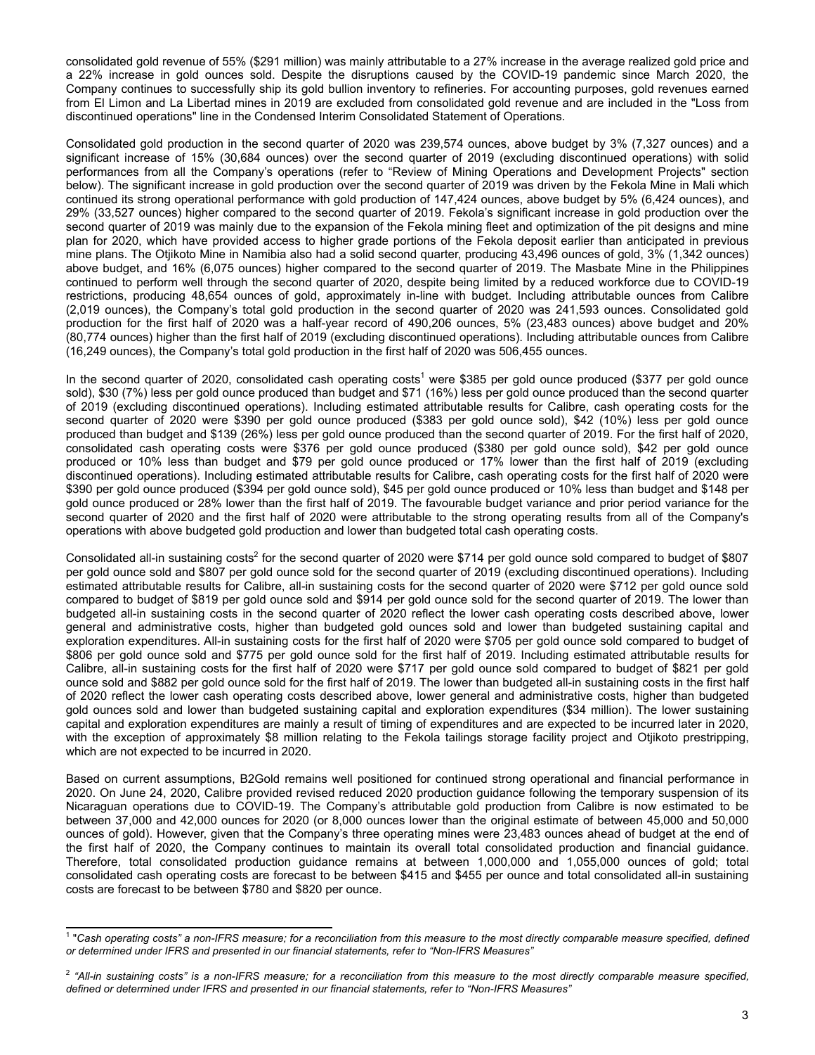consolidated gold revenue of 55% ($291 million) was mainly attributable to a 27% increase in the average realized gold price and a 22% increase in gold ounces sold. Despite the disruptions caused by the COVID-19 pandemic since March 2020, the Company continues to successfully ship its gold bullion inventory to refineries. For accounting purposes, gold revenues earned from El Limon and La Libertad mines in 2019 are excluded from consolidated gold revenue and are included in the "Loss from discontinued operations" line in the Condensed Interim Consolidated Statement of Operations.

Consolidated gold production in the second quarter of 2020 was 239,574 ounces, above budget by 3% (7,327 ounces) and a significant increase of 15% (30,684 ounces) over the second quarter of 2019 (excluding discontinued operations) with solid performances from all the Company's operations (refer to "Review of Mining Operations and Development Projects" section below). The significant increase in gold production over the second quarter of 2019 was driven by the Fekola Mine in Mali which continued its strong operational performance with gold production of 147,424 ounces, above budget by 5% (6,424 ounces), and 29% (33,527 ounces) higher compared to the second quarter of 2019. Fekola's significant increase in gold production over the second quarter of 2019 was mainly due to the expansion of the Fekola mining fleet and optimization of the pit designs and mine plan for 2020, which have provided access to higher grade portions of the Fekola deposit earlier than anticipated in previous mine plans. The Otjikoto Mine in Namibia also had a solid second quarter, producing 43,496 ounces of gold, 3% (1,342 ounces) above budget, and 16% (6,075 ounces) higher compared to the second quarter of 2019. The Masbate Mine in the Philippines continued to perform well through the second quarter of 2020, despite being limited by a reduced workforce due to COVID-19 restrictions, producing 48,654 ounces of gold, approximately in-line with budget. Including attributable ounces from Calibre (2,019 ounces), the Company's total gold production in the second quarter of 2020 was 241,593 ounces. Consolidated gold production for the first half of 2020 was a half-year record of 490,206 ounces, 5% (23,483 ounces) above budget and 20% (80,774 ounces) higher than the first half of 2019 (excluding discontinued operations). Including attributable ounces from Calibre (16,249 ounces), the Company's total gold production in the first half of 2020 was 506,455 ounces.

In the second quarter of 2020, consolidated cash operating costs[1] were $385 per gold ounce produced ($377 per gold ounce sold), $30 (7%) less per gold ounce produced than budget and $71 (16%) less per gold ounce produced than the second quarter of 2019 (excluding discontinued operations). Including estimated attributable results for Calibre, cash operating costs for the second quarter of 2020 were $390 per gold ounce produced ($383 per gold ounce sold), $42 (10%) less per gold ounce produced than budget and $139 (26%) less per gold ounce produced than the second quarter of 2019. For the first half of 2020, consolidated cash operating costs were $376 per gold ounce produced ($380 per gold ounce sold), $42 per gold ounce produced or 10% less than budget and $79 per gold ounce produced or 17% lower than the first half of 2019 (excluding discontinued operations). Including estimated attributable results for Calibre, cash operating costs for the first half of 2020 were $390 per gold ounce produced ($394 per gold ounce sold), $45 per gold ounce produced or 10% less than budget and $148 per gold ounce produced or 28% lower than the first half of 2019. The favourable budget variance and prior period variance for the second quarter of 2020 and the first half of 2020 were attributable to the strong operating results from all of the Company's operations with above budgeted gold production and lower than budgeted total cash operating costs.

Consolidated all-in sustaining costs[2] for the second quarter of 2020 were $714 per gold ounce sold compared to budget of $807 per gold ounce sold and $807 per gold ounce sold for the second quarter of 2019 (excluding discontinued operations). Including estimated attributable results for Calibre, all-in sustaining costs for the second quarter of 2020 were $712 per gold ounce sold compared to budget of $819 per gold ounce sold and $914 per gold ounce sold for the second quarter of 2019. The lower than budgeted all-in sustaining costs in the second quarter of 2020 reflect the lower cash operating costs described above, lower general and administrative costs, higher than budgeted gold ounces sold and lower than budgeted sustaining capital and exploration expenditures. All-in sustaining costs for the first half of 2020 were $705 per gold ounce sold compared to budget of $806 per gold ounce sold and $775 per gold ounce sold for the first half of 2019. Including estimated attributable results for Calibre, all-in sustaining costs for the first half of 2020 were $717 per gold ounce sold compared to budget of $821 per gold ounce sold and $882 per gold ounce sold for the first half of 2019. The lower than budgeted all-in sustaining costs in the first half of 2020 reflect the lower cash operating costs described above, lower general and administrative costs, higher than budgeted gold ounces sold and lower than budgeted sustaining capital and exploration expenditures ($34 million). The lower sustaining capital and exploration expenditures are mainly a result of timing of expenditures and are expected to be incurred later in 2020, with the exception of approximately $8 million relating to the Fekola tailings storage facility project and Otjikoto prestripping, which are not expected to be incurred in 2020.

Based on current assumptions, B2Gold remains well positioned for continued strong operational and financial performance in 2020. On June 24, 2020, Calibre provided revised reduced 2020 production guidance following the temporary suspension of its Nicaraguan operations due to COVID-19. The Company's attributable gold production from Calibre is now estimated to be between 37,000 and 42,000 ounces for 2020 (or 8,000 ounces lower than the original estimate of between 45,000 and 50,000 ounces of gold). However, given that the Company's three operating mines were 23,483 ounces ahead of budget at the end of the first half of 2020, the Company continues to maintain its overall total consolidated production and financial guidance. Therefore, total consolidated production guidance remains at between 1,000,000 and 1,055,000 ounces of gold; total consolidated cash operating costs are forecast to be between $415 and $455 per ounce and total consolidated all-in sustaining costs are forecast to be between $780 and $820 per ounce.

---

[1] *"Cash operating costs" a non-IFRS measure; for a reconciliation from this measure to the most directly comparable measure specified, defined or determined under IFRS and presented in our financial statements, refer to "Non-IFRS Measures"*

[2] *"All-in sustaining costs" is a non-IFRS measure; for a reconciliation from this measure to the most directly comparable measure specified, defined or determined under IFRS and presented in our financial statements, refer to "Non-IFRS Measures"*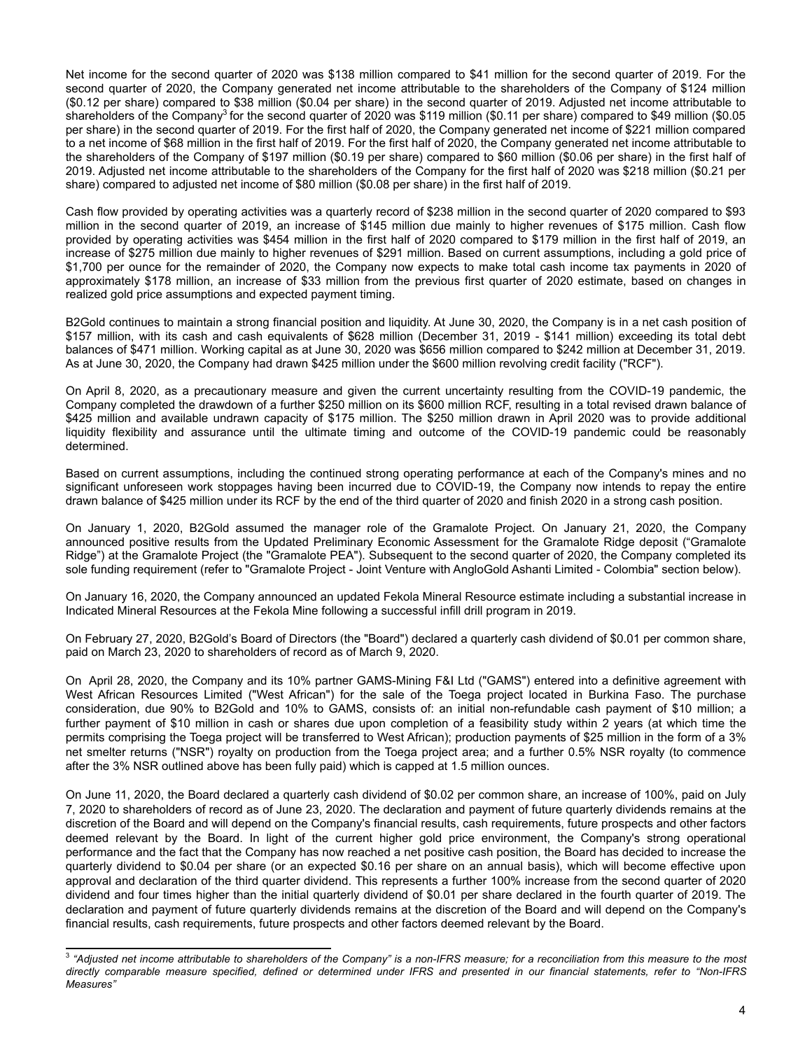Net income for the second quarter of 2020 was $138 million compared to $41 million for the second quarter of 2019. For the second quarter of 2020, the Company generated net income attributable to the shareholders of the Company of $124 million ($0.12 per share) compared to $38 million ($0.04 per share) in the second quarter of 2019. Adjusted net income attributable to shareholders of the Company[3] for the second quarter of 2020 was $119 million ($0.11 per share) compared to $49 million ($0.05 per share) in the second quarter of 2019. For the first half of 2020, the Company generated net income of $221 million compared to a net income of $68 million in the first half of 2019. For the first half of 2020, the Company generated net income attributable to the shareholders of the Company of $197 million ($0.19 per share) compared to $60 million ($0.06 per share) in the first half of 2019. Adjusted net income attributable to the shareholders of the Company for the first half of 2020 was $218 million ($0.21 per share) compared to adjusted net income of $80 million ($0.08 per share) in the first half of 2019.

Cash flow provided by operating activities was a quarterly record of $238 million in the second quarter of 2020 compared to $93 million in the second quarter of 2019, an increase of $145 million due mainly to higher revenues of $175 million. Cash flow provided by operating activities was $454 million in the first half of 2020 compared to $179 million in the first half of 2019, an increase of $275 million due mainly to higher revenues of $291 million. Based on current assumptions, including a gold price of $1,700 per ounce for the remainder of 2020, the Company now expects to make total cash income tax payments in 2020 of approximately $178 million, an increase of $33 million from the previous first quarter of 2020 estimate, based on changes in realized gold price assumptions and expected payment timing.

B2Gold continues to maintain a strong financial position and liquidity. At June 30, 2020, the Company is in a net cash position of $157 million, with its cash and cash equivalents of $628 million (December 31, 2019 - $141 million) exceeding its total debt balances of $471 million. Working capital as at June 30, 2020 was $656 million compared to $242 million at December 31, 2019. As at June 30, 2020, the Company had drawn $425 million under the $600 million revolving credit facility ("RCF").

On April 8, 2020, as a precautionary measure and given the current uncertainty resulting from the COVID-19 pandemic, the Company completed the drawdown of a further $250 million on its $600 million RCF, resulting in a total revised drawn balance of $425 million and available undrawn capacity of $175 million. The $250 million drawn in April 2020 was to provide additional liquidity flexibility and assurance until the ultimate timing and outcome of the COVID-19 pandemic could be reasonably determined.

Based on current assumptions, including the continued strong operating performance at each of the Company's mines and no significant unforeseen work stoppages having been incurred due to COVID-19, the Company now intends to repay the entire drawn balance of $425 million under its RCF by the end of the third quarter of 2020 and finish 2020 in a strong cash position.

On January 1, 2020, B2Gold assumed the manager role of the Gramalote Project. On January 21, 2020, the Company announced positive results from the Updated Preliminary Economic Assessment for the Gramalote Ridge deposit ("Gramalote Ridge") at the Gramalote Project (the "Gramalote PEA"). Subsequent to the second quarter of 2020, the Company completed its sole funding requirement (refer to "Gramalote Project - Joint Venture with AngloGold Ashanti Limited - Colombia" section below).

On January 16, 2020, the Company announced an updated Fekola Mineral Resource estimate including a substantial increase in Indicated Mineral Resources at the Fekola Mine following a successful infill drill program in 2019.

On February 27, 2020, B2Gold's Board of Directors (the "Board") declared a quarterly cash dividend of $0.01 per common share, paid on March 23, 2020 to shareholders of record as of March 9, 2020.

On April 28, 2020, the Company and its 10% partner GAMS-Mining F&I Ltd ("GAMS") entered into a definitive agreement with West African Resources Limited ("West African") for the sale of the Toega project located in Burkina Faso. The purchase consideration, due 90% to B2Gold and 10% to GAMS, consists of: an initial non-refundable cash payment of $10 million; a further payment of $10 million in cash or shares due upon completion of a feasibility study within 2 years (at which time the permits comprising the Toega project will be transferred to West African); production payments of $25 million in the form of a 3% net smelter returns ("NSR") royalty on production from the Toega project area; and a further 0.5% NSR royalty (to commence after the 3% NSR outlined above has been fully paid) which is capped at 1.5 million ounces.

On June 11, 2020, the Board declared a quarterly cash dividend of $0.02 per common share, an increase of 100%, paid on July 7, 2020 to shareholders of record as of June 23, 2020. The declaration and payment of future quarterly dividends remains at the discretion of the Board and will depend on the Company's financial results, cash requirements, future prospects and other factors deemed relevant by the Board. In light of the current higher gold price environment, the Company's strong operational performance and the fact that the Company has now reached a net positive cash position, the Board has decided to increase the quarterly dividend to $0.04 per share (or an expected $0.16 per share on an annual basis), which will become effective upon approval and declaration of the third quarter dividend. This represents a further 100% increase from the second quarter of 2020 dividend and four times higher than the initial quarterly dividend of $0.01 per share declared in the fourth quarter of 2019. The declaration and payment of future quarterly dividends remains at the discretion of the Board and will depend on the Company's financial results, cash requirements, future prospects and other factors deemed relevant by the Board.

---

[3] *"Adjusted net income attributable to shareholders of the Company" is a non-IFRS measure; for a reconciliation from this measure to the most directly comparable measure specified, defined or determined under IFRS and presented in our financial statements, refer to "Non-IFRS Measures"*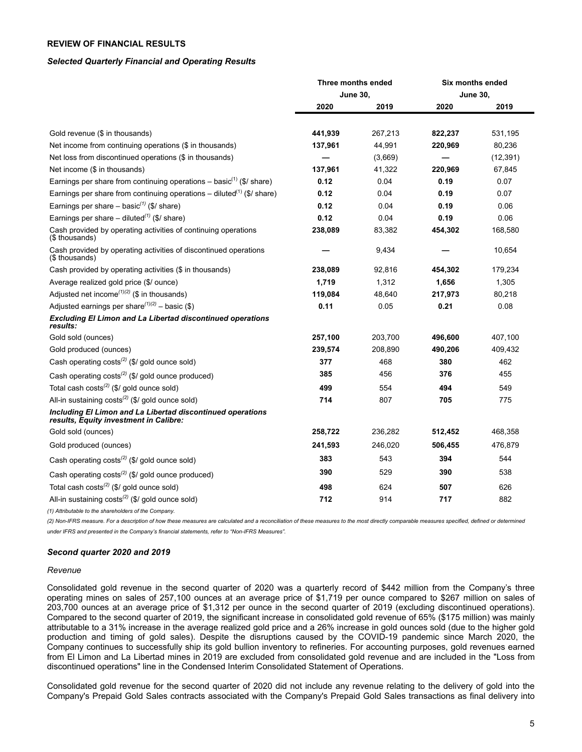## REVIEW OF FINANCIAL RESULTS

### *Selected Quarterly Financial and Operating Results*

| | Three months ended June 30, | | Six months ended June 30, | |
|---|---|---|---|---|
| | **2020** | **2019** | **2020** | **2019** |
| Gold revenue ($ in thousands) | **441,939** | 267,213 | **822,237** | 531,195 |
| Net income from continuing operations ($ in thousands) | **137,961** | 44,991 | **220,969** | 80,236 |
| Net loss from discontinued operations ($ in thousands) | **—** | (3,669) | **—** | (12,391) |
| Net income ($ in thousands) | **137,961** | 41,322 | **220,969** | 67,845 |
| Earnings per share from continuing operations – basic[(1)] ($/ share) | **0.12** | 0.04 | **0.19** | 0.07 |
| Earnings per share from continuing operations – diluted[(1)] ($/ share) | **0.12** | 0.04 | **0.19** | 0.07 |
| Earnings per share – basic[(1)] ($/ share) | **0.12** | 0.04 | **0.19** | 0.06 |
| Earnings per share – diluted[(1)] ($/ share) | **0.12** | 0.04 | **0.19** | 0.06 |
| Cash provided by operating activities of continuing operations ($ thousands) | **238,089** | 83,382 | **454,302** | 168,580 |
| Cash provided by operating activities of discontinued operations ($ thousands) | **—** | 9,434 | **—** | 10,654 |
| Cash provided by operating activities ($ in thousands) | **238,089** | 92,816 | **454,302** | 179,234 |
| Average realized gold price ($/ ounce) | **1,719** | 1,312 | **1,656** | 1,305 |
| Adjusted net income[(1)(2)] ($ in thousands) | **119,084** | 48,640 | **217,973** | 80,218 |
| Adjusted earnings per share[(1)(2)] – basic ($) | **0.11** | 0.05 | **0.21** | 0.08 |
| ***Excluding El Limon and La Libertad discontinued operations results:*** | | | | |
| Gold sold (ounces) | **257,100** | 203,700 | **496,600** | 407,100 |
| Gold produced (ounces) | **239,574** | 208,890 | **490,206** | 409,432 |
| Cash operating costs[(2)] ($/ gold ounce sold) | **377** | 468 | **380** | 462 |
| Cash operating costs[(2)] ($/ gold ounce produced) | **385** | 456 | **376** | 455 |
| Total cash costs[(2)] ($/ gold ounce sold) | **499** | 554 | **494** | 549 |
| All-in sustaining costs[(2)] ($/ gold ounce sold) | **714** | 807 | **705** | 775 |
| ***Including El Limon and La Libertad discontinued operations results, Equity investment in Calibre:*** | | | | |
| Gold sold (ounces) | **258,722** | 236,282 | **512,452** | 468,358 |
| Gold produced (ounces) | **241,593** | 246,020 | **506,455** | 476,879 |
| Cash operating costs[(2)] ($/ gold ounce sold) | **383** | 543 | **394** | 544 |
| Cash operating costs[(2)] ($/ gold ounce produced) | **390** | 529 | **390** | 538 |
| Total cash costs[(2)] ($/ gold ounce sold) | **498** | 624 | **507** | 626 |
| All-in sustaining costs[(2)] ($/ gold ounce sold) | **712** | 914 | **717** | 882 |

*(1) Attributable to the shareholders of the Company.*

*(2) Non-IFRS measure. For a description of how these measures are calculated and a reconciliation of these measures to the most directly comparable measures specified, defined or determined under IFRS and presented in the Company's financial statements, refer to "Non-IFRS Measures".*

### *Second quarter 2020 and 2019*

*Revenue*

Consolidated gold revenue in the second quarter of 2020 was a quarterly record of $442 million from the Company's three operating mines on sales of 257,100 ounces at an average price of $1,719 per ounce compared to $267 million on sales of 203,700 ounces at an average price of $1,312 per ounce in the second quarter of 2019 (excluding discontinued operations). Compared to the second quarter of 2019, the significant increase in consolidated gold revenue of 65% ($175 million) was mainly attributable to a 31% increase in the average realized gold price and a 26% increase in gold ounces sold (due to the higher gold production and timing of gold sales). Despite the disruptions caused by the COVID-19 pandemic since March 2020, the Company continues to successfully ship its gold bullion inventory to refineries. For accounting purposes, gold revenues earned from El Limon and La Libertad mines in 2019 are excluded from consolidated gold revenue and are included in the "Loss from discontinued operations" line in the Condensed Interim Consolidated Statement of Operations.

Consolidated gold revenue for the second quarter of 2020 did not include any revenue relating to the delivery of gold into the Company's Prepaid Gold Sales contracts associated with the Company's Prepaid Gold Sales transactions as final delivery into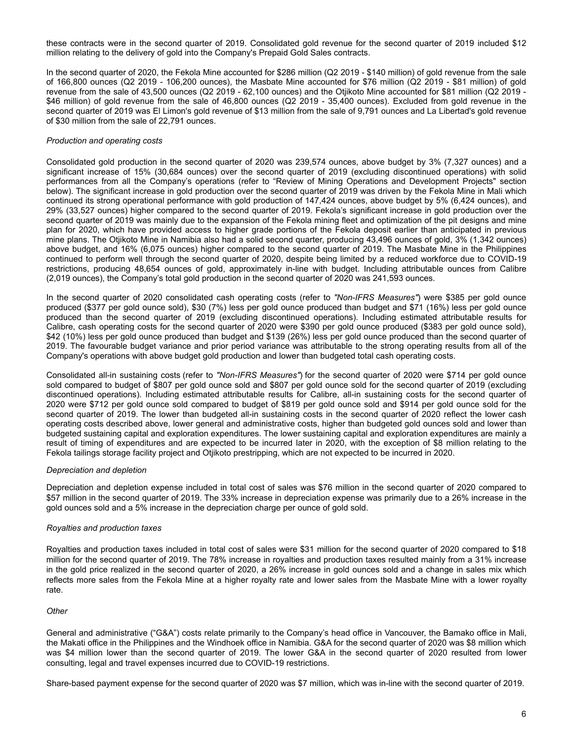these contracts were in the second quarter of 2019. Consolidated gold revenue for the second quarter of 2019 included $12 million relating to the delivery of gold into the Company's Prepaid Gold Sales contracts.

In the second quarter of 2020, the Fekola Mine accounted for $286 million (Q2 2019 - $140 million) of gold revenue from the sale of 166,800 ounces (Q2 2019 - 106,200 ounces), the Masbate Mine accounted for $76 million (Q2 2019 - $81 million) of gold revenue from the sale of 43,500 ounces (Q2 2019 - 62,100 ounces) and the Otjikoto Mine accounted for $81 million (Q2 2019 - $46 million) of gold revenue from the sale of 46,800 ounces (Q2 2019 - 35,400 ounces). Excluded from gold revenue in the second quarter of 2019 was El Limon's gold revenue of $13 million from the sale of 9,791 ounces and La Libertad's gold revenue of $30 million from the sale of 22,791 ounces.

*Production and operating costs*

Consolidated gold production in the second quarter of 2020 was 239,574 ounces, above budget by 3% (7,327 ounces) and a significant increase of 15% (30,684 ounces) over the second quarter of 2019 (excluding discontinued operations) with solid performances from all the Company's operations (refer to "Review of Mining Operations and Development Projects" section below). The significant increase in gold production over the second quarter of 2019 was driven by the Fekola Mine in Mali which continued its strong operational performance with gold production of 147,424 ounces, above budget by 5% (6,424 ounces), and 29% (33,527 ounces) higher compared to the second quarter of 2019. Fekola's significant increase in gold production over the second quarter of 2019 was mainly due to the expansion of the Fekola mining fleet and optimization of the pit designs and mine plan for 2020, which have provided access to higher grade portions of the Fekola deposit earlier than anticipated in previous mine plans. The Otjikoto Mine in Namibia also had a solid second quarter, producing 43,496 ounces of gold, 3% (1,342 ounces) above budget, and 16% (6,075 ounces) higher compared to the second quarter of 2019. The Masbate Mine in the Philippines continued to perform well through the second quarter of 2020, despite being limited by a reduced workforce due to COVID-19 restrictions, producing 48,654 ounces of gold, approximately in-line with budget. Including attributable ounces from Calibre (2,019 ounces), the Company's total gold production in the second quarter of 2020 was 241,593 ounces.

In the second quarter of 2020 consolidated cash operating costs (refer to *"Non-IFRS Measures"*) were $385 per gold ounce produced ($377 per gold ounce sold), $30 (7%) less per gold ounce produced than budget and $71 (16%) less per gold ounce produced than the second quarter of 2019 (excluding discontinued operations). Including estimated attributable results for Calibre, cash operating costs for the second quarter of 2020 were $390 per gold ounce produced ($383 per gold ounce sold), $42 (10%) less per gold ounce produced than budget and $139 (26%) less per gold ounce produced than the second quarter of 2019. The favourable budget variance and prior period variance was attributable to the strong operating results from all of the Company's operations with above budget gold production and lower than budgeted total cash operating costs.

Consolidated all-in sustaining costs (refer to *"Non-IFRS Measures"*) for the second quarter of 2020 were $714 per gold ounce sold compared to budget of $807 per gold ounce sold and $807 per gold ounce sold for the second quarter of 2019 (excluding discontinued operations). Including estimated attributable results for Calibre, all-in sustaining costs for the second quarter of 2020 were $712 per gold ounce sold compared to budget of $819 per gold ounce sold and $914 per gold ounce sold for the second quarter of 2019. The lower than budgeted all-in sustaining costs in the second quarter of 2020 reflect the lower cash operating costs described above, lower general and administrative costs, higher than budgeted gold ounces sold and lower than budgeted sustaining capital and exploration expenditures. The lower sustaining capital and exploration expenditures are mainly a result of timing of expenditures and are expected to be incurred later in 2020, with the exception of $8 million relating to the Fekola tailings storage facility project and Otjikoto prestripping, which are not expected to be incurred in 2020.

*Depreciation and depletion*

Depreciation and depletion expense included in total cost of sales was $76 million in the second quarter of 2020 compared to $57 million in the second quarter of 2019. The 33% increase in depreciation expense was primarily due to a 26% increase in the gold ounces sold and a 5% increase in the depreciation charge per ounce of gold sold.

*Royalties and production taxes*

Royalties and production taxes included in total cost of sales were $31 million for the second quarter of 2020 compared to $18 million for the second quarter of 2019. The 78% increase in royalties and production taxes resulted mainly from a 31% increase in the gold price realized in the second quarter of 2020, a 26% increase in gold ounces sold and a change in sales mix which reflects more sales from the Fekola Mine at a higher royalty rate and lower sales from the Masbate Mine with a lower royalty rate.

*Other*

General and administrative ("G&A") costs relate primarily to the Company's head office in Vancouver, the Bamako office in Mali, the Makati office in the Philippines and the Windhoek office in Namibia. G&A for the second quarter of 2020 was $8 million which was $4 million lower than the second quarter of 2019. The lower G&A in the second quarter of 2020 resulted from lower consulting, legal and travel expenses incurred due to COVID-19 restrictions.

Share-based payment expense for the second quarter of 2020 was $7 million, which was in-line with the second quarter of 2019.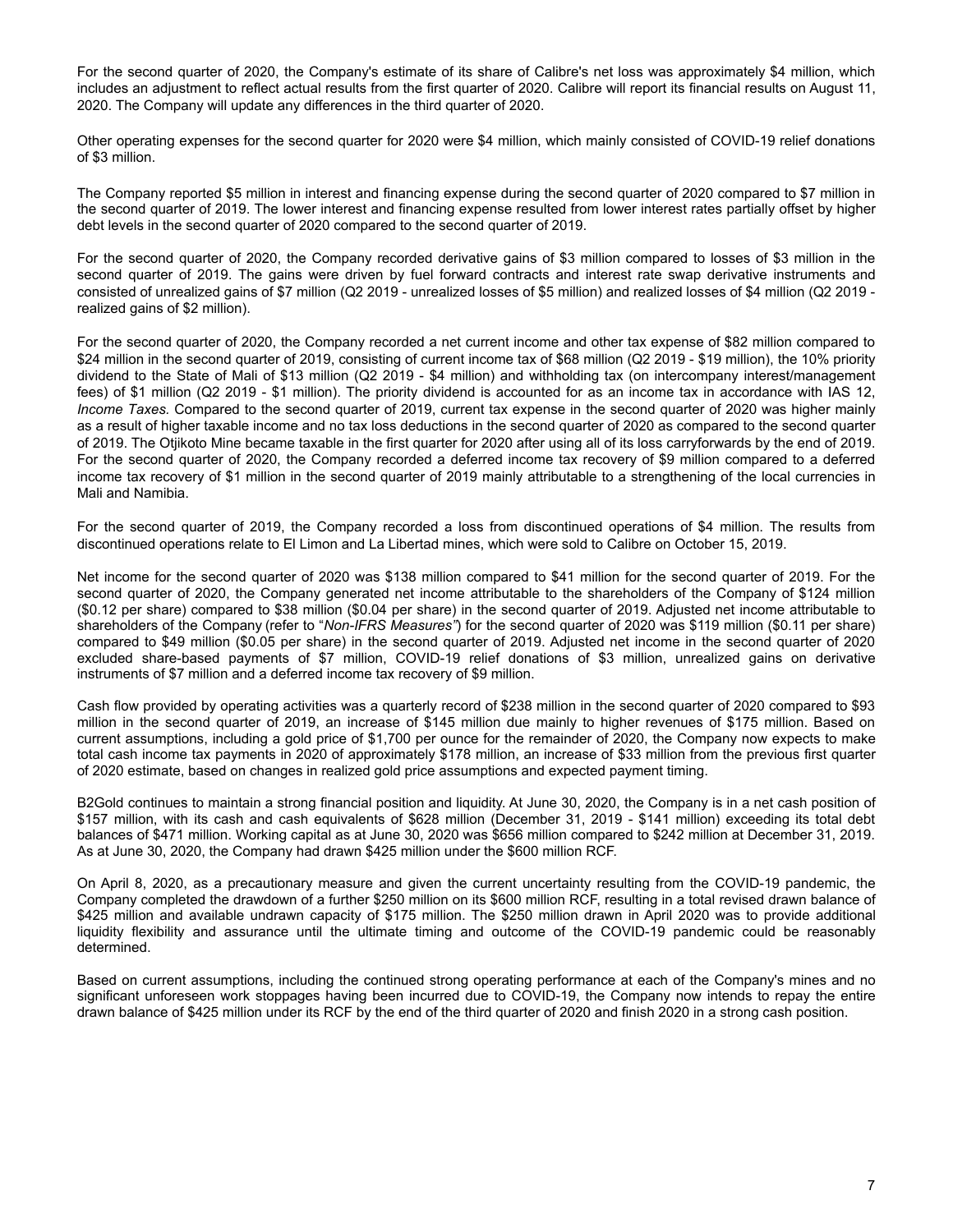For the second quarter of 2020, the Company's estimate of its share of Calibre's net loss was approximately $4 million, which includes an adjustment to reflect actual results from the first quarter of 2020. Calibre will report its financial results on August 11, 2020. The Company will update any differences in the third quarter of 2020.

Other operating expenses for the second quarter for 2020 were $4 million, which mainly consisted of COVID-19 relief donations of $3 million.

The Company reported $5 million in interest and financing expense during the second quarter of 2020 compared to $7 million in the second quarter of 2019. The lower interest and financing expense resulted from lower interest rates partially offset by higher debt levels in the second quarter of 2020 compared to the second quarter of 2019.

For the second quarter of 2020, the Company recorded derivative gains of $3 million compared to losses of $3 million in the second quarter of 2019. The gains were driven by fuel forward contracts and interest rate swap derivative instruments and consisted of unrealized gains of $7 million (Q2 2019 - unrealized losses of $5 million) and realized losses of $4 million (Q2 2019 - realized gains of $2 million).

For the second quarter of 2020, the Company recorded a net current income and other tax expense of $82 million compared to $24 million in the second quarter of 2019, consisting of current income tax of $68 million (Q2 2019 - $19 million), the 10% priority dividend to the State of Mali of $13 million (Q2 2019 - $4 million) and withholding tax (on intercompany interest/management fees) of $1 million (Q2 2019 - $1 million). The priority dividend is accounted for as an income tax in accordance with IAS 12, *Income Taxes.* Compared to the second quarter of 2019, current tax expense in the second quarter of 2020 was higher mainly as a result of higher taxable income and no tax loss deductions in the second quarter of 2020 as compared to the second quarter of 2019. The Otjikoto Mine became taxable in the first quarter for 2020 after using all of its loss carryforwards by the end of 2019. For the second quarter of 2020, the Company recorded a deferred income tax recovery of $9 million compared to a deferred income tax recovery of $1 million in the second quarter of 2019 mainly attributable to a strengthening of the local currencies in Mali and Namibia.

For the second quarter of 2019, the Company recorded a loss from discontinued operations of $4 million. The results from discontinued operations relate to El Limon and La Libertad mines, which were sold to Calibre on October 15, 2019.

Net income for the second quarter of 2020 was $138 million compared to $41 million for the second quarter of 2019. For the second quarter of 2020, the Company generated net income attributable to the shareholders of the Company of $124 million ($0.12 per share) compared to $38 million ($0.04 per share) in the second quarter of 2019. Adjusted net income attributable to shareholders of the Company (refer to "*Non-IFRS Measures"*) for the second quarter of 2020 was $119 million ($0.11 per share) compared to $49 million ($0.05 per share) in the second quarter of 2019. Adjusted net income in the second quarter of 2020 excluded share-based payments of $7 million, COVID-19 relief donations of $3 million, unrealized gains on derivative instruments of $7 million and a deferred income tax recovery of $9 million.

Cash flow provided by operating activities was a quarterly record of $238 million in the second quarter of 2020 compared to $93 million in the second quarter of 2019, an increase of $145 million due mainly to higher revenues of $175 million. Based on current assumptions, including a gold price of $1,700 per ounce for the remainder of 2020, the Company now expects to make total cash income tax payments in 2020 of approximately $178 million, an increase of $33 million from the previous first quarter of 2020 estimate, based on changes in realized gold price assumptions and expected payment timing.

B2Gold continues to maintain a strong financial position and liquidity. At June 30, 2020, the Company is in a net cash position of $157 million, with its cash and cash equivalents of $628 million (December 31, 2019 - $141 million) exceeding its total debt balances of $471 million. Working capital as at June 30, 2020 was $656 million compared to $242 million at December 31, 2019. As at June 30, 2020, the Company had drawn $425 million under the $600 million RCF.

On April 8, 2020, as a precautionary measure and given the current uncertainty resulting from the COVID-19 pandemic, the Company completed the drawdown of a further $250 million on its $600 million RCF, resulting in a total revised drawn balance of $425 million and available undrawn capacity of $175 million. The $250 million drawn in April 2020 was to provide additional liquidity flexibility and assurance until the ultimate timing and outcome of the COVID-19 pandemic could be reasonably determined.

Based on current assumptions, including the continued strong operating performance at each of the Company's mines and no significant unforeseen work stoppages having been incurred due to COVID-19, the Company now intends to repay the entire drawn balance of $425 million under its RCF by the end of the third quarter of 2020 and finish 2020 in a strong cash position.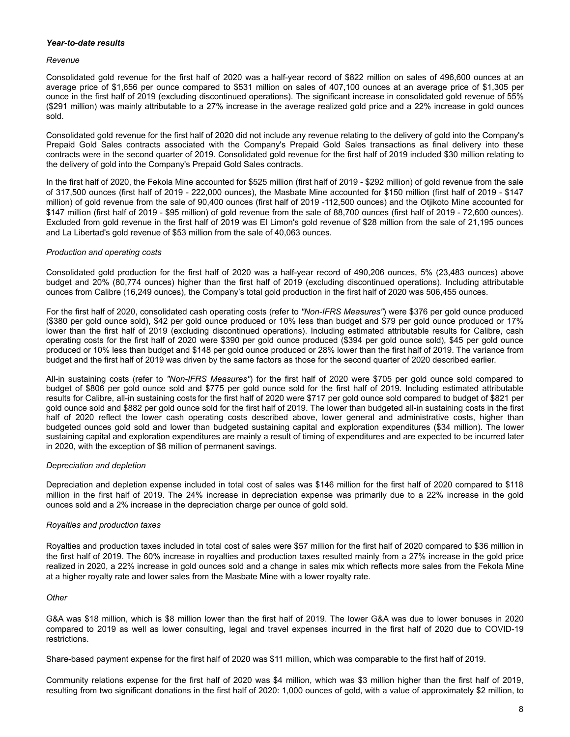***Year-to-date results***

*Revenue*

Consolidated gold revenue for the first half of 2020 was a half-year record of $822 million on sales of 496,600 ounces at an average price of $1,656 per ounce compared to $531 million on sales of 407,100 ounces at an average price of $1,305 per ounce in the first half of 2019 (excluding discontinued operations). The significant increase in consolidated gold revenue of 55% ($291 million) was mainly attributable to a 27% increase in the average realized gold price and a 22% increase in gold ounces sold.

Consolidated gold revenue for the first half of 2020 did not include any revenue relating to the delivery of gold into the Company's Prepaid Gold Sales contracts associated with the Company's Prepaid Gold Sales transactions as final delivery into these contracts were in the second quarter of 2019. Consolidated gold revenue for the first half of 2019 included $30 million relating to the delivery of gold into the Company's Prepaid Gold Sales contracts.

In the first half of 2020, the Fekola Mine accounted for $525 million (first half of 2019 - $292 million) of gold revenue from the sale of 317,500 ounces (first half of 2019 - 222,000 ounces), the Masbate Mine accounted for $150 million (first half of 2019 - $147 million) of gold revenue from the sale of 90,400 ounces (first half of 2019 -112,500 ounces) and the Otjikoto Mine accounted for $147 million (first half of 2019 - $95 million) of gold revenue from the sale of 88,700 ounces (first half of 2019 - 72,600 ounces). Excluded from gold revenue in the first half of 2019 was El Limon's gold revenue of $28 million from the sale of 21,195 ounces and La Libertad's gold revenue of $53 million from the sale of 40,063 ounces.

*Production and operating costs*

Consolidated gold production for the first half of 2020 was a half-year record of 490,206 ounces, 5% (23,483 ounces) above budget and 20% (80,774 ounces) higher than the first half of 2019 (excluding discontinued operations). Including attributable ounces from Calibre (16,249 ounces), the Company's total gold production in the first half of 2020 was 506,455 ounces.

For the first half of 2020, consolidated cash operating costs (refer to *"Non-IFRS Measures"*) were $376 per gold ounce produced ($380 per gold ounce sold), $42 per gold ounce produced or 10% less than budget and $79 per gold ounce produced or 17% lower than the first half of 2019 (excluding discontinued operations). Including estimated attributable results for Calibre, cash operating costs for the first half of 2020 were $390 per gold ounce produced ($394 per gold ounce sold), $45 per gold ounce produced or 10% less than budget and $148 per gold ounce produced or 28% lower than the first half of 2019. The variance from budget and the first half of 2019 was driven by the same factors as those for the second quarter of 2020 described earlier.

All-in sustaining costs (refer to *"Non-IFRS Measures"*) for the first half of 2020 were $705 per gold ounce sold compared to budget of $806 per gold ounce sold and $775 per gold ounce sold for the first half of 2019. Including estimated attributable results for Calibre, all-in sustaining costs for the first half of 2020 were $717 per gold ounce sold compared to budget of $821 per gold ounce sold and $882 per gold ounce sold for the first half of 2019. The lower than budgeted all-in sustaining costs in the first half of 2020 reflect the lower cash operating costs described above, lower general and administrative costs, higher than budgeted ounces gold sold and lower than budgeted sustaining capital and exploration expenditures ($34 million). The lower sustaining capital and exploration expenditures are mainly a result of timing of expenditures and are expected to be incurred later in 2020, with the exception of $8 million of permanent savings.

*Depreciation and depletion*

Depreciation and depletion expense included in total cost of sales was $146 million for the first half of 2020 compared to $118 million in the first half of 2019. The 24% increase in depreciation expense was primarily due to a 22% increase in the gold ounces sold and a 2% increase in the depreciation charge per ounce of gold sold.

*Royalties and production taxes*

Royalties and production taxes included in total cost of sales were $57 million for the first half of 2020 compared to $36 million in the first half of 2019. The 60% increase in royalties and production taxes resulted mainly from a 27% increase in the gold price realized in 2020, a 22% increase in gold ounces sold and a change in sales mix which reflects more sales from the Fekola Mine at a higher royalty rate and lower sales from the Masbate Mine with a lower royalty rate.

*Other*

G&A was $18 million, which is $8 million lower than the first half of 2019. The lower G&A was due to lower bonuses in 2020 compared to 2019 as well as lower consulting, legal and travel expenses incurred in the first half of 2020 due to COVID-19 restrictions.

Share-based payment expense for the first half of 2020 was $11 million, which was comparable to the first half of 2019.

Community relations expense for the first half of 2020 was $4 million, which was $3 million higher than the first half of 2019, resulting from two significant donations in the first half of 2020: 1,000 ounces of gold, with a value of approximately $2 million, to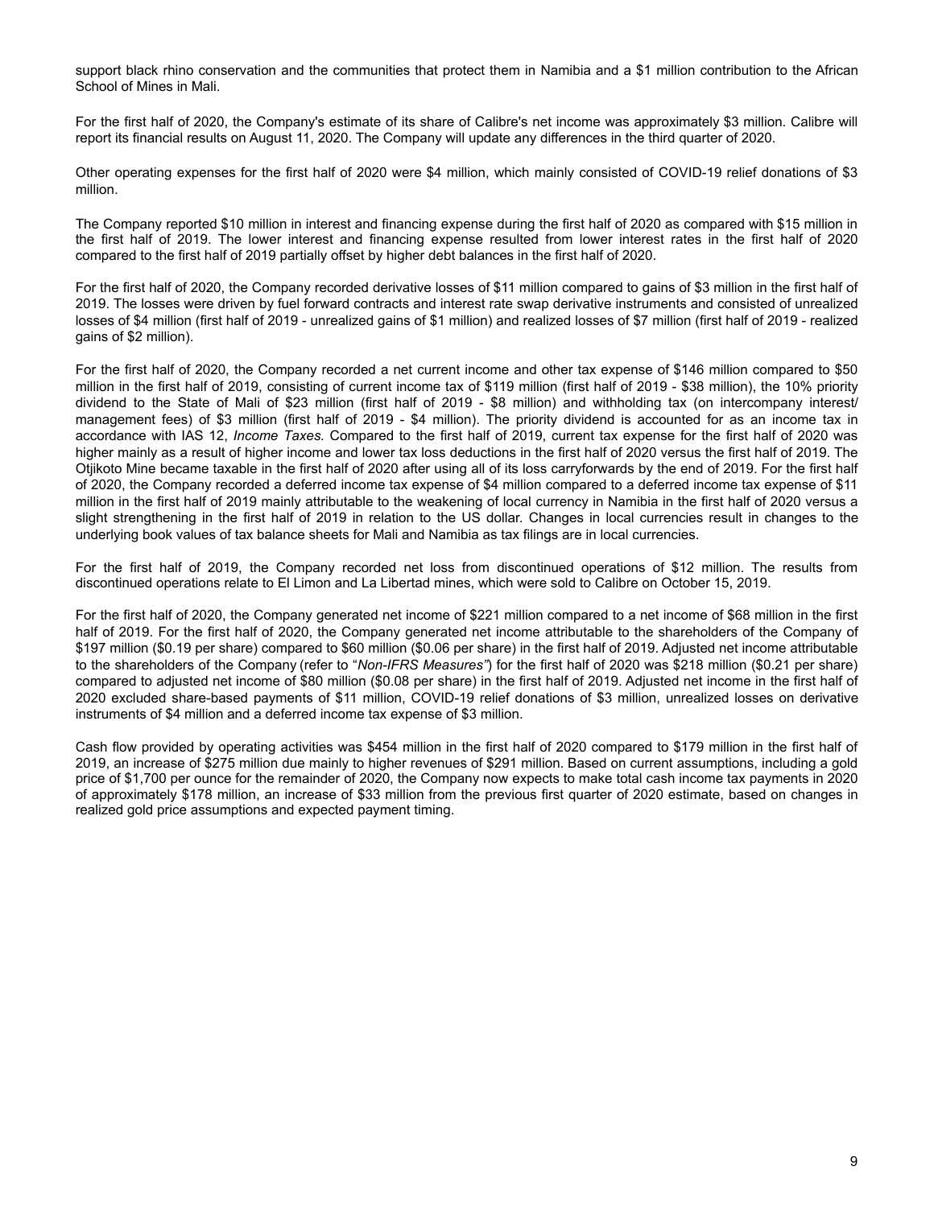support black rhino conservation and the communities that protect them in Namibia and a $1 million contribution to the African School of Mines in Mali.

For the first half of 2020, the Company's estimate of its share of Calibre's net income was approximately $3 million. Calibre will report its financial results on August 11, 2020. The Company will update any differences in the third quarter of 2020.

Other operating expenses for the first half of 2020 were $4 million, which mainly consisted of COVID-19 relief donations of $3 million.

The Company reported $10 million in interest and financing expense during the first half of 2020 as compared with $15 million in the first half of 2019. The lower interest and financing expense resulted from lower interest rates in the first half of 2020 compared to the first half of 2019 partially offset by higher debt balances in the first half of 2020.

For the first half of 2020, the Company recorded derivative losses of $11 million compared to gains of $3 million in the first half of 2019. The losses were driven by fuel forward contracts and interest rate swap derivative instruments and consisted of unrealized losses of $4 million (first half of 2019 - unrealized gains of $1 million) and realized losses of $7 million (first half of 2019 - realized gains of $2 million).

For the first half of 2020, the Company recorded a net current income and other tax expense of $146 million compared to $50 million in the first half of 2019, consisting of current income tax of $119 million (first half of 2019 - $38 million), the 10% priority dividend to the State of Mali of $23 million (first half of 2019 - $8 million) and withholding tax (on intercompany interest/ management fees) of $3 million (first half of 2019 - $4 million). The priority dividend is accounted for as an income tax in accordance with IAS 12, *Income Taxes.* Compared to the first half of 2019, current tax expense for the first half of 2020 was higher mainly as a result of higher income and lower tax loss deductions in the first half of 2020 versus the first half of 2019. The Otjikoto Mine became taxable in the first half of 2020 after using all of its loss carryforwards by the end of 2019. For the first half of 2020, the Company recorded a deferred income tax expense of $4 million compared to a deferred income tax expense of $11 million in the first half of 2019 mainly attributable to the weakening of local currency in Namibia in the first half of 2020 versus a slight strengthening in the first half of 2019 in relation to the US dollar. Changes in local currencies result in changes to the underlying book values of tax balance sheets for Mali and Namibia as tax filings are in local currencies.

For the first half of 2019, the Company recorded net loss from discontinued operations of $12 million. The results from discontinued operations relate to El Limon and La Libertad mines, which were sold to Calibre on October 15, 2019.

For the first half of 2020, the Company generated net income of $221 million compared to a net income of $68 million in the first half of 2019. For the first half of 2020, the Company generated net income attributable to the shareholders of the Company of $197 million ($0.19 per share) compared to $60 million ($0.06 per share) in the first half of 2019. Adjusted net income attributable to the shareholders of the Company (refer to "*Non-IFRS Measures"*) for the first half of 2020 was $218 million ($0.21 per share) compared to adjusted net income of $80 million ($0.08 per share) in the first half of 2019. Adjusted net income in the first half of 2020 excluded share-based payments of $11 million, COVID-19 relief donations of $3 million, unrealized losses on derivative instruments of $4 million and a deferred income tax expense of $3 million.

Cash flow provided by operating activities was $454 million in the first half of 2020 compared to $179 million in the first half of 2019, an increase of $275 million due mainly to higher revenues of $291 million. Based on current assumptions, including a gold price of $1,700 per ounce for the remainder of 2020, the Company now expects to make total cash income tax payments in 2020 of approximately $178 million, an increase of $33 million from the previous first quarter of 2020 estimate, based on changes in realized gold price assumptions and expected payment timing.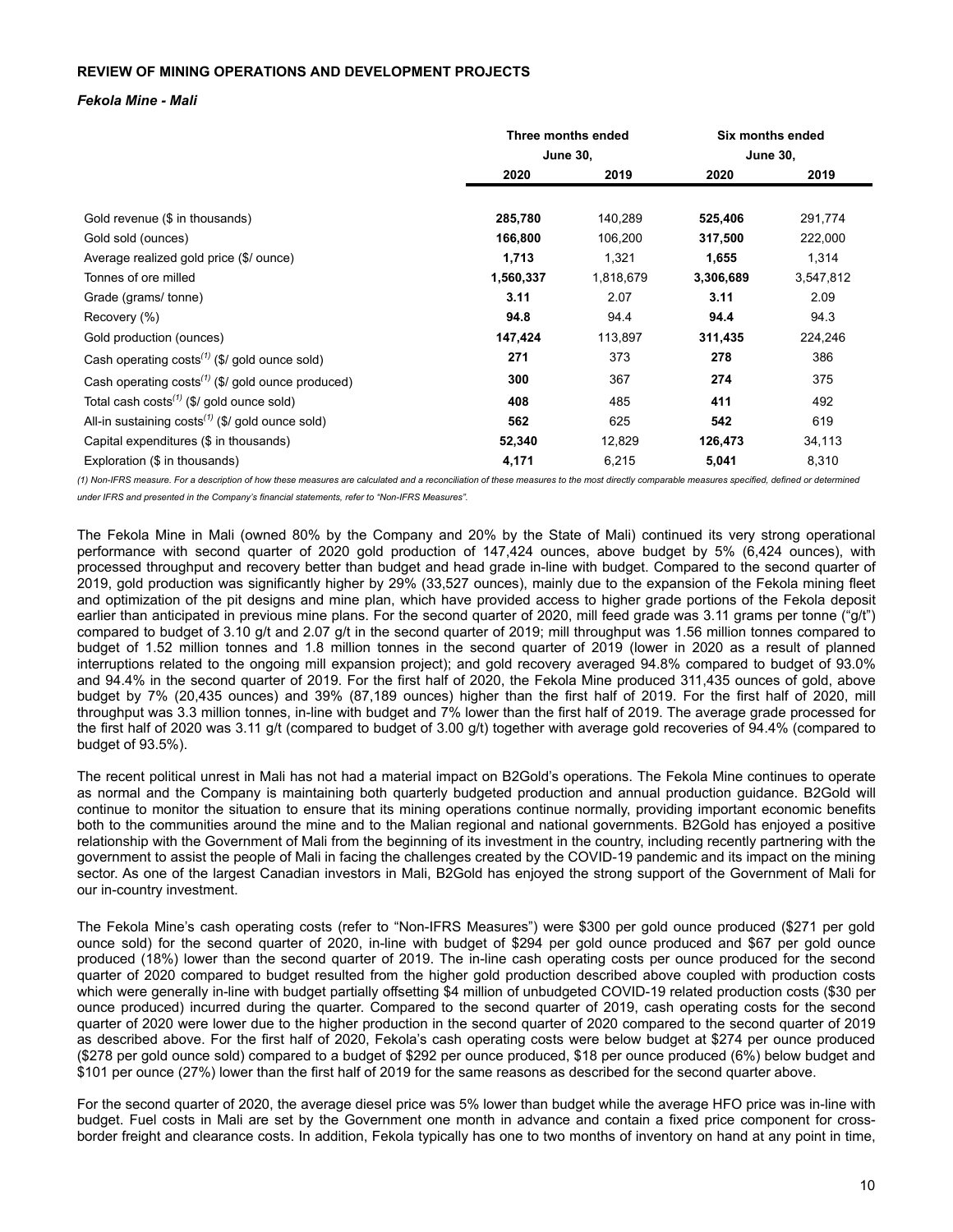**REVIEW OF MINING OPERATIONS AND DEVELOPMENT PROJECTS**

***Fekola Mine - Mali***

| | Three months ended June 30, | | Six months ended June 30, | |
|---|---|---|---|---|
| | **2020** | **2019** | **2020** | **2019** |
| Gold revenue ($ in thousands) | **285,780** | 140,289 | **525,406** | 291,774 |
| Gold sold (ounces) | **166,800** | 106,200 | **317,500** | 222,000 |
| Average realized gold price ($/ ounce) | **1,713** | 1,321 | **1,655** | 1,314 |
| Tonnes of ore milled | **1,560,337** | 1,818,679 | **3,306,689** | 3,547,812 |
| Grade (grams/ tonne) | **3.11** | 2.07 | **3.11** | 2.09 |
| Recovery (%) | **94.8** | 94.4 | **94.4** | 94.3 |
| Gold production (ounces) | **147,424** | 113,897 | **311,435** | 224,246 |
| Cash operating costs(1) ($/ gold ounce sold) | **271** | 373 | **278** | 386 |
| Cash operating costs(1) ($/ gold ounce produced) | **300** | 367 | **274** | 375 |
| Total cash costs(1) ($/ gold ounce sold) | **408** | 485 | **411** | 492 |
| All-in sustaining costs(1) ($/ gold ounce sold) | **562** | 625 | **542** | 619 |
| Capital expenditures ($ in thousands) | **52,340** | 12,829 | **126,473** | 34,113 |
| Exploration ($ in thousands) | **4,171** | 6,215 | **5,041** | 8,310 |

*(1) Non-IFRS measure. For a description of how these measures are calculated and a reconciliation of these measures to the most directly comparable measures specified, defined or determined under IFRS and presented in the Company's financial statements, refer to "Non-IFRS Measures".*

The Fekola Mine in Mali (owned 80% by the Company and 20% by the State of Mali) continued its very strong operational performance with second quarter of 2020 gold production of 147,424 ounces, above budget by 5% (6,424 ounces), with processed throughput and recovery better than budget and head grade in-line with budget. Compared to the second quarter of 2019, gold production was significantly higher by 29% (33,527 ounces), mainly due to the expansion of the Fekola mining fleet and optimization of the pit designs and mine plan, which have provided access to higher grade portions of the Fekola deposit earlier than anticipated in previous mine plans. For the second quarter of 2020, mill feed grade was 3.11 grams per tonne ("g/t") compared to budget of 3.10 g/t and 2.07 g/t in the second quarter of 2019; mill throughput was 1.56 million tonnes compared to budget of 1.52 million tonnes and 1.8 million tonnes in the second quarter of 2019 (lower in 2020 as a result of planned interruptions related to the ongoing mill expansion project); and gold recovery averaged 94.8% compared to budget of 93.0% and 94.4% in the second quarter of 2019. For the first half of 2020, the Fekola Mine produced 311,435 ounces of gold, above budget by 7% (20,435 ounces) and 39% (87,189 ounces) higher than the first half of 2019. For the first half of 2020, mill throughput was 3.3 million tonnes, in-line with budget and 7% lower than the first half of 2019. The average grade processed for the first half of 2020 was 3.11 g/t (compared to budget of 3.00 g/t) together with average gold recoveries of 94.4% (compared to budget of 93.5%).

The recent political unrest in Mali has not had a material impact on B2Gold's operations. The Fekola Mine continues to operate as normal and the Company is maintaining both quarterly budgeted production and annual production guidance. B2Gold will continue to monitor the situation to ensure that its mining operations continue normally, providing important economic benefits both to the communities around the mine and to the Malian regional and national governments. B2Gold has enjoyed a positive relationship with the Government of Mali from the beginning of its investment in the country, including recently partnering with the government to assist the people of Mali in facing the challenges created by the COVID-19 pandemic and its impact on the mining sector. As one of the largest Canadian investors in Mali, B2Gold has enjoyed the strong support of the Government of Mali for our in-country investment.

The Fekola Mine's cash operating costs (refer to "Non-IFRS Measures") were $300 per gold ounce produced ($271 per gold ounce sold) for the second quarter of 2020, in-line with budget of $294 per gold ounce produced and $67 per gold ounce produced (18%) lower than the second quarter of 2019. The in-line cash operating costs per ounce produced for the second quarter of 2020 compared to budget resulted from the higher gold production described above coupled with production costs which were generally in-line with budget partially offsetting $4 million of unbudgeted COVID-19 related production costs ($30 per ounce produced) incurred during the quarter. Compared to the second quarter of 2019, cash operating costs for the second quarter of 2020 were lower due to the higher production in the second quarter of 2020 compared to the second quarter of 2019 as described above. For the first half of 2020, Fekola's cash operating costs were below budget at $274 per ounce produced ($278 per gold ounce sold) compared to a budget of $292 per ounce produced, $18 per ounce produced (6%) below budget and $101 per ounce (27%) lower than the first half of 2019 for the same reasons as described for the second quarter above.

For the second quarter of 2020, the average diesel price was 5% lower than budget while the average HFO price was in-line with budget. Fuel costs in Mali are set by the Government one month in advance and contain a fixed price component for cross-border freight and clearance costs. In addition, Fekola typically has one to two months of inventory on hand at any point in time,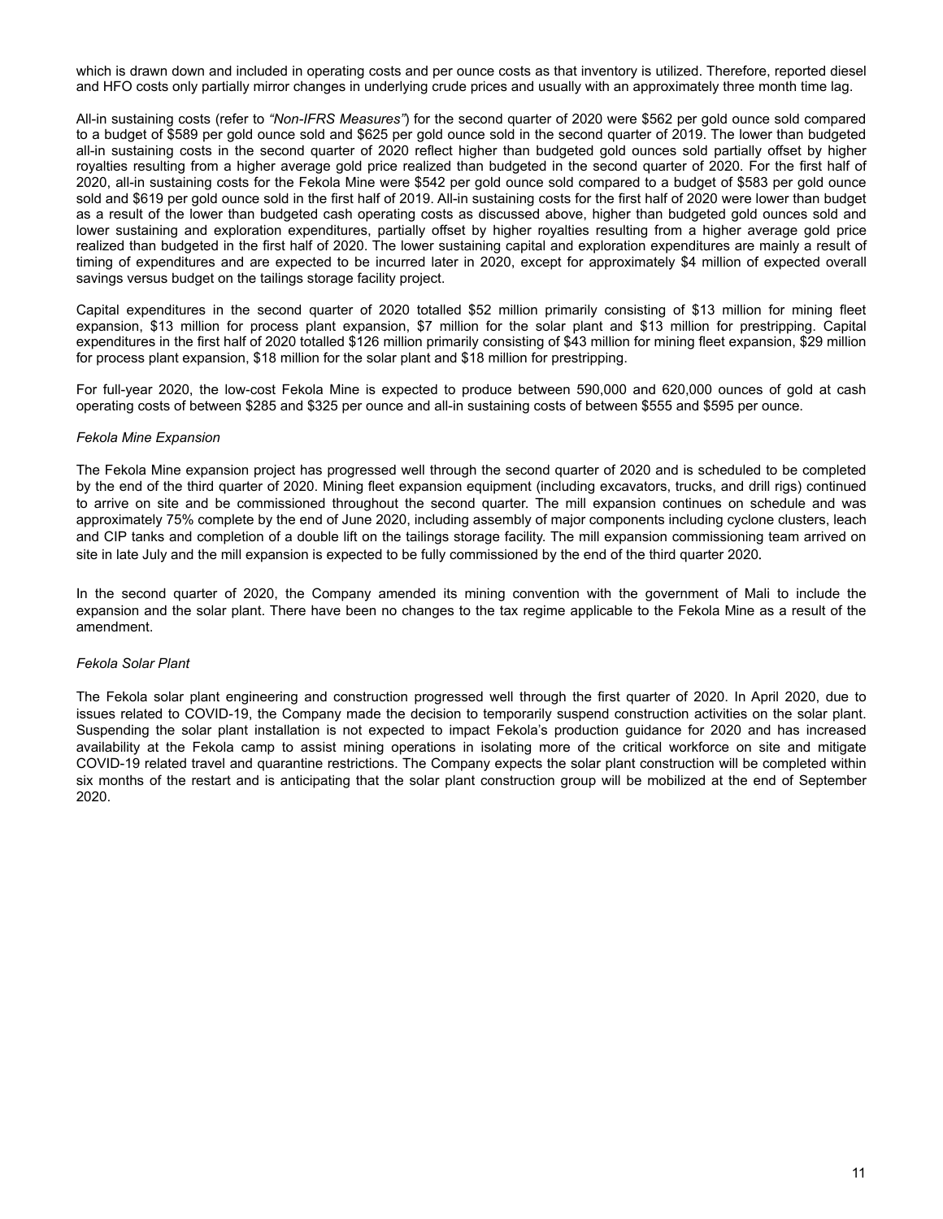which is drawn down and included in operating costs and per ounce costs as that inventory is utilized. Therefore, reported diesel and HFO costs only partially mirror changes in underlying crude prices and usually with an approximately three month time lag.

All-in sustaining costs (refer to *"Non-IFRS Measures"*) for the second quarter of 2020 were $562 per gold ounce sold compared to a budget of $589 per gold ounce sold and $625 per gold ounce sold in the second quarter of 2019. The lower than budgeted all-in sustaining costs in the second quarter of 2020 reflect higher than budgeted gold ounces sold partially offset by higher royalties resulting from a higher average gold price realized than budgeted in the second quarter of 2020. For the first half of 2020, all-in sustaining costs for the Fekola Mine were $542 per gold ounce sold compared to a budget of $583 per gold ounce sold and $619 per gold ounce sold in the first half of 2019. All-in sustaining costs for the first half of 2020 were lower than budget as a result of the lower than budgeted cash operating costs as discussed above, higher than budgeted gold ounces sold and lower sustaining and exploration expenditures, partially offset by higher royalties resulting from a higher average gold price realized than budgeted in the first half of 2020. The lower sustaining capital and exploration expenditures are mainly a result of timing of expenditures and are expected to be incurred later in 2020, except for approximately $4 million of expected overall savings versus budget on the tailings storage facility project.

Capital expenditures in the second quarter of 2020 totalled $52 million primarily consisting of $13 million for mining fleet expansion, $13 million for process plant expansion, $7 million for the solar plant and $13 million for prestripping. Capital expenditures in the first half of 2020 totalled $126 million primarily consisting of $43 million for mining fleet expansion, $29 million for process plant expansion, $18 million for the solar plant and $18 million for prestripping.

For full-year 2020, the low-cost Fekola Mine is expected to produce between 590,000 and 620,000 ounces of gold at cash operating costs of between $285 and $325 per ounce and all-in sustaining costs of between $555 and $595 per ounce.

*Fekola Mine Expansion*

The Fekola Mine expansion project has progressed well through the second quarter of 2020 and is scheduled to be completed by the end of the third quarter of 2020. Mining fleet expansion equipment (including excavators, trucks, and drill rigs) continued to arrive on site and be commissioned throughout the second quarter. The mill expansion continues on schedule and was approximately 75% complete by the end of June 2020, including assembly of major components including cyclone clusters, leach and CIP tanks and completion of a double lift on the tailings storage facility. The mill expansion commissioning team arrived on site in late July and the mill expansion is expected to be fully commissioned by the end of the third quarter 2020.

In the second quarter of 2020, the Company amended its mining convention with the government of Mali to include the expansion and the solar plant. There have been no changes to the tax regime applicable to the Fekola Mine as a result of the amendment.

*Fekola Solar Plant*

The Fekola solar plant engineering and construction progressed well through the first quarter of 2020. In April 2020, due to issues related to COVID-19, the Company made the decision to temporarily suspend construction activities on the solar plant. Suspending the solar plant installation is not expected to impact Fekola's production guidance for 2020 and has increased availability at the Fekola camp to assist mining operations in isolating more of the critical workforce on site and mitigate COVID-19 related travel and quarantine restrictions. The Company expects the solar plant construction will be completed within six months of the restart and is anticipating that the solar plant construction group will be mobilized at the end of September 2020.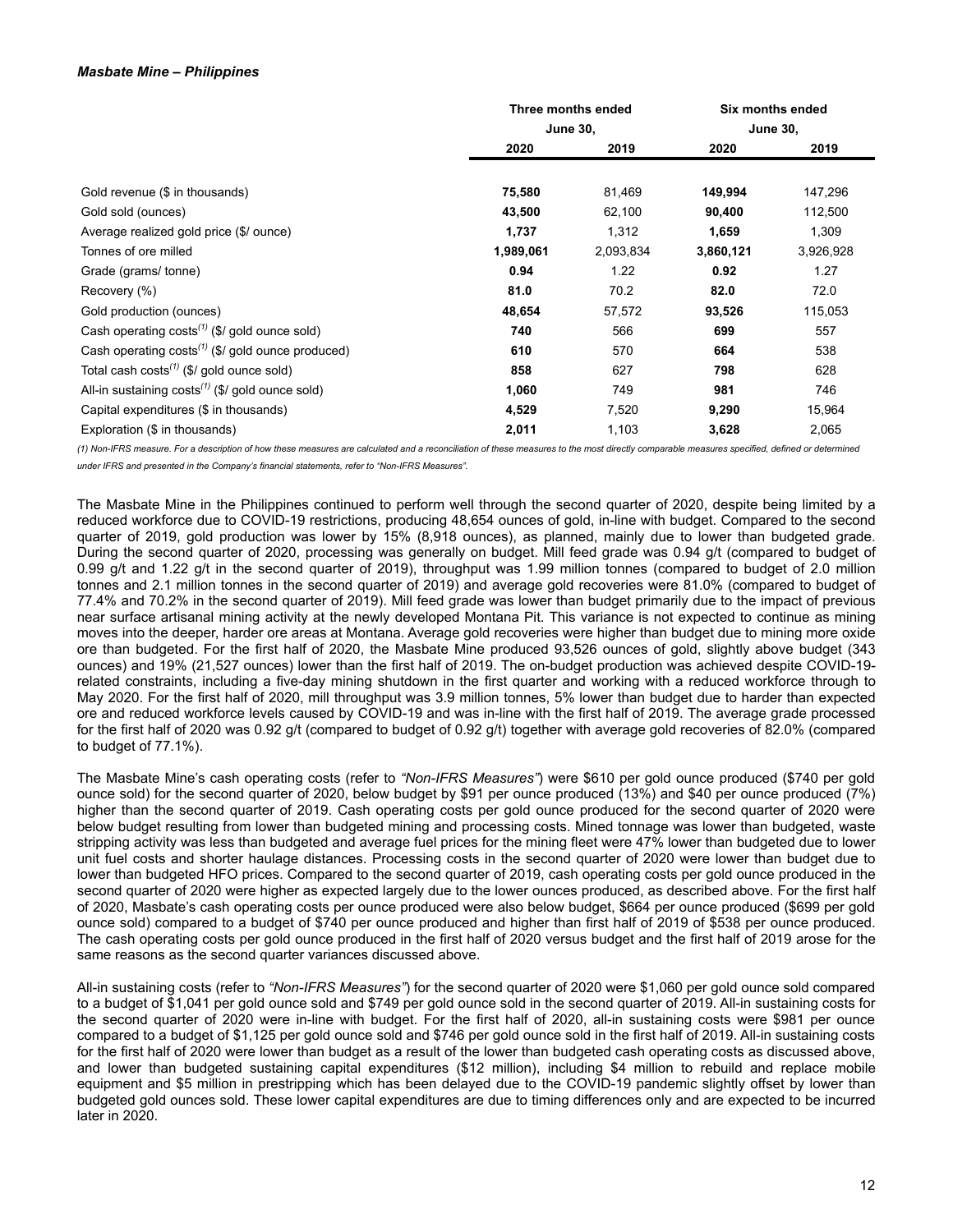***Masbate Mine – Philippines***

| | Three months ended June 30, | | Six months ended June 30, | |
|---|---|---|---|---|
| | **2020** | **2019** | **2020** | **2019** |
| Gold revenue ($ in thousands) | **75,580** | 81,469 | **149,994** | 147,296 |
| Gold sold (ounces) | **43,500** | 62,100 | **90,400** | 112,500 |
| Average realized gold price ($/ ounce) | **1,737** | 1,312 | **1,659** | 1,309 |
| Tonnes of ore milled | **1,989,061** | 2,093,834 | **3,860,121** | 3,926,928 |
| Grade (grams/ tonne) | **0.94** | 1.22 | **0.92** | 1.27 |
| Recovery (%) | **81.0** | 70.2 | **82.0** | 72.0 |
| Gold production (ounces) | **48,654** | 57,572 | **93,526** | 115,053 |
| Cash operating costs(1) ($/ gold ounce sold) | **740** | 566 | **699** | 557 |
| Cash operating costs(1) ($/ gold ounce produced) | **610** | 570 | **664** | 538 |
| Total cash costs(1) ($/ gold ounce sold) | **858** | 627 | **798** | 628 |
| All-in sustaining costs(1) ($/ gold ounce sold) | **1,060** | 749 | **981** | 746 |
| Capital expenditures ($ in thousands) | **4,529** | 7,520 | **9,290** | 15,964 |
| Exploration ($ in thousands) | **2,011** | 1,103 | **3,628** | 2,065 |

*(1) Non-IFRS measure. For a description of how these measures are calculated and a reconciliation of these measures to the most directly comparable measures specified, defined or determined under IFRS and presented in the Company's financial statements, refer to "Non-IFRS Measures".*

The Masbate Mine in the Philippines continued to perform well through the second quarter of 2020, despite being limited by a reduced workforce due to COVID-19 restrictions, producing 48,654 ounces of gold, in-line with budget. Compared to the second quarter of 2019, gold production was lower by 15% (8,918 ounces), as planned, mainly due to lower than budgeted grade. During the second quarter of 2020, processing was generally on budget. Mill feed grade was 0.94 g/t (compared to budget of 0.99 g/t and 1.22 g/t in the second quarter of 2019), throughput was 1.99 million tonnes (compared to budget of 2.0 million tonnes and 2.1 million tonnes in the second quarter of 2019) and average gold recoveries were 81.0% (compared to budget of 77.4% and 70.2% in the second quarter of 2019). Mill feed grade was lower than budget primarily due to the impact of previous near surface artisanal mining activity at the newly developed Montana Pit. This variance is not expected to continue as mining moves into the deeper, harder ore areas at Montana. Average gold recoveries were higher than budget due to mining more oxide ore than budgeted. For the first half of 2020, the Masbate Mine produced 93,526 ounces of gold, slightly above budget (343 ounces) and 19% (21,527 ounces) lower than the first half of 2019. The on-budget production was achieved despite COVID-19-related constraints, including a five-day mining shutdown in the first quarter and working with a reduced workforce through to May 2020. For the first half of 2020, mill throughput was 3.9 million tonnes, 5% lower than budget due to harder than expected ore and reduced workforce levels caused by COVID-19 and was in-line with the first half of 2019. The average grade processed for the first half of 2020 was 0.92 g/t (compared to budget of 0.92 g/t) together with average gold recoveries of 82.0% (compared to budget of 77.1%).

The Masbate Mine's cash operating costs (refer to *"Non-IFRS Measures"*) were $610 per gold ounce produced ($740 per gold ounce sold) for the second quarter of 2020, below budget by $91 per ounce produced (13%) and $40 per ounce produced (7%) higher than the second quarter of 2019. Cash operating costs per gold ounce produced for the second quarter of 2020 were below budget resulting from lower than budgeted mining and processing costs. Mined tonnage was lower than budgeted, waste stripping activity was less than budgeted and average fuel prices for the mining fleet were 47% lower than budgeted due to lower unit fuel costs and shorter haulage distances. Processing costs in the second quarter of 2020 were lower than budget due to lower than budgeted HFO prices. Compared to the second quarter of 2019, cash operating costs per gold ounce produced in the second quarter of 2020 were higher as expected largely due to the lower ounces produced, as described above. For the first half of 2020, Masbate's cash operating costs per ounce produced were also below budget, $664 per ounce produced ($699 per gold ounce sold) compared to a budget of $740 per ounce produced and higher than first half of 2019 of $538 per ounce produced. The cash operating costs per gold ounce produced in the first half of 2020 versus budget and the first half of 2019 arose for the same reasons as the second quarter variances discussed above.

All-in sustaining costs (refer to *"Non-IFRS Measures"*) for the second quarter of 2020 were $1,060 per gold ounce sold compared to a budget of $1,041 per gold ounce sold and $749 per gold ounce sold in the second quarter of 2019. All-in sustaining costs for the second quarter of 2020 were in-line with budget. For the first half of 2020, all-in sustaining costs were $981 per ounce compared to a budget of $1,125 per gold ounce sold and $746 per gold ounce sold in the first half of 2019. All-in sustaining costs for the first half of 2020 were lower than budget as a result of the lower than budgeted cash operating costs as discussed above, and lower than budgeted sustaining capital expenditures ($12 million), including $4 million to rebuild and replace mobile equipment and $5 million in prestripping which has been delayed due to the COVID-19 pandemic slightly offset by lower than budgeted gold ounces sold. These lower capital expenditures are due to timing differences only and are expected to be incurred later in 2020.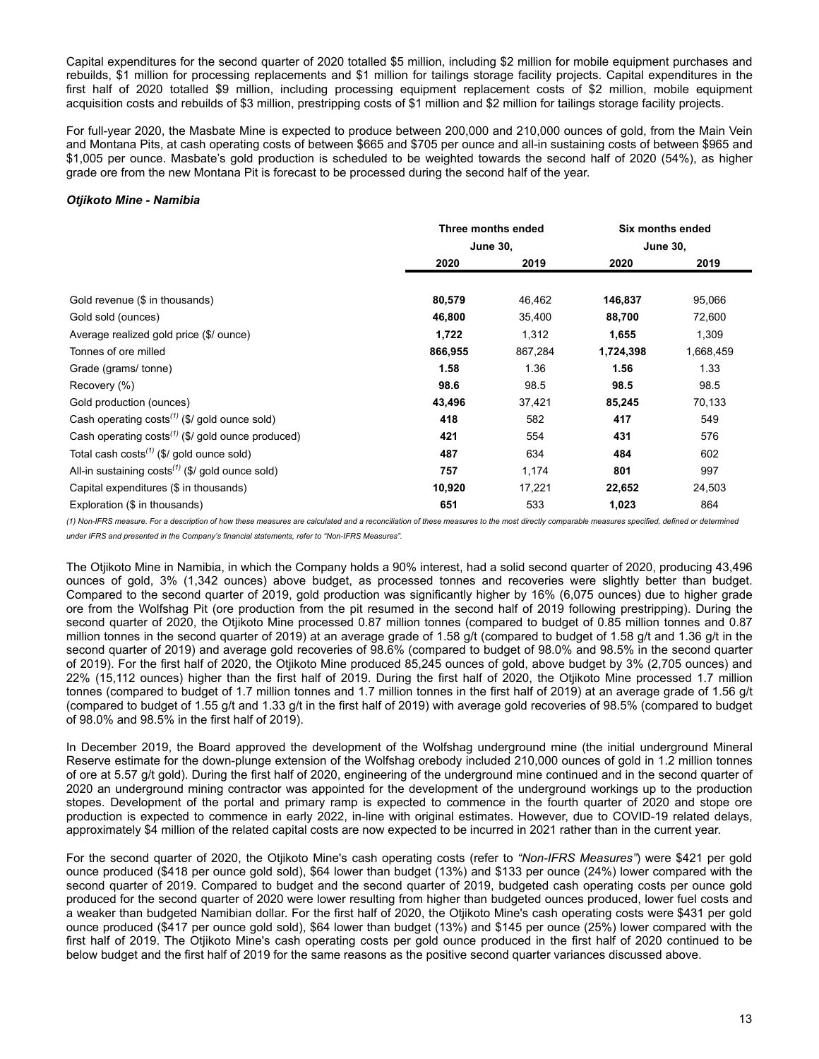Capital expenditures for the second quarter of 2020 totalled $5 million, including $2 million for mobile equipment purchases and rebuilds, $1 million for processing replacements and $1 million for tailings storage facility projects. Capital expenditures in the first half of 2020 totalled $9 million, including processing equipment replacement costs of $2 million, mobile equipment acquisition costs and rebuilds of $3 million, prestripping costs of $1 million and $2 million for tailings storage facility projects.

For full-year 2020, the Masbate Mine is expected to produce between 200,000 and 210,000 ounces of gold, from the Main Vein and Montana Pits, at cash operating costs of between $665 and $705 per ounce and all-in sustaining costs of between $965 and $1,005 per ounce. Masbate's gold production is scheduled to be weighted towards the second half of 2020 (54%), as higher grade ore from the new Montana Pit is forecast to be processed during the second half of the year.

***Otjikoto Mine - Namibia***

| | Three months ended June 30, | | Six months ended June 30, | |
|---|---|---|---|---|
| | **2020** | **2019** | **2020** | **2019** |
| Gold revenue ($ in thousands) | **80,579** | 46,462 | **146,837** | 95,066 |
| Gold sold (ounces) | **46,800** | 35,400 | **88,700** | 72,600 |
| Average realized gold price ($/ ounce) | **1,722** | 1,312 | **1,655** | 1,309 |
| Tonnes of ore milled | **866,955** | 867,284 | **1,724,398** | 1,668,459 |
| Grade (grams/ tonne) | **1.58** | 1.36 | **1.56** | 1.33 |
| Recovery (%) | **98.6** | 98.5 | **98.5** | 98.5 |
| Gold production (ounces) | **43,496** | 37,421 | **85,245** | 70,133 |
| Cash operating costs(1) ($/ gold ounce sold) | **418** | 582 | **417** | 549 |
| Cash operating costs(1) ($/ gold ounce produced) | **421** | 554 | **431** | 576 |
| Total cash costs(1) ($/ gold ounce sold) | **487** | 634 | **484** | 602 |
| All-in sustaining costs(1) ($/ gold ounce sold) | **757** | 1,174 | **801** | 997 |
| Capital expenditures ($ in thousands) | **10,920** | 17,221 | **22,652** | 24,503 |
| Exploration ($ in thousands) | **651** | 533 | **1,023** | 864 |

*(1) Non-IFRS measure. For a description of how these measures are calculated and a reconciliation of these measures to the most directly comparable measures specified, defined or determined under IFRS and presented in the Company's financial statements, refer to "Non-IFRS Measures".*

The Otjikoto Mine in Namibia, in which the Company holds a 90% interest, had a solid second quarter of 2020, producing 43,496 ounces of gold, 3% (1,342 ounces) above budget, as processed tonnes and recoveries were slightly better than budget. Compared to the second quarter of 2019, gold production was significantly higher by 16% (6,075 ounces) due to higher grade ore from the Wolfshag Pit (ore production from the pit resumed in the second half of 2019 following prestripping). During the second quarter of 2020, the Otjikoto Mine processed 0.87 million tonnes (compared to budget of 0.85 million tonnes and 0.87 million tonnes in the second quarter of 2019) at an average grade of 1.58 g/t (compared to budget of 1.58 g/t and 1.36 g/t in the second quarter of 2019) and average gold recoveries of 98.6% (compared to budget of 98.0% and 98.5% in the second quarter of 2019). For the first half of 2020, the Otjikoto Mine produced 85,245 ounces of gold, above budget by 3% (2,705 ounces) and 22% (15,112 ounces) higher than the first half of 2019. During the first half of 2020, the Otjikoto Mine processed 1.7 million tonnes (compared to budget of 1.7 million tonnes and 1.7 million tonnes in the first half of 2019) at an average grade of 1.56 g/t (compared to budget of 1.55 g/t and 1.33 g/t in the first half of 2019) with average gold recoveries of 98.5% (compared to budget of 98.0% and 98.5% in the first half of 2019).

In December 2019, the Board approved the development of the Wolfshag underground mine (the initial underground Mineral Reserve estimate for the down-plunge extension of the Wolfshag orebody included 210,000 ounces of gold in 1.2 million tonnes of ore at 5.57 g/t gold). During the first half of 2020, engineering of the underground mine continued and in the second quarter of 2020 an underground mining contractor was appointed for the development of the underground workings up to the production stopes. Development of the portal and primary ramp is expected to commence in the fourth quarter of 2020 and stope ore production is expected to commence in early 2022, in-line with original estimates. However, due to COVID-19 related delays, approximately $4 million of the related capital costs are now expected to be incurred in 2021 rather than in the current year.

For the second quarter of 2020, the Otjikoto Mine's cash operating costs (refer to *"Non-IFRS Measures"*) were $421 per gold ounce produced ($418 per ounce gold sold), $64 lower than budget (13%) and $133 per ounce (24%) lower compared with the second quarter of 2019. Compared to budget and the second quarter of 2019, budgeted cash operating costs per ounce gold produced for the second quarter of 2020 were lower resulting from higher than budgeted ounces produced, lower fuel costs and a weaker than budgeted Namibian dollar. For the first half of 2020, the Otjikoto Mine's cash operating costs were $431 per gold ounce produced ($417 per ounce gold sold), $64 lower than budget (13%) and $145 per ounce (25%) lower compared with the first half of 2019. The Otjikoto Mine's cash operating costs per gold ounce produced in the first half of 2020 continued to be below budget and the first half of 2019 for the same reasons as the positive second quarter variances discussed above.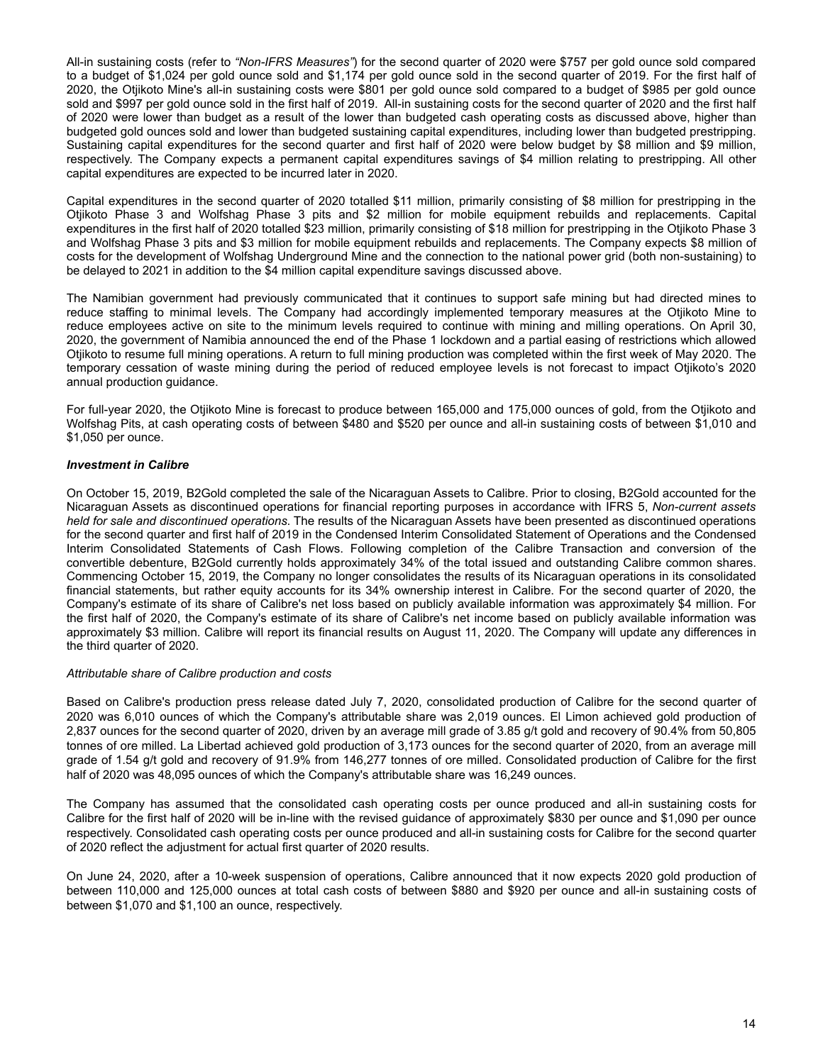All-in sustaining costs (refer to *"Non-IFRS Measures"*) for the second quarter of 2020 were $757 per gold ounce sold compared to a budget of $1,024 per gold ounce sold and $1,174 per gold ounce sold in the second quarter of 2019. For the first half of 2020, the Otjikoto Mine's all-in sustaining costs were $801 per gold ounce sold compared to a budget of $985 per gold ounce sold and $997 per gold ounce sold in the first half of 2019. All-in sustaining costs for the second quarter of 2020 and the first half of 2020 were lower than budget as a result of the lower than budgeted cash operating costs as discussed above, higher than budgeted gold ounces sold and lower than budgeted sustaining capital expenditures, including lower than budgeted prestripping. Sustaining capital expenditures for the second quarter and first half of 2020 were below budget by $8 million and $9 million, respectively. The Company expects a permanent capital expenditures savings of $4 million relating to prestripping. All other capital expenditures are expected to be incurred later in 2020.

Capital expenditures in the second quarter of 2020 totalled $11 million, primarily consisting of $8 million for prestripping in the Otjikoto Phase 3 and Wolfshag Phase 3 pits and $2 million for mobile equipment rebuilds and replacements. Capital expenditures in the first half of 2020 totalled $23 million, primarily consisting of $18 million for prestripping in the Otjikoto Phase 3 and Wolfshag Phase 3 pits and $3 million for mobile equipment rebuilds and replacements. The Company expects $8 million of costs for the development of Wolfshag Underground Mine and the connection to the national power grid (both non-sustaining) to be delayed to 2021 in addition to the $4 million capital expenditure savings discussed above.

The Namibian government had previously communicated that it continues to support safe mining but had directed mines to reduce staffing to minimal levels. The Company had accordingly implemented temporary measures at the Otjikoto Mine to reduce employees active on site to the minimum levels required to continue with mining and milling operations. On April 30, 2020, the government of Namibia announced the end of the Phase 1 lockdown and a partial easing of restrictions which allowed Otjikoto to resume full mining operations. A return to full mining production was completed within the first week of May 2020. The temporary cessation of waste mining during the period of reduced employee levels is not forecast to impact Otjikoto's 2020 annual production guidance.

For full-year 2020, the Otjikoto Mine is forecast to produce between 165,000 and 175,000 ounces of gold, from the Otjikoto and Wolfshag Pits, at cash operating costs of between $480 and $520 per ounce and all-in sustaining costs of between $1,010 and $1,050 per ounce.

***Investment in Calibre***

On October 15, 2019, B2Gold completed the sale of the Nicaraguan Assets to Calibre. Prior to closing, B2Gold accounted for the Nicaraguan Assets as discontinued operations for financial reporting purposes in accordance with IFRS 5, *Non-current assets held for sale and discontinued operations*. The results of the Nicaraguan Assets have been presented as discontinued operations for the second quarter and first half of 2019 in the Condensed Interim Consolidated Statement of Operations and the Condensed Interim Consolidated Statements of Cash Flows. Following completion of the Calibre Transaction and conversion of the convertible debenture, B2Gold currently holds approximately 34% of the total issued and outstanding Calibre common shares. Commencing October 15, 2019, the Company no longer consolidates the results of its Nicaraguan operations in its consolidated financial statements, but rather equity accounts for its 34% ownership interest in Calibre. For the second quarter of 2020, the Company's estimate of its share of Calibre's net loss based on publicly available information was approximately $4 million. For the first half of 2020, the Company's estimate of its share of Calibre's net income based on publicly available information was approximately $3 million. Calibre will report its financial results on August 11, 2020. The Company will update any differences in the third quarter of 2020.

*Attributable share of Calibre production and costs*

Based on Calibre's production press release dated July 7, 2020, consolidated production of Calibre for the second quarter of 2020 was 6,010 ounces of which the Company's attributable share was 2,019 ounces. El Limon achieved gold production of 2,837 ounces for the second quarter of 2020, driven by an average mill grade of 3.85 g/t gold and recovery of 90.4% from 50,805 tonnes of ore milled. La Libertad achieved gold production of 3,173 ounces for the second quarter of 2020, from an average mill grade of 1.54 g/t gold and recovery of 91.9% from 146,277 tonnes of ore milled. Consolidated production of Calibre for the first half of 2020 was 48,095 ounces of which the Company's attributable share was 16,249 ounces.

The Company has assumed that the consolidated cash operating costs per ounce produced and all-in sustaining costs for Calibre for the first half of 2020 will be in-line with the revised guidance of approximately $830 per ounce and $1,090 per ounce respectively. Consolidated cash operating costs per ounce produced and all-in sustaining costs for Calibre for the second quarter of 2020 reflect the adjustment for actual first quarter of 2020 results.

On June 24, 2020, after a 10-week suspension of operations, Calibre announced that it now expects 2020 gold production of between 110,000 and 125,000 ounces at total cash costs of between $880 and $920 per ounce and all-in sustaining costs of between $1,070 and $1,100 an ounce, respectively.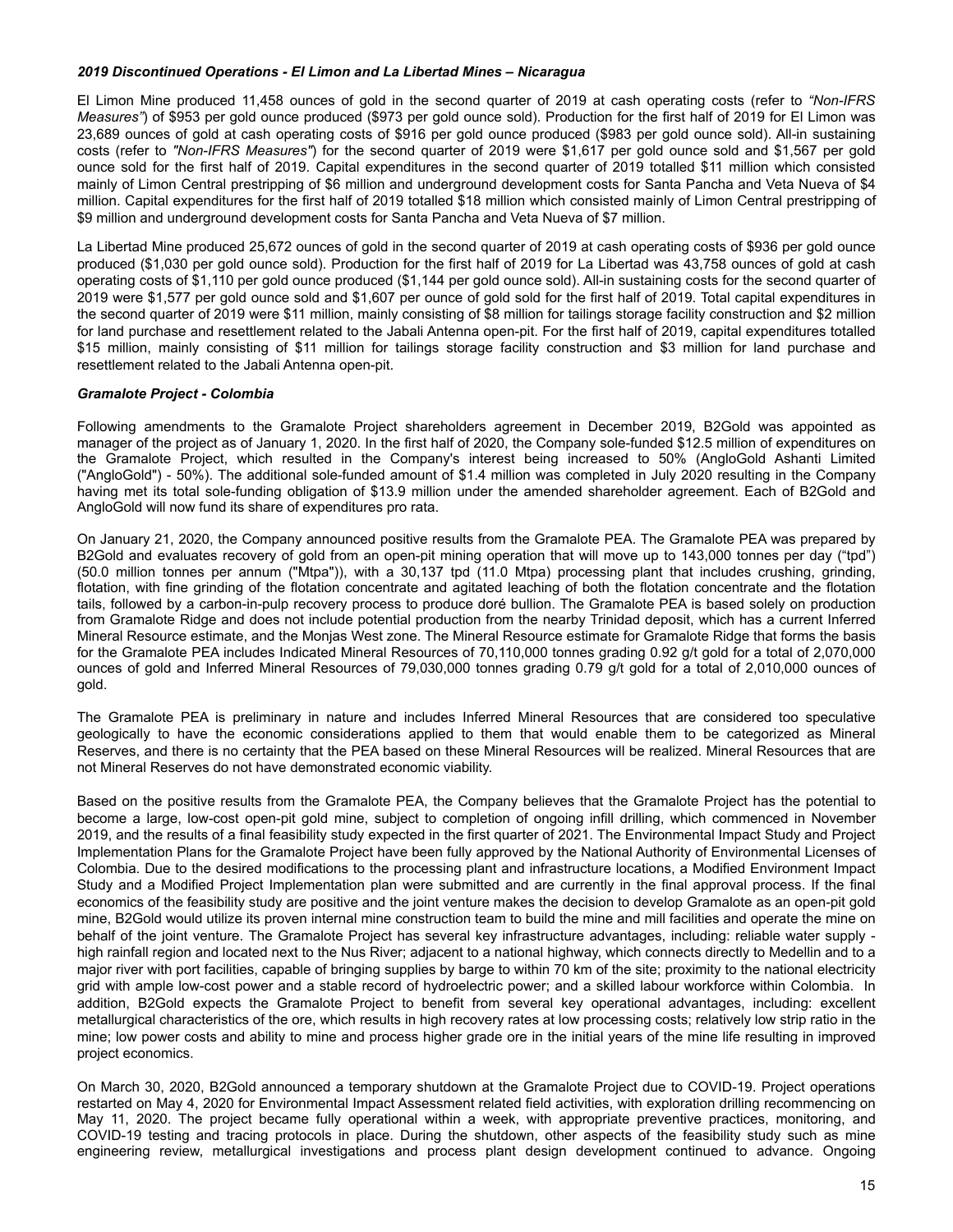***2019 Discontinued Operations - El Limon and La Libertad Mines – Nicaragua***

El Limon Mine produced 11,458 ounces of gold in the second quarter of 2019 at cash operating costs (refer to *"Non-IFRS Measures"*) of $953 per gold ounce produced ($973 per gold ounce sold). Production for the first half of 2019 for El Limon was 23,689 ounces of gold at cash operating costs of $916 per gold ounce produced ($983 per gold ounce sold). All-in sustaining costs (refer to *"Non-IFRS Measures"*) for the second quarter of 2019 were $1,617 per gold ounce sold and $1,567 per gold ounce sold for the first half of 2019. Capital expenditures in the second quarter of 2019 totalled $11 million which consisted mainly of Limon Central prestripping of $6 million and underground development costs for Santa Pancha and Veta Nueva of $4 million. Capital expenditures for the first half of 2019 totalled $18 million which consisted mainly of Limon Central prestripping of $9 million and underground development costs for Santa Pancha and Veta Nueva of $7 million.

La Libertad Mine produced 25,672 ounces of gold in the second quarter of 2019 at cash operating costs of $936 per gold ounce produced ($1,030 per gold ounce sold). Production for the first half of 2019 for La Libertad was 43,758 ounces of gold at cash operating costs of $1,110 per gold ounce produced ($1,144 per gold ounce sold). All-in sustaining costs for the second quarter of 2019 were $1,577 per gold ounce sold and $1,607 per ounce of gold sold for the first half of 2019. Total capital expenditures in the second quarter of 2019 were $11 million, mainly consisting of $8 million for tailings storage facility construction and $2 million for land purchase and resettlement related to the Jabali Antenna open-pit. For the first half of 2019, capital expenditures totalled $15 million, mainly consisting of $11 million for tailings storage facility construction and $3 million for land purchase and resettlement related to the Jabali Antenna open-pit.

***Gramalote Project - Colombia***

Following amendments to the Gramalote Project shareholders agreement in December 2019, B2Gold was appointed as manager of the project as of January 1, 2020. In the first half of 2020, the Company sole-funded $12.5 million of expenditures on the Gramalote Project, which resulted in the Company's interest being increased to 50% (AngloGold Ashanti Limited ("AngloGold") - 50%). The additional sole-funded amount of $1.4 million was completed in July 2020 resulting in the Company having met its total sole-funding obligation of $13.9 million under the amended shareholder agreement. Each of B2Gold and AngloGold will now fund its share of expenditures pro rata.

On January 21, 2020, the Company announced positive results from the Gramalote PEA. The Gramalote PEA was prepared by B2Gold and evaluates recovery of gold from an open-pit mining operation that will move up to 143,000 tonnes per day ("tpd") (50.0 million tonnes per annum ("Mtpa")), with a 30,137 tpd (11.0 Mtpa) processing plant that includes crushing, grinding, flotation, with fine grinding of the flotation concentrate and agitated leaching of both the flotation concentrate and the flotation tails, followed by a carbon-in-pulp recovery process to produce doré bullion. The Gramalote PEA is based solely on production from Gramalote Ridge and does not include potential production from the nearby Trinidad deposit, which has a current Inferred Mineral Resource estimate, and the Monjas West zone. The Mineral Resource estimate for Gramalote Ridge that forms the basis for the Gramalote PEA includes Indicated Mineral Resources of 70,110,000 tonnes grading 0.92 g/t gold for a total of 2,070,000 ounces of gold and Inferred Mineral Resources of 79,030,000 tonnes grading 0.79 g/t gold for a total of 2,010,000 ounces of gold.

The Gramalote PEA is preliminary in nature and includes Inferred Mineral Resources that are considered too speculative geologically to have the economic considerations applied to them that would enable them to be categorized as Mineral Reserves, and there is no certainty that the PEA based on these Mineral Resources will be realized. Mineral Resources that are not Mineral Reserves do not have demonstrated economic viability.

Based on the positive results from the Gramalote PEA, the Company believes that the Gramalote Project has the potential to become a large, low-cost open-pit gold mine, subject to completion of ongoing infill drilling, which commenced in November 2019, and the results of a final feasibility study expected in the first quarter of 2021. The Environmental Impact Study and Project Implementation Plans for the Gramalote Project have been fully approved by the National Authority of Environmental Licenses of Colombia. Due to the desired modifications to the processing plant and infrastructure locations, a Modified Environment Impact Study and a Modified Project Implementation plan were submitted and are currently in the final approval process. If the final economics of the feasibility study are positive and the joint venture makes the decision to develop Gramalote as an open-pit gold mine, B2Gold would utilize its proven internal mine construction team to build the mine and mill facilities and operate the mine on behalf of the joint venture. The Gramalote Project has several key infrastructure advantages, including: reliable water supply - high rainfall region and located next to the Nus River; adjacent to a national highway, which connects directly to Medellin and to a major river with port facilities, capable of bringing supplies by barge to within 70 km of the site; proximity to the national electricity grid with ample low-cost power and a stable record of hydroelectric power; and a skilled labour workforce within Colombia. In addition, B2Gold expects the Gramalote Project to benefit from several key operational advantages, including: excellent metallurgical characteristics of the ore, which results in high recovery rates at low processing costs; relatively low strip ratio in the mine; low power costs and ability to mine and process higher grade ore in the initial years of the mine life resulting in improved project economics.

On March 30, 2020, B2Gold announced a temporary shutdown at the Gramalote Project due to COVID-19. Project operations restarted on May 4, 2020 for Environmental Impact Assessment related field activities, with exploration drilling recommencing on May 11, 2020. The project became fully operational within a week, with appropriate preventive practices, monitoring, and COVID-19 testing and tracing protocols in place. During the shutdown, other aspects of the feasibility study such as mine engineering review, metallurgical investigations and process plant design development continued to advance. Ongoing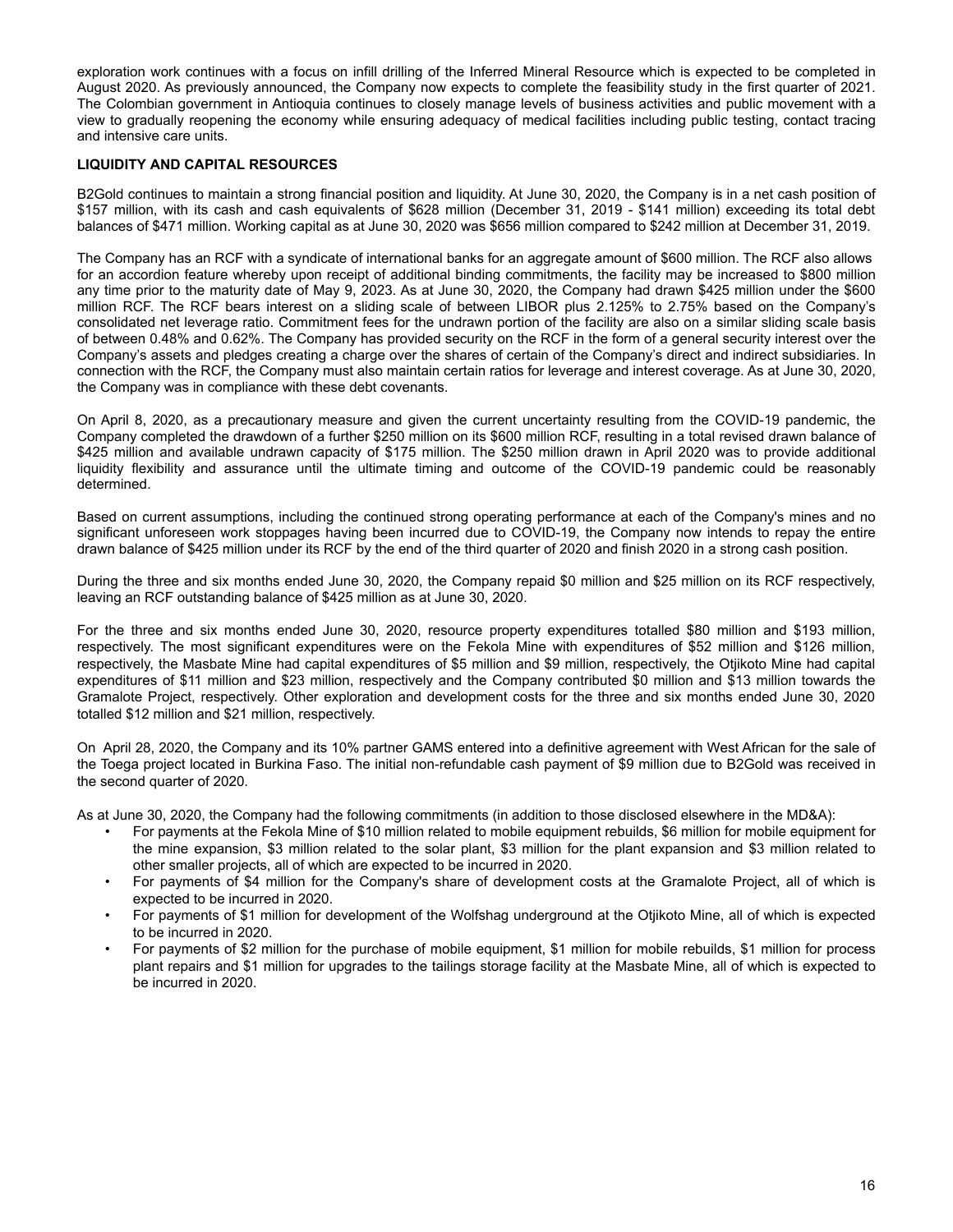exploration work continues with a focus on infill drilling of the Inferred Mineral Resource which is expected to be completed in August 2020. As previously announced, the Company now expects to complete the feasibility study in the first quarter of 2021. The Colombian government in Antioquia continues to closely manage levels of business activities and public movement with a view to gradually reopening the economy while ensuring adequacy of medical facilities including public testing, contact tracing and intensive care units.

## LIQUIDITY AND CAPITAL RESOURCES

B2Gold continues to maintain a strong financial position and liquidity. At June 30, 2020, the Company is in a net cash position of $157 million, with its cash and cash equivalents of $628 million (December 31, 2019 - $141 million) exceeding its total debt balances of $471 million. Working capital as at June 30, 2020 was $656 million compared to $242 million at December 31, 2019.

The Company has an RCF with a syndicate of international banks for an aggregate amount of $600 million. The RCF also allows for an accordion feature whereby upon receipt of additional binding commitments, the facility may be increased to $800 million any time prior to the maturity date of May 9, 2023. As at June 30, 2020, the Company had drawn $425 million under the $600 million RCF. The RCF bears interest on a sliding scale of between LIBOR plus 2.125% to 2.75% based on the Company's consolidated net leverage ratio. Commitment fees for the undrawn portion of the facility are also on a similar sliding scale basis of between 0.48% and 0.62%. The Company has provided security on the RCF in the form of a general security interest over the Company's assets and pledges creating a charge over the shares of certain of the Company's direct and indirect subsidiaries. In connection with the RCF, the Company must also maintain certain ratios for leverage and interest coverage. As at June 30, 2020, the Company was in compliance with these debt covenants.

On April 8, 2020, as a precautionary measure and given the current uncertainty resulting from the COVID-19 pandemic, the Company completed the drawdown of a further $250 million on its $600 million RCF, resulting in a total revised drawn balance of $425 million and available undrawn capacity of $175 million. The $250 million drawn in April 2020 was to provide additional liquidity flexibility and assurance until the ultimate timing and outcome of the COVID-19 pandemic could be reasonably determined.

Based on current assumptions, including the continued strong operating performance at each of the Company's mines and no significant unforeseen work stoppages having been incurred due to COVID-19, the Company now intends to repay the entire drawn balance of $425 million under its RCF by the end of the third quarter of 2020 and finish 2020 in a strong cash position.

During the three and six months ended June 30, 2020, the Company repaid $0 million and $25 million on its RCF respectively, leaving an RCF outstanding balance of $425 million as at June 30, 2020.

For the three and six months ended June 30, 2020, resource property expenditures totalled $80 million and $193 million, respectively. The most significant expenditures were on the Fekola Mine with expenditures of $52 million and $126 million, respectively, the Masbate Mine had capital expenditures of $5 million and $9 million, respectively, the Otjikoto Mine had capital expenditures of $11 million and $23 million, respectively and the Company contributed $0 million and $13 million towards the Gramalote Project, respectively. Other exploration and development costs for the three and six months ended June 30, 2020 totalled $12 million and $21 million, respectively.

On April 28, 2020, the Company and its 10% partner GAMS entered into a definitive agreement with West African for the sale of the Toega project located in Burkina Faso. The initial non-refundable cash payment of $9 million due to B2Gold was received in the second quarter of 2020.

As at June 30, 2020, the Company had the following commitments (in addition to those disclosed elsewhere in the MD&A):

- For payments at the Fekola Mine of $10 million related to mobile equipment rebuilds, $6 million for mobile equipment for the mine expansion, $3 million related to the solar plant, $3 million for the plant expansion and $3 million related to other smaller projects, all of which are expected to be incurred in 2020.
- For payments of $4 million for the Company's share of development costs at the Gramalote Project, all of which is expected to be incurred in 2020.
- For payments of $1 million for development of the Wolfshag underground at the Otjikoto Mine, all of which is expected to be incurred in 2020.
- For payments of $2 million for the purchase of mobile equipment, $1 million for mobile rebuilds, $1 million for process plant repairs and $1 million for upgrades to the tailings storage facility at the Masbate Mine, all of which is expected to be incurred in 2020.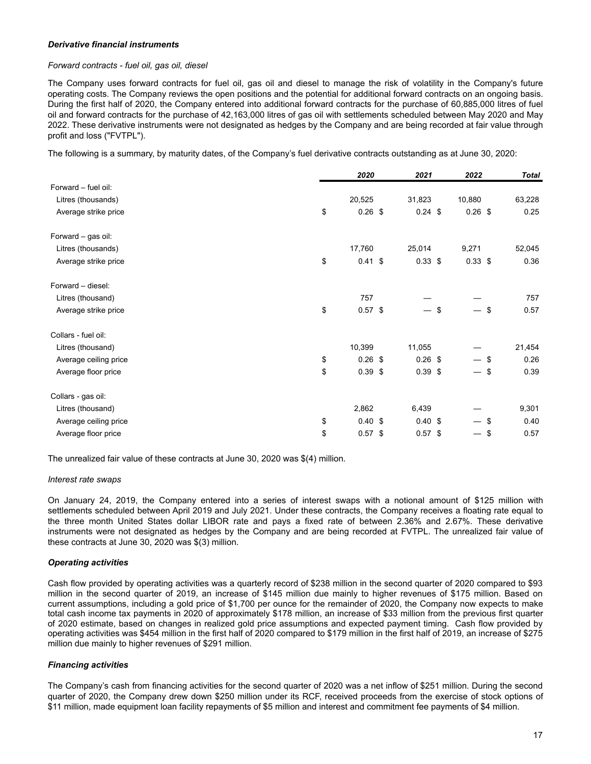***Derivative financial instruments***

*Forward contracts - fuel oil, gas oil, diesel*

The Company uses forward contracts for fuel oil, gas oil and diesel to manage the risk of volatility in the Company's future operating costs. The Company reviews the open positions and the potential for additional forward contracts on an ongoing basis. During the first half of 2020, the Company entered into additional forward contracts for the purchase of 60,885,000 litres of fuel oil and forward contracts for the purchase of 42,163,000 litres of gas oil with settlements scheduled between May 2020 and May 2022. These derivative instruments were not designated as hedges by the Company and are being recorded at fair value through profit and loss ("FVTPL").

The following is a summary, by maturity dates, of the Company's fuel derivative contracts outstanding as at June 30, 2020:

| | *2020* | *2021* | *2022* | *Total* |
|---|---|---|---|---|
| Forward – fuel oil: | | | | |
| Litres (thousands) | 20,525 | 31,823 | 10,880 | 63,228 |
| Average strike price | $ 0.26 | $ 0.24 | $ 0.26 | $ 0.25 |
| Forward – gas oil: | | | | |
| Litres (thousands) | 17,760 | 25,014 | 9,271 | 52,045 |
| Average strike price | $ 0.41 | $ 0.33 | $ 0.33 | $ 0.36 |
| Forward – diesel: | | | | |
| Litres (thousand) | 757 | — | — | 757 |
| Average strike price | $ 0.57 | $ — | $ — | $ 0.57 |
| Collars - fuel oil: | | | | |
| Litres (thousand) | 10,399 | 11,055 | — | 21,454 |
| Average ceiling price | $ 0.26 | $ 0.26 | $ — | $ 0.26 |
| Average floor price | $ 0.39 | $ 0.39 | $ — | $ 0.39 |
| Collars - gas oil: | | | | |
| Litres (thousand) | 2,862 | 6,439 | — | 9,301 |
| Average ceiling price | $ 0.40 | $ 0.40 | $ — | $ 0.40 |
| Average floor price | $ 0.57 | $ 0.57 | $ — | $ 0.57 |

The unrealized fair value of these contracts at June 30, 2020 was $(4) million.

*Interest rate swaps*

On January 24, 2019, the Company entered into a series of interest swaps with a notional amount of $125 million with settlements scheduled between April 2019 and July 2021. Under these contracts, the Company receives a floating rate equal to the three month United States dollar LIBOR rate and pays a fixed rate of between 2.36% and 2.67%. These derivative instruments were not designated as hedges by the Company and are being recorded at FVTPL. The unrealized fair value of these contracts at June 30, 2020 was $(3) million.

***Operating activities***

Cash flow provided by operating activities was a quarterly record of $238 million in the second quarter of 2020 compared to $93 million in the second quarter of 2019, an increase of $145 million due mainly to higher revenues of $175 million. Based on current assumptions, including a gold price of $1,700 per ounce for the remainder of 2020, the Company now expects to make total cash income tax payments in 2020 of approximately $178 million, an increase of $33 million from the previous first quarter of 2020 estimate, based on changes in realized gold price assumptions and expected payment timing. Cash flow provided by operating activities was $454 million in the first half of 2020 compared to $179 million in the first half of 2019, an increase of $275 million due mainly to higher revenues of $291 million.

***Financing activities***

The Company's cash from financing activities for the second quarter of 2020 was a net inflow of $251 million. During the second quarter of 2020, the Company drew down $250 million under its RCF, received proceeds from the exercise of stock options of $11 million, made equipment loan facility repayments of $5 million and interest and commitment fee payments of $4 million.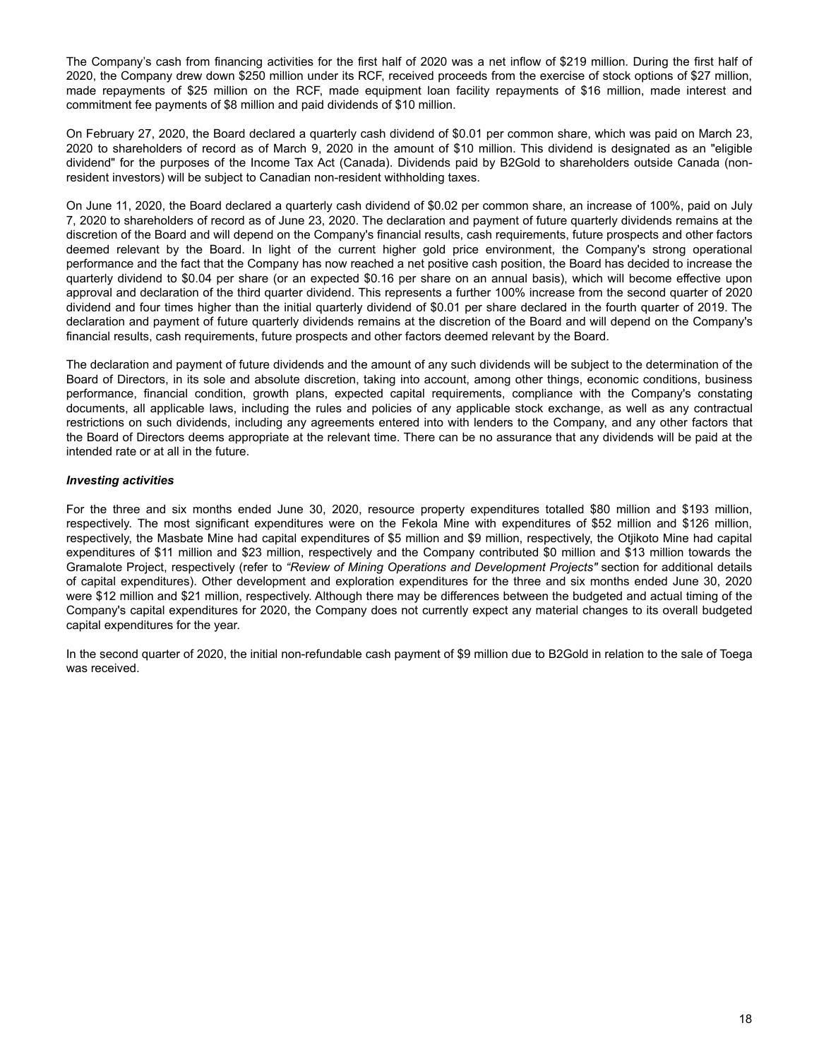The Company's cash from financing activities for the first half of 2020 was a net inflow of $219 million. During the first half of 2020, the Company drew down $250 million under its RCF, received proceeds from the exercise of stock options of $27 million, made repayments of $25 million on the RCF, made equipment loan facility repayments of $16 million, made interest and commitment fee payments of $8 million and paid dividends of $10 million.

On February 27, 2020, the Board declared a quarterly cash dividend of $0.01 per common share, which was paid on March 23, 2020 to shareholders of record as of March 9, 2020 in the amount of $10 million. This dividend is designated as an "eligible dividend" for the purposes of the Income Tax Act (Canada). Dividends paid by B2Gold to shareholders outside Canada (non-resident investors) will be subject to Canadian non-resident withholding taxes.

On June 11, 2020, the Board declared a quarterly cash dividend of $0.02 per common share, an increase of 100%, paid on July 7, 2020 to shareholders of record as of June 23, 2020. The declaration and payment of future quarterly dividends remains at the discretion of the Board and will depend on the Company's financial results, cash requirements, future prospects and other factors deemed relevant by the Board. In light of the current higher gold price environment, the Company's strong operational performance and the fact that the Company has now reached a net positive cash position, the Board has decided to increase the quarterly dividend to $0.04 per share (or an expected $0.16 per share on an annual basis), which will become effective upon approval and declaration of the third quarter dividend. This represents a further 100% increase from the second quarter of 2020 dividend and four times higher than the initial quarterly dividend of $0.01 per share declared in the fourth quarter of 2019. The declaration and payment of future quarterly dividends remains at the discretion of the Board and will depend on the Company's financial results, cash requirements, future prospects and other factors deemed relevant by the Board.

The declaration and payment of future dividends and the amount of any such dividends will be subject to the determination of the Board of Directors, in its sole and absolute discretion, taking into account, among other things, economic conditions, business performance, financial condition, growth plans, expected capital requirements, compliance with the Company's constating documents, all applicable laws, including the rules and policies of any applicable stock exchange, as well as any contractual restrictions on such dividends, including any agreements entered into with lenders to the Company, and any other factors that the Board of Directors deems appropriate at the relevant time. There can be no assurance that any dividends will be paid at the intended rate or at all in the future.

***Investing activities***

For the three and six months ended June 30, 2020, resource property expenditures totalled $80 million and $193 million, respectively. The most significant expenditures were on the Fekola Mine with expenditures of $52 million and $126 million, respectively, the Masbate Mine had capital expenditures of $5 million and $9 million, respectively, the Otjikoto Mine had capital expenditures of $11 million and $23 million, respectively and the Company contributed $0 million and $13 million towards the Gramalote Project, respectively (refer to *"Review of Mining Operations and Development Projects"* section for additional details of capital expenditures). Other development and exploration expenditures for the three and six months ended June 30, 2020 were $12 million and $21 million, respectively. Although there may be differences between the budgeted and actual timing of the Company's capital expenditures for 2020, the Company does not currently expect any material changes to its overall budgeted capital expenditures for the year.

In the second quarter of 2020, the initial non-refundable cash payment of $9 million due to B2Gold in relation to the sale of Toega was received.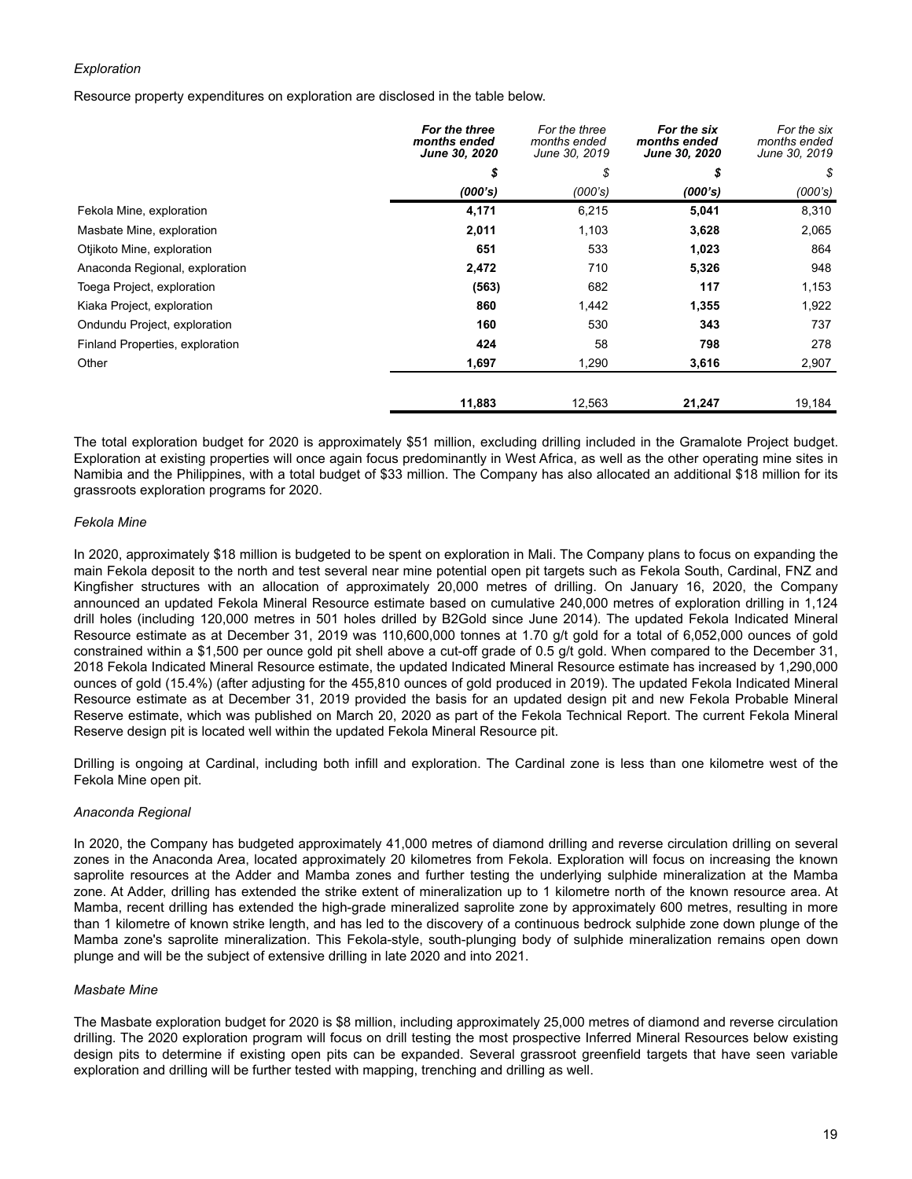*Exploration*

Resource property expenditures on exploration are disclosed in the table below.

| | ***For the three months ended June 30, 2020*** | *For the three months ended June 30, 2019* | ***For the six months ended June 30, 2020*** | *For the six months ended June 30, 2019* |
|---|---|---|---|---|
| | ***$*** | *$* | ***$*** | *$* |
| | ***(000's)*** | *(000's)* | ***(000's)*** | *(000's)* |
| Fekola Mine, exploration | **4,171** | 6,215 | **5,041** | 8,310 |
| Masbate Mine, exploration | **2,011** | 1,103 | **3,628** | 2,065 |
| Otjikoto Mine, exploration | **651** | 533 | **1,023** | 864 |
| Anaconda Regional, exploration | **2,472** | 710 | **5,326** | 948 |
| Toega Project, exploration | **(563)** | 682 | **117** | 1,153 |
| Kiaka Project, exploration | **860** | 1,442 | **1,355** | 1,922 |
| Ondundu Project, exploration | **160** | 530 | **343** | 737 |
| Finland Properties, exploration | **424** | 58 | **798** | 278 |
| Other | **1,697** | 1,290 | **3,616** | 2,907 |
| | **11,883** | 12,563 | **21,247** | 19,184 |

The total exploration budget for 2020 is approximately $51 million, excluding drilling included in the Gramalote Project budget. Exploration at existing properties will once again focus predominantly in West Africa, as well as the other operating mine sites in Namibia and the Philippines, with a total budget of $33 million. The Company has also allocated an additional $18 million for its grassroots exploration programs for 2020.

*Fekola Mine*

In 2020, approximately $18 million is budgeted to be spent on exploration in Mali. The Company plans to focus on expanding the main Fekola deposit to the north and test several near mine potential open pit targets such as Fekola South, Cardinal, FNZ and Kingfisher structures with an allocation of approximately 20,000 metres of drilling. On January 16, 2020, the Company announced an updated Fekola Mineral Resource estimate based on cumulative 240,000 metres of exploration drilling in 1,124 drill holes (including 120,000 metres in 501 holes drilled by B2Gold since June 2014). The updated Fekola Indicated Mineral Resource estimate as at December 31, 2019 was 110,600,000 tonnes at 1.70 g/t gold for a total of 6,052,000 ounces of gold constrained within a $1,500 per ounce gold pit shell above a cut-off grade of 0.5 g/t gold. When compared to the December 31, 2018 Fekola Indicated Mineral Resource estimate, the updated Indicated Mineral Resource estimate has increased by 1,290,000 ounces of gold (15.4%) (after adjusting for the 455,810 ounces of gold produced in 2019). The updated Fekola Indicated Mineral Resource estimate as at December 31, 2019 provided the basis for an updated design pit and new Fekola Probable Mineral Reserve estimate, which was published on March 20, 2020 as part of the Fekola Technical Report. The current Fekola Mineral Reserve design pit is located well within the updated Fekola Mineral Resource pit.

Drilling is ongoing at Cardinal, including both infill and exploration. The Cardinal zone is less than one kilometre west of the Fekola Mine open pit.

*Anaconda Regional*

In 2020, the Company has budgeted approximately 41,000 metres of diamond drilling and reverse circulation drilling on several zones in the Anaconda Area, located approximately 20 kilometres from Fekola. Exploration will focus on increasing the known saprolite resources at the Adder and Mamba zones and further testing the underlying sulphide mineralization at the Mamba zone. At Adder, drilling has extended the strike extent of mineralization up to 1 kilometre north of the known resource area. At Mamba, recent drilling has extended the high-grade mineralized saprolite zone by approximately 600 metres, resulting in more than 1 kilometre of known strike length, and has led to the discovery of a continuous bedrock sulphide zone down plunge of the Mamba zone's saprolite mineralization. This Fekola-style, south-plunging body of sulphide mineralization remains open down plunge and will be the subject of extensive drilling in late 2020 and into 2021.

*Masbate Mine*

The Masbate exploration budget for 2020 is $8 million, including approximately 25,000 metres of diamond and reverse circulation drilling. The 2020 exploration program will focus on drill testing the most prospective Inferred Mineral Resources below existing design pits to determine if existing open pits can be expanded. Several grassroot greenfield targets that have seen variable exploration and drilling will be further tested with mapping, trenching and drilling as well.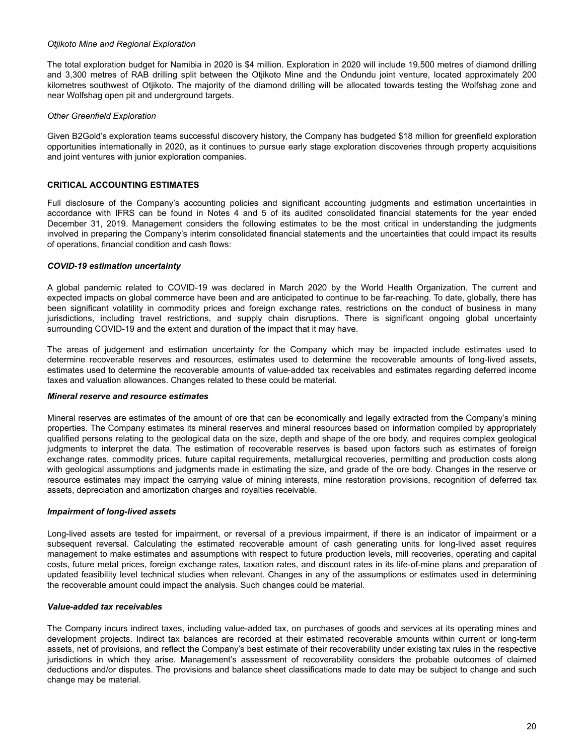*Otjikoto Mine and Regional Exploration*

The total exploration budget for Namibia in 2020 is $4 million. Exploration in 2020 will include 19,500 metres of diamond drilling and 3,300 metres of RAB drilling split between the Otjikoto Mine and the Ondundu joint venture, located approximately 200 kilometres southwest of Otjikoto. The majority of the diamond drilling will be allocated towards testing the Wolfshag zone and near Wolfshag open pit and underground targets.

*Other Greenfield Exploration*

Given B2Gold's exploration teams successful discovery history, the Company has budgeted $18 million for greenfield exploration opportunities internationally in 2020, as it continues to pursue early stage exploration discoveries through property acquisitions and joint ventures with junior exploration companies.

## CRITICAL ACCOUNTING ESTIMATES

Full disclosure of the Company's accounting policies and significant accounting judgments and estimation uncertainties in accordance with IFRS can be found in Notes 4 and 5 of its audited consolidated financial statements for the year ended December 31, 2019. Management considers the following estimates to be the most critical in understanding the judgments involved in preparing the Company's interim consolidated financial statements and the uncertainties that could impact its results of operations, financial condition and cash flows:

***COVID-19 estimation uncertainty***

A global pandemic related to COVID-19 was declared in March 2020 by the World Health Organization. The current and expected impacts on global commerce have been and are anticipated to continue to be far-reaching. To date, globally, there has been significant volatility in commodity prices and foreign exchange rates, restrictions on the conduct of business in many jurisdictions, including travel restrictions, and supply chain disruptions. There is significant ongoing global uncertainty surrounding COVID-19 and the extent and duration of the impact that it may have.

The areas of judgement and estimation uncertainty for the Company which may be impacted include estimates used to determine recoverable reserves and resources, estimates used to determine the recoverable amounts of long-lived assets, estimates used to determine the recoverable amounts of value-added tax receivables and estimates regarding deferred income taxes and valuation allowances. Changes related to these could be material.

***Mineral reserve and resource estimates***

Mineral reserves are estimates of the amount of ore that can be economically and legally extracted from the Company's mining properties. The Company estimates its mineral reserves and mineral resources based on information compiled by appropriately qualified persons relating to the geological data on the size, depth and shape of the ore body, and requires complex geological judgments to interpret the data. The estimation of recoverable reserves is based upon factors such as estimates of foreign exchange rates, commodity prices, future capital requirements, metallurgical recoveries, permitting and production costs along with geological assumptions and judgments made in estimating the size, and grade of the ore body. Changes in the reserve or resource estimates may impact the carrying value of mining interests, mine restoration provisions, recognition of deferred tax assets, depreciation and amortization charges and royalties receivable.

***Impairment of long-lived assets***

Long-lived assets are tested for impairment, or reversal of a previous impairment, if there is an indicator of impairment or a subsequent reversal. Calculating the estimated recoverable amount of cash generating units for long-lived asset requires management to make estimates and assumptions with respect to future production levels, mill recoveries, operating and capital costs, future metal prices, foreign exchange rates, taxation rates, and discount rates in its life-of-mine plans and preparation of updated feasibility level technical studies when relevant. Changes in any of the assumptions or estimates used in determining the recoverable amount could impact the analysis. Such changes could be material.

***Value-added tax receivables***

The Company incurs indirect taxes, including value-added tax, on purchases of goods and services at its operating mines and development projects. Indirect tax balances are recorded at their estimated recoverable amounts within current or long-term assets, net of provisions, and reflect the Company's best estimate of their recoverability under existing tax rules in the respective jurisdictions in which they arise. Management's assessment of recoverability considers the probable outcomes of claimed deductions and/or disputes. The provisions and balance sheet classifications made to date may be subject to change and such change may be material.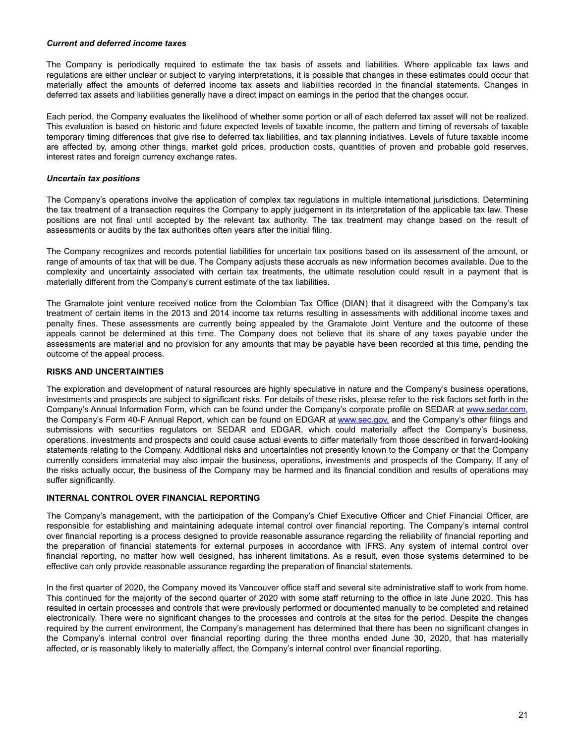***Current and deferred income taxes***

The Company is periodically required to estimate the tax basis of assets and liabilities. Where applicable tax laws and regulations are either unclear or subject to varying interpretations, it is possible that changes in these estimates could occur that materially affect the amounts of deferred income tax assets and liabilities recorded in the financial statements. Changes in deferred tax assets and liabilities generally have a direct impact on earnings in the period that the changes occur.

Each period, the Company evaluates the likelihood of whether some portion or all of each deferred tax asset will not be realized. This evaluation is based on historic and future expected levels of taxable income, the pattern and timing of reversals of taxable temporary timing differences that give rise to deferred tax liabilities, and tax planning initiatives. Levels of future taxable income are affected by, among other things, market gold prices, production costs, quantities of proven and probable gold reserves, interest rates and foreign currency exchange rates.

***Uncertain tax positions***

The Company's operations involve the application of complex tax regulations in multiple international jurisdictions. Determining the tax treatment of a transaction requires the Company to apply judgement in its interpretation of the applicable tax law. These positions are not final until accepted by the relevant tax authority. The tax treatment may change based on the result of assessments or audits by the tax authorities often years after the initial filing.

The Company recognizes and records potential liabilities for uncertain tax positions based on its assessment of the amount, or range of amounts of tax that will be due. The Company adjusts these accruals as new information becomes available. Due to the complexity and uncertainty associated with certain tax treatments, the ultimate resolution could result in a payment that is materially different from the Company's current estimate of the tax liabilities.

The Gramalote joint venture received notice from the Colombian Tax Office (DIAN) that it disagreed with the Company's tax treatment of certain items in the 2013 and 2014 income tax returns resulting in assessments with additional income taxes and penalty fines. These assessments are currently being appealed by the Gramalote Joint Venture and the outcome of these appeals cannot be determined at this time. The Company does not believe that its share of any taxes payable under the assessments are material and no provision for any amounts that may be payable have been recorded at this time, pending the outcome of the appeal process.

## RISKS AND UNCERTAINTIES

The exploration and development of natural resources are highly speculative in nature and the Company's business operations, investments and prospects are subject to significant risks. For details of these risks, please refer to the risk factors set forth in the Company's Annual Information Form, which can be found under the Company's corporate profile on SEDAR at www.sedar.com, the Company's Form 40-F Annual Report, which can be found on EDGAR at www.sec.gov, and the Company's other filings and submissions with securities regulators on SEDAR and EDGAR, which could materially affect the Company's business, operations, investments and prospects and could cause actual events to differ materially from those described in forward-looking statements relating to the Company. Additional risks and uncertainties not presently known to the Company or that the Company currently considers immaterial may also impair the business, operations, investments and prospects of the Company. If any of the risks actually occur, the business of the Company may be harmed and its financial condition and results of operations may suffer significantly.

## INTERNAL CONTROL OVER FINANCIAL REPORTING

The Company's management, with the participation of the Company's Chief Executive Officer and Chief Financial Officer, are responsible for establishing and maintaining adequate internal control over financial reporting. The Company's internal control over financial reporting is a process designed to provide reasonable assurance regarding the reliability of financial reporting and the preparation of financial statements for external purposes in accordance with IFRS. Any system of internal control over financial reporting, no matter how well designed, has inherent limitations. As a result, even those systems determined to be effective can only provide reasonable assurance regarding the preparation of financial statements.

In the first quarter of 2020, the Company moved its Vancouver office staff and several site administrative staff to work from home. This continued for the majority of the second quarter of 2020 with some staff returning to the office in late June 2020. This has resulted in certain processes and controls that were previously performed or documented manually to be completed and retained electronically. There were no significant changes to the processes and controls at the sites for the period. Despite the changes required by the current environment, the Company's management has determined that there has been no significant changes in the Company's internal control over financial reporting during the three months ended June 30, 2020, that has materially affected, or is reasonably likely to materially affect, the Company's internal control over financial reporting.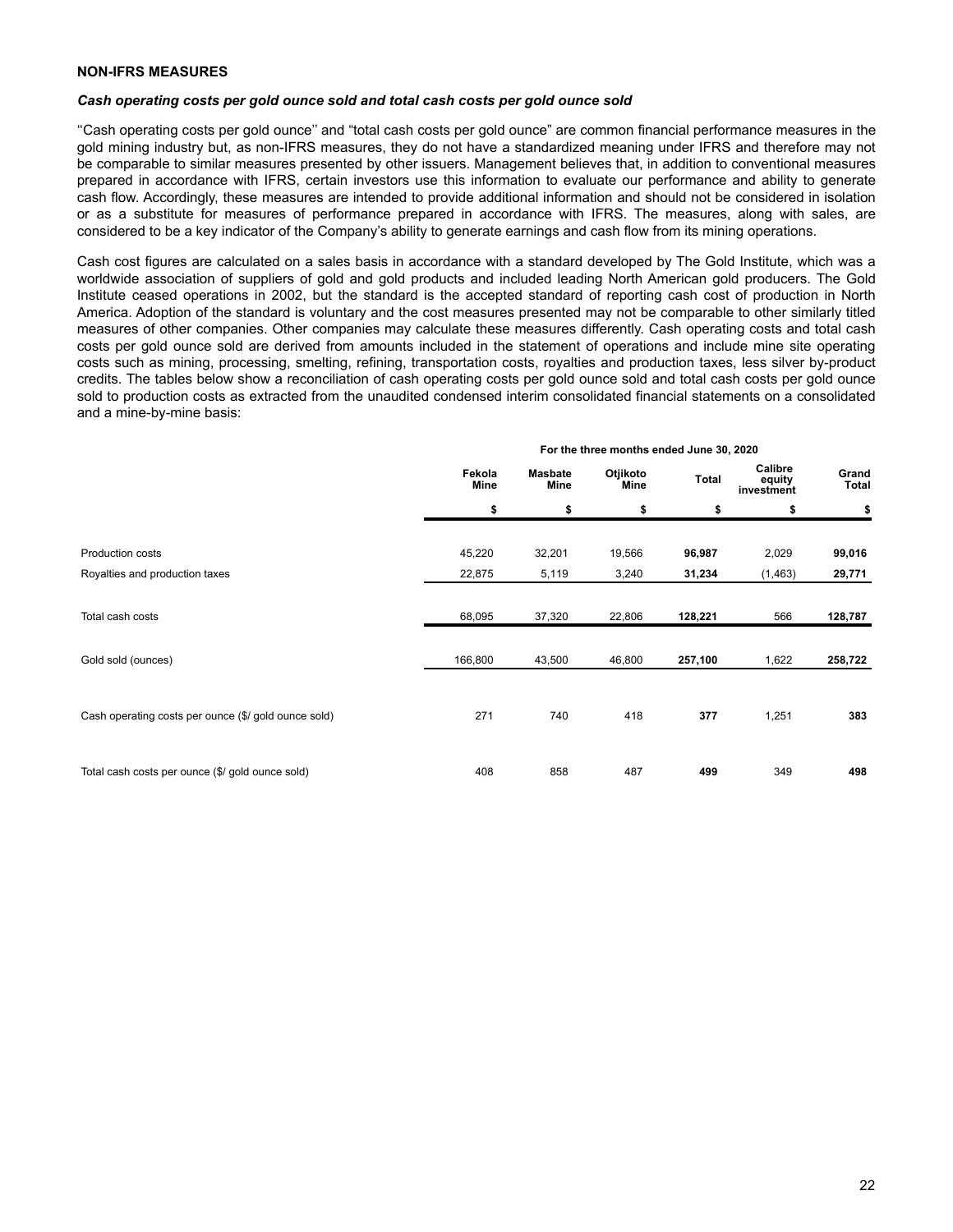## NON-IFRS MEASURES

### *Cash operating costs per gold ounce sold and total cash costs per gold ounce sold*

''Cash operating costs per gold ounce'' and "total cash costs per gold ounce" are common financial performance measures in the gold mining industry but, as non-IFRS measures, they do not have a standardized meaning under IFRS and therefore may not be comparable to similar measures presented by other issuers. Management believes that, in addition to conventional measures prepared in accordance with IFRS, certain investors use this information to evaluate our performance and ability to generate cash flow. Accordingly, these measures are intended to provide additional information and should not be considered in isolation or as a substitute for measures of performance prepared in accordance with IFRS. The measures, along with sales, are considered to be a key indicator of the Company's ability to generate earnings and cash flow from its mining operations.

Cash cost figures are calculated on a sales basis in accordance with a standard developed by The Gold Institute, which was a worldwide association of suppliers of gold and gold products and included leading North American gold producers. The Gold Institute ceased operations in 2002, but the standard is the accepted standard of reporting cash cost of production in North America. Adoption of the standard is voluntary and the cost measures presented may not be comparable to other similarly titled measures of other companies. Other companies may calculate these measures differently. Cash operating costs and total cash costs per gold ounce sold are derived from amounts included in the statement of operations and include mine site operating costs such as mining, processing, smelting, refining, transportation costs, royalties and production taxes, less silver by-product credits. The tables below show a reconciliation of cash operating costs per gold ounce sold and total cash costs per gold ounce sold to production costs as extracted from the unaudited condensed interim consolidated financial statements on a consolidated and a mine-by-mine basis:

| | For the three months ended June 30, 2020 | | | | | |
|---|---|---|---|---|---|---|
| | Fekola Mine | Masbate Mine | Otjikoto Mine | Total | Calibre equity investment | Grand Total |
| | $ | $ | $ | $ | $ | $ |
| Production costs | 45,220 | 32,201 | 19,566 | **96,987** | 2,029 | **99,016** |
| Royalties and production taxes | 22,875 | 5,119 | 3,240 | **31,234** | (1,463) | **29,771** |
| Total cash costs | 68,095 | 37,320 | 22,806 | **128,221** | 566 | **128,787** |
| Gold sold (ounces) | 166,800 | 43,500 | 46,800 | **257,100** | 1,622 | **258,722** |
| Cash operating costs per ounce ($/ gold ounce sold) | 271 | 740 | 418 | **377** | 1,251 | **383** |
| Total cash costs per ounce ($/ gold ounce sold) | 408 | 858 | 487 | **499** | 349 | **498** |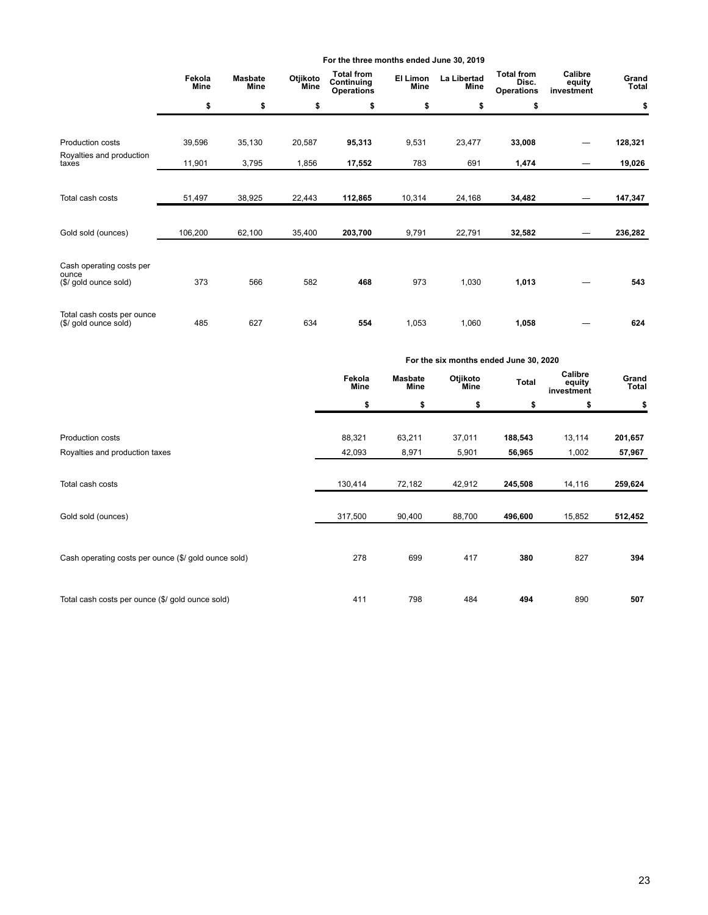| | For the three months ended June 30, 2019 | | | | | | | | |
|---|---|---|---|---|---|---|---|---|---|
| | **Fekola Mine** | **Masbate Mine** | **Otjikoto Mine** | **Total from Continuing Operations** | **El Limon Mine** | **La Libertad Mine** | **Total from Disc. Operations** | **Calibre equity investment** | **Grand Total** |
| | **$** | **$** | **$** | **$** | **$** | **$** | **$** | | **$** |
| Production costs | 39,596 | 35,130 | 20,587 | **95,313** | 9,531 | 23,477 | **33,008** | — | **128,321** |
| Royalties and production taxes | 11,901 | 3,795 | 1,856 | **17,552** | 783 | 691 | **1,474** | — | **19,026** |
| Total cash costs | 51,497 | 38,925 | 22,443 | **112,865** | 10,314 | 24,168 | **34,482** | — | **147,347** |
| Gold sold (ounces) | 106,200 | 62,100 | 35,400 | **203,700** | 9,791 | 22,791 | **32,582** | — | **236,282** |
| Cash operating costs per ounce ($/ gold ounce sold) | 373 | 566 | 582 | **468** | 973 | 1,030 | **1,013** | — | **543** |
| Total cash costs per ounce ($/ gold ounce sold) | 485 | 627 | 634 | **554** | 1,053 | 1,060 | **1,058** | — | **624** |

| | For the six months ended June 30, 2020 | | | | | |
|---|---|---|---|---|---|---|
| | **Fekola Mine** | **Masbate Mine** | **Otjikoto Mine** | **Total** | **Calibre equity investment** | **Grand Total** |
| | **$** | **$** | **$** | **$** | **$** | **$** |
| Production costs | 88,321 | 63,211 | 37,011 | **188,543** | 13,114 | **201,657** |
| Royalties and production taxes | 42,093 | 8,971 | 5,901 | **56,965** | 1,002 | **57,967** |
| Total cash costs | 130,414 | 72,182 | 42,912 | **245,508** | 14,116 | **259,624** |
| Gold sold (ounces) | 317,500 | 90,400 | 88,700 | **496,600** | 15,852 | **512,452** |
| Cash operating costs per ounce ($/ gold ounce sold) | 278 | 699 | 417 | **380** | 827 | **394** |
| Total cash costs per ounce ($/ gold ounce sold) | 411 | 798 | 484 | **494** | 890 | **507** |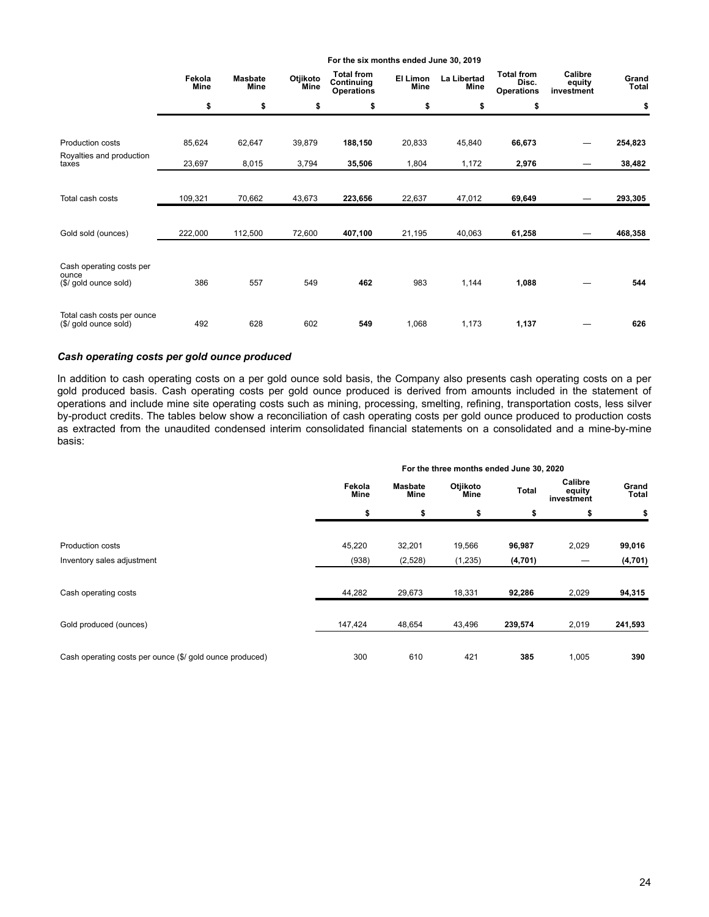| | For the six months ended June 30, 2019 | | | | | | | | |
|---|---|---|---|---|---|---|---|---|---|
| | Fekola Mine | Masbate Mine | Otjikoto Mine | Total from Continuing Operations | El Limon Mine | La Libertad Mine | Total from Disc. Operations | Calibre equity investment | Grand Total |
| | $ | $ | $ | $ | $ | $ | $ | | $ |
| Production costs | 85,624 | 62,647 | 39,879 | **188,150** | 20,833 | 45,840 | **66,673** | — | **254,823** |
| Royalties and production taxes | 23,697 | 8,015 | 3,794 | **35,506** | 1,804 | 1,172 | **2,976** | — | **38,482** |
| Total cash costs | 109,321 | 70,662 | 43,673 | **223,656** | 22,637 | 47,012 | **69,649** | — | **293,305** |
| Gold sold (ounces) | 222,000 | 112,500 | 72,600 | **407,100** | 21,195 | 40,063 | **61,258** | — | **468,358** |
| Cash operating costs per ounce ($/ gold ounce sold) | 386 | 557 | 549 | **462** | 983 | 1,144 | **1,088** | — | **544** |
| Total cash costs per ounce ($/ gold ounce sold) | 492 | 628 | 602 | **549** | 1,068 | 1,173 | **1,137** | — | **626** |

### *Cash operating costs per gold ounce produced*

In addition to cash operating costs on a per gold ounce sold basis, the Company also presents cash operating costs on a per gold produced basis. Cash operating costs per gold ounce produced is derived from amounts included in the statement of operations and include mine site operating costs such as mining, processing, smelting, refining, transportation costs, less silver by-product credits. The tables below show a reconciliation of cash operating costs per gold ounce produced to production costs as extracted from the unaudited condensed interim consolidated financial statements on a consolidated and a mine-by-mine basis:

| | For the three months ended June 30, 2020 | | | | | |
|---|---|---|---|---|---|---|
| | Fekola Mine | Masbate Mine | Otjikoto Mine | Total | Calibre equity investment | Grand Total |
| | $ | $ | $ | $ | $ | $ |
| Production costs | 45,220 | 32,201 | 19,566 | **96,987** | 2,029 | **99,016** |
| Inventory sales adjustment | (938) | (2,528) | (1,235) | **(4,701)** | — | **(4,701)** |
| Cash operating costs | 44,282 | 29,673 | 18,331 | **92,286** | 2,029 | **94,315** |
| Gold produced (ounces) | 147,424 | 48,654 | 43,496 | **239,574** | 2,019 | **241,593** |
| Cash operating costs per ounce ($/ gold ounce produced) | 300 | 610 | 421 | **385** | 1,005 | **390** |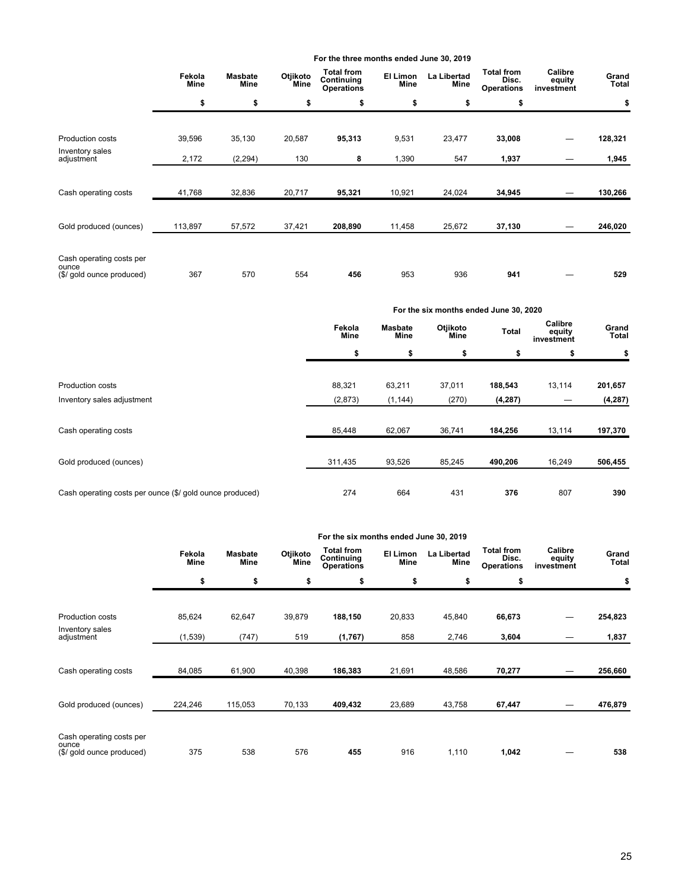| | For the three months ended June 30, 2019 | | | | | | | | |
|---|---|---|---|---|---|---|---|---|---|
| | Fekola Mine | Masbate Mine | Otjikoto Mine | Total from Continuing Operations | El Limon Mine | La Libertad Mine | Total from Disc. Operations | Calibre equity investment | Grand Total |
| | $ | $ | $ | $ | $ | $ | $ | | $ |
| Production costs | 39,596 | 35,130 | 20,587 | **95,313** | 9,531 | 23,477 | **33,008** | — | **128,321** |
| Inventory sales adjustment | 2,172 | (2,294) | 130 | **8** | 1,390 | 547 | **1,937** | — | **1,945** |
| Cash operating costs | 41,768 | 32,836 | 20,717 | **95,321** | 10,921 | 24,024 | **34,945** | — | **130,266** |
| Gold produced (ounces) | 113,897 | 57,572 | 37,421 | **208,890** | 11,458 | 25,672 | **37,130** | — | **246,020** |
| Cash operating costs per ounce ($/ gold ounce produced) | 367 | 570 | 554 | **456** | 953 | 936 | **941** | — | **529** |

| | For the six months ended June 30, 2020 | | | | | |
|---|---|---|---|---|---|---|
| | Fekola Mine | Masbate Mine | Otjikoto Mine | Total | Calibre equity investment | Grand Total |
| | $ | $ | $ | $ | $ | $ |
| Production costs | 88,321 | 63,211 | 37,011 | **188,543** | 13,114 | **201,657** |
| Inventory sales adjustment | (2,873) | (1,144) | (270) | **(4,287)** | — | **(4,287)** |
| Cash operating costs | 85,448 | 62,067 | 36,741 | **184,256** | 13,114 | **197,370** |
| Gold produced (ounces) | 311,435 | 93,526 | 85,245 | **490,206** | 16,249 | **506,455** |
| Cash operating costs per ounce ($/ gold ounce produced) | 274 | 664 | 431 | **376** | 807 | **390** |

| | For the six months ended June 30, 2019 | | | | | | | | |
|---|---|---|---|---|---|---|---|---|---|
| | Fekola Mine | Masbate Mine | Otjikoto Mine | Total from Continuing Operations | El Limon Mine | La Libertad Mine | Total from Disc. Operations | Calibre equity investment | Grand Total |
| | $ | $ | $ | $ | $ | $ | $ | | $ |
| Production costs | 85,624 | 62,647 | 39,879 | **188,150** | 20,833 | 45,840 | **66,673** | — | **254,823** |
| Inventory sales adjustment | (1,539) | (747) | 519 | **(1,767)** | 858 | 2,746 | **3,604** | — | **1,837** |
| Cash operating costs | 84,085 | 61,900 | 40,398 | **186,383** | 21,691 | 48,586 | **70,277** | — | **256,660** |
| Gold produced (ounces) | 224,246 | 115,053 | 70,133 | **409,432** | 23,689 | 43,758 | **67,447** | — | **476,879** |
| Cash operating costs per ounce ($/ gold ounce produced) | 375 | 538 | 576 | **455** | 916 | 1,110 | **1,042** | — | **538** |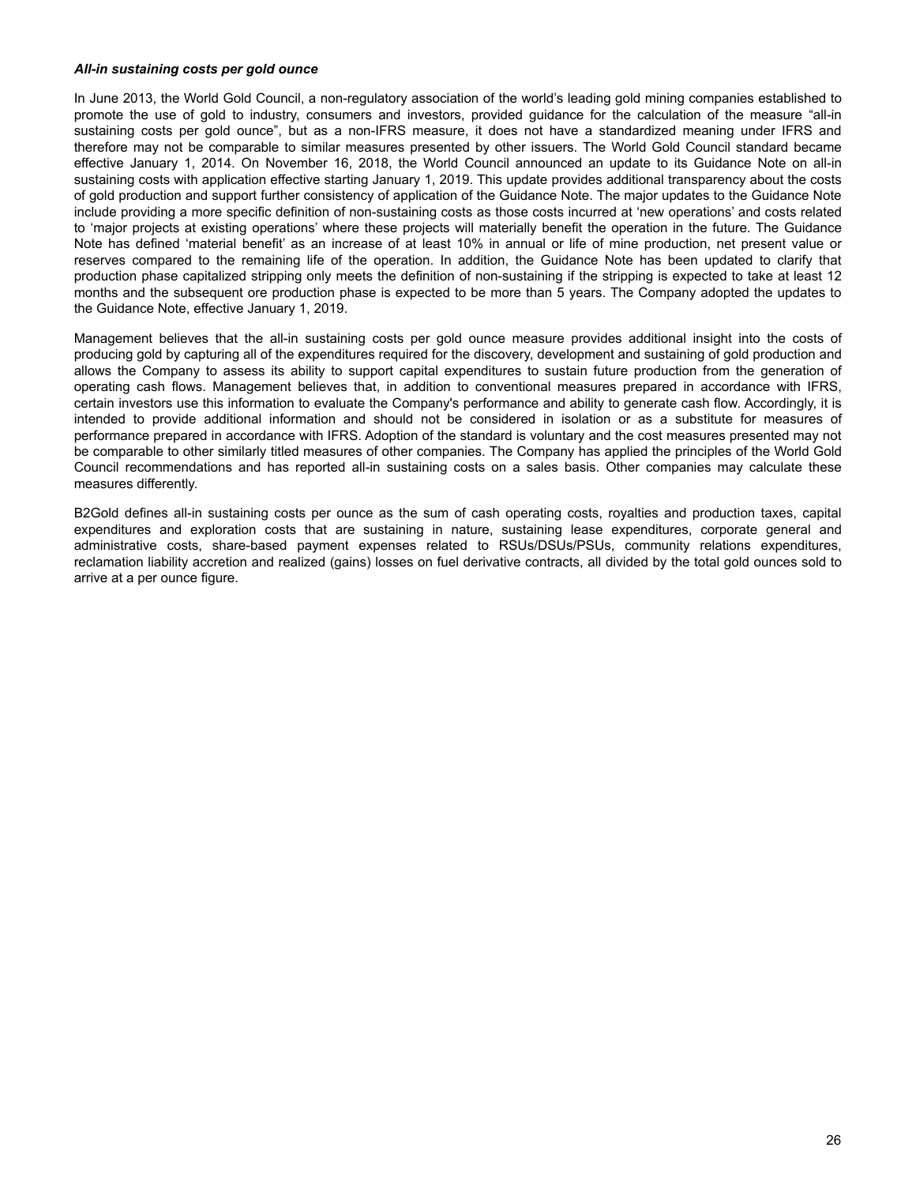***All-in sustaining costs per gold ounce***

In June 2013, the World Gold Council, a non-regulatory association of the world's leading gold mining companies established to promote the use of gold to industry, consumers and investors, provided guidance for the calculation of the measure "all-in sustaining costs per gold ounce", but as a non-IFRS measure, it does not have a standardized meaning under IFRS and therefore may not be comparable to similar measures presented by other issuers. The World Gold Council standard became effective January 1, 2014. On November 16, 2018, the World Council announced an update to its Guidance Note on all-in sustaining costs with application effective starting January 1, 2019. This update provides additional transparency about the costs of gold production and support further consistency of application of the Guidance Note. The major updates to the Guidance Note include providing a more specific definition of non-sustaining costs as those costs incurred at 'new operations' and costs related to 'major projects at existing operations' where these projects will materially benefit the operation in the future. The Guidance Note has defined 'material benefit' as an increase of at least 10% in annual or life of mine production, net present value or reserves compared to the remaining life of the operation. In addition, the Guidance Note has been updated to clarify that production phase capitalized stripping only meets the definition of non-sustaining if the stripping is expected to take at least 12 months and the subsequent ore production phase is expected to be more than 5 years. The Company adopted the updates to the Guidance Note, effective January 1, 2019.

Management believes that the all-in sustaining costs per gold ounce measure provides additional insight into the costs of producing gold by capturing all of the expenditures required for the discovery, development and sustaining of gold production and allows the Company to assess its ability to support capital expenditures to sustain future production from the generation of operating cash flows. Management believes that, in addition to conventional measures prepared in accordance with IFRS, certain investors use this information to evaluate the Company's performance and ability to generate cash flow. Accordingly, it is intended to provide additional information and should not be considered in isolation or as a substitute for measures of performance prepared in accordance with IFRS. Adoption of the standard is voluntary and the cost measures presented may not be comparable to other similarly titled measures of other companies. The Company has applied the principles of the World Gold Council recommendations and has reported all-in sustaining costs on a sales basis. Other companies may calculate these measures differently.

B2Gold defines all-in sustaining costs per ounce as the sum of cash operating costs, royalties and production taxes, capital expenditures and exploration costs that are sustaining in nature, sustaining lease expenditures, corporate general and administrative costs, share-based payment expenses related to RSUs/DSUs/PSUs, community relations expenditures, reclamation liability accretion and realized (gains) losses on fuel derivative contracts, all divided by the total gold ounces sold to arrive at a per ounce figure.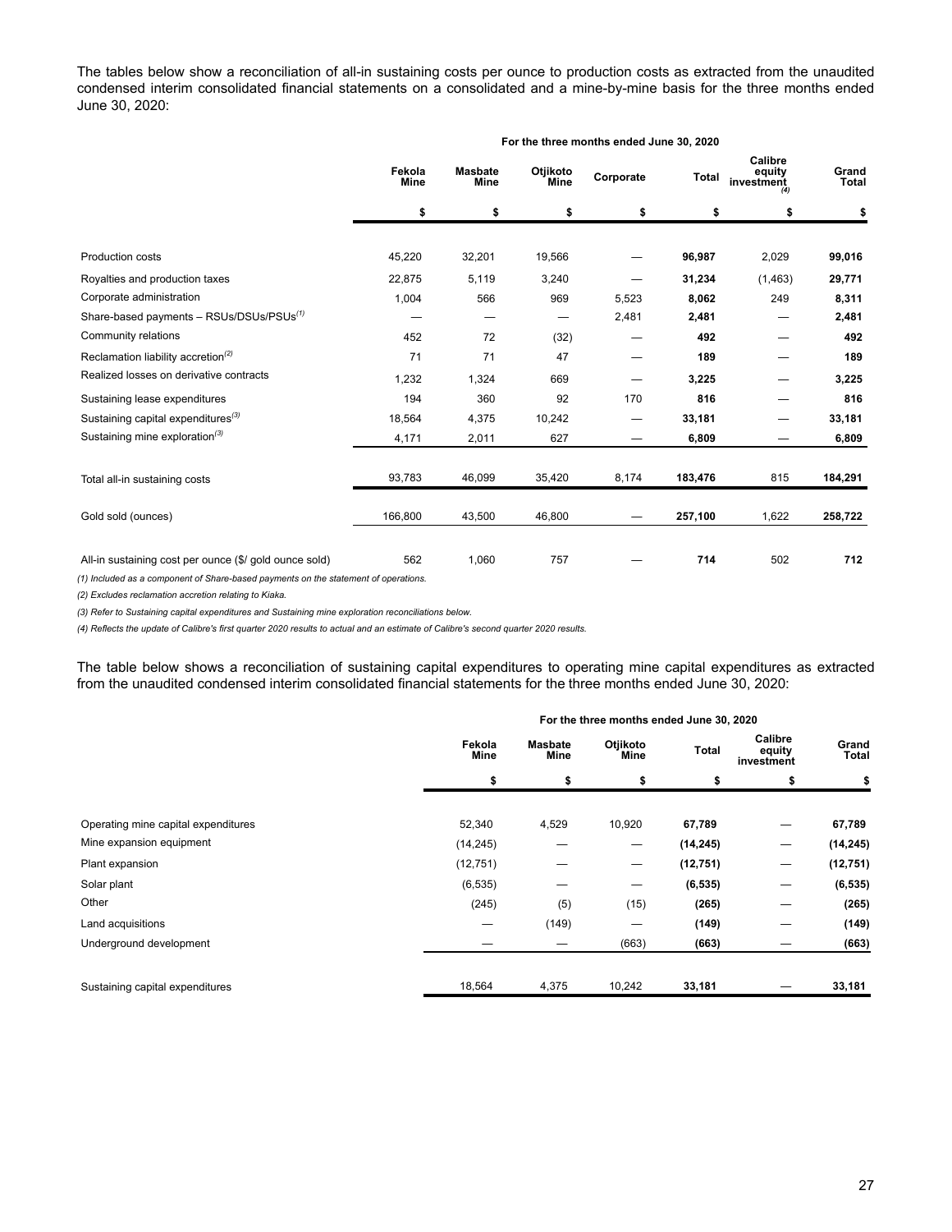The tables below show a reconciliation of all-in sustaining costs per ounce to production costs as extracted from the unaudited condensed interim consolidated financial statements on a consolidated and a mine-by-mine basis for the three months ended June 30, 2020:

| | For the three months ended June 30, 2020 | | | | | | |
|---|---|---|---|---|---|---|---|
| | Fekola Mine | Masbate Mine | Otjikoto Mine | Corporate | Total | Calibre equity investment[(4)] | Grand Total |
| | $ | $ | $ | $ | $ | $ | $ |
| Production costs | 45,220 | 32,201 | 19,566 | — | **96,987** | 2,029 | **99,016** |
| Royalties and production taxes | 22,875 | 5,119 | 3,240 | — | **31,234** | (1,463) | **29,771** |
| Corporate administration | 1,004 | 566 | 969 | 5,523 | **8,062** | 249 | **8,311** |
| Share-based payments – RSUs/DSUs/PSUs[(1)] | — | — | — | 2,481 | **2,481** | — | **2,481** |
| Community relations | 452 | 72 | (32) | — | **492** | — | **492** |
| Reclamation liability accretion[(2)] | 71 | 71 | 47 | — | **189** | — | **189** |
| Realized losses on derivative contracts | 1,232 | 1,324 | 669 | — | **3,225** | — | **3,225** |
| Sustaining lease expenditures | 194 | 360 | 92 | 170 | **816** | — | **816** |
| Sustaining capital expenditures[(3)] | 18,564 | 4,375 | 10,242 | — | **33,181** | — | **33,181** |
| Sustaining mine exploration[(3)] | 4,171 | 2,011 | 627 | — | **6,809** | — | **6,809** |
| Total all-in sustaining costs | 93,783 | 46,099 | 35,420 | 8,174 | **183,476** | 815 | **184,291** |
| Gold sold (ounces) | 166,800 | 43,500 | 46,800 | — | **257,100** | 1,622 | **258,722** |
| All-in sustaining cost per ounce ($/ gold ounce sold) | 562 | 1,060 | 757 | — | **714** | 502 | **712** |

*(1) Included as a component of Share-based payments on the statement of operations.*

*(2) Excludes reclamation accretion relating to Kiaka.*

*(3) Refer to Sustaining capital expenditures and Sustaining mine exploration reconciliations below.*

*(4) Reflects the update of Calibre's first quarter 2020 results to actual and an estimate of Calibre's second quarter 2020 results.*

The table below shows a reconciliation of sustaining capital expenditures to operating mine capital expenditures as extracted from the unaudited condensed interim consolidated financial statements for the three months ended June 30, 2020:

| | For the three months ended June 30, 2020 | | | | | |
|---|---|---|---|---|---|---|
| | Fekola Mine | Masbate Mine | Otjikoto Mine | Total | Calibre equity investment | Grand Total |
| | $ | $ | $ | $ | $ | $ |
| Operating mine capital expenditures | 52,340 | 4,529 | 10,920 | **67,789** | — | **67,789** |
| Mine expansion equipment | (14,245) | — | — | **(14,245)** | — | **(14,245)** |
| Plant expansion | (12,751) | — | — | **(12,751)** | — | **(12,751)** |
| Solar plant | (6,535) | — | — | **(6,535)** | — | **(6,535)** |
| Other | (245) | (5) | (15) | **(265)** | — | **(265)** |
| Land acquisitions | — | (149) | — | **(149)** | — | **(149)** |
| Underground development | — | — | (663) | **(663)** | — | **(663)** |
| Sustaining capital expenditures | 18,564 | 4,375 | 10,242 | **33,181** | — | **33,181** |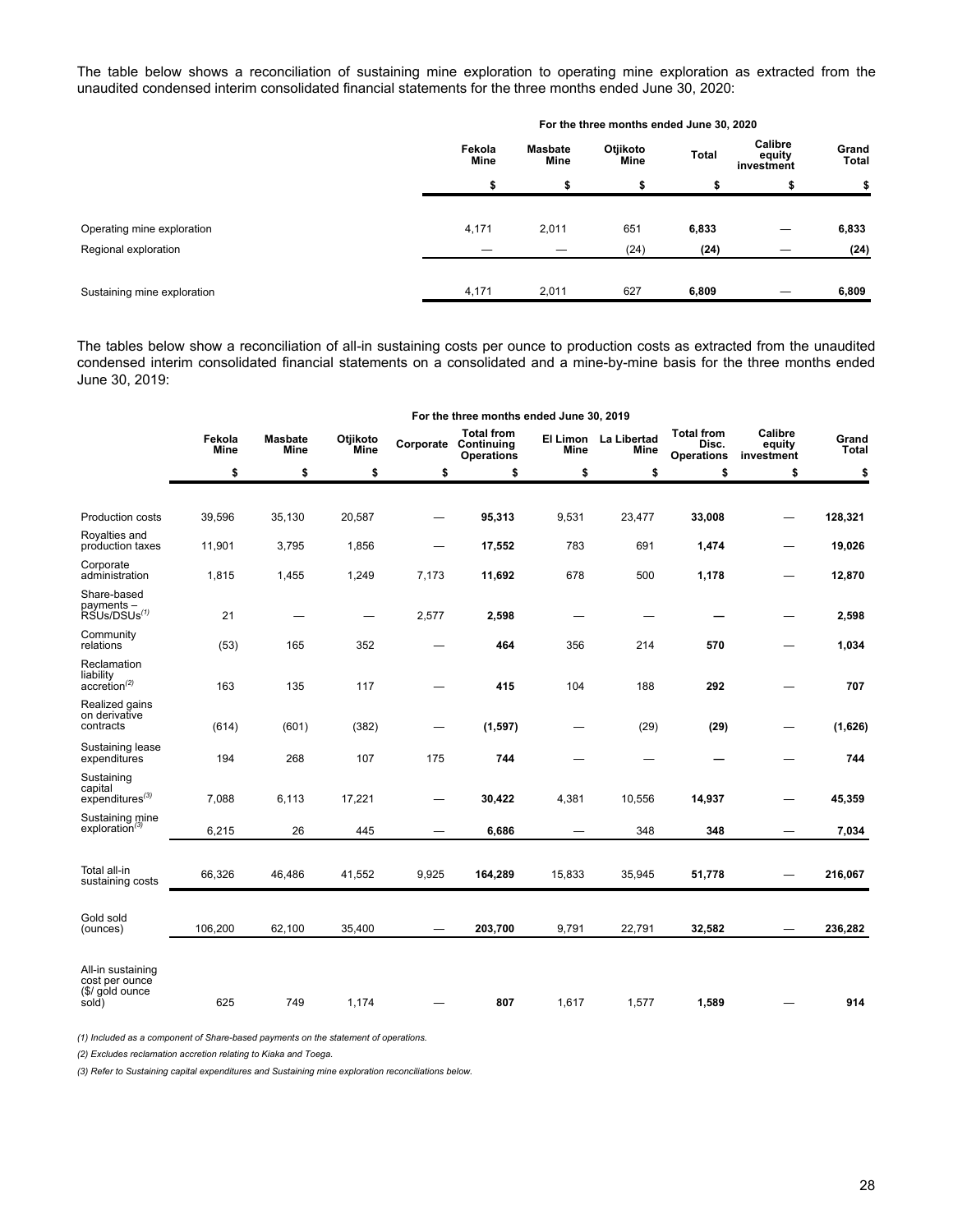The table below shows a reconciliation of sustaining mine exploration to operating mine exploration as extracted from the unaudited condensed interim consolidated financial statements for the three months ended June 30, 2020:

| | For the three months ended June 30, 2020 | | | | | |
|---|---|---|---|---|---|---|
| | Fekola Mine | Masbate Mine | Otjikoto Mine | Total | Calibre equity investment | Grand Total |
| | $ | $ | $ | $ | $ | $ |
| Operating mine exploration | 4,171 | 2,011 | 651 | **6,833** | — | **6,833** |
| Regional exploration | — | — | (24) | **(24)** | — | **(24)** |
| Sustaining mine exploration | 4,171 | 2,011 | 627 | **6,809** | — | **6,809** |

The tables below show a reconciliation of all-in sustaining costs per ounce to production costs as extracted from the unaudited condensed interim consolidated financial statements on a consolidated and a mine-by-mine basis for the three months ended June 30, 2019:

| | For the three months ended June 30, 2019 | | | | | | | | | |
|---|---|---|---|---|---|---|---|---|---|---|
| | Fekola Mine | Masbate Mine | Otjikoto Mine | Corporate | Total from Continuing Operations | El Limon Mine | La Libertad Mine | Total from Disc. Operations | Calibre equity investment | Grand Total |
| | $ | $ | $ | $ | $ | $ | $ | $ | $ | $ |
| Production costs | 39,596 | 35,130 | 20,587 | — | **95,313** | 9,531 | 23,477 | **33,008** | — | **128,321** |
| Royalties and production taxes | 11,901 | 3,795 | 1,856 | — | **17,552** | 783 | 691 | **1,474** | — | **19,026** |
| Corporate administration | 1,815 | 1,455 | 1,249 | 7,173 | **11,692** | 678 | 500 | **1,178** | — | **12,870** |
| Share-based payments – RSUs/DSUs[(1)] | 21 | — | — | 2,577 | **2,598** | — | — | **—** | — | **2,598** |
| Community relations | (53) | 165 | 352 | — | **464** | 356 | 214 | **570** | — | **1,034** |
| Reclamation liability accretion[(2)] | 163 | 135 | 117 | — | **415** | 104 | 188 | **292** | — | **707** |
| Realized gains on derivative contracts | (614) | (601) | (382) | — | **(1,597)** | — | (29) | **(29)** | — | **(1,626)** |
| Sustaining lease expenditures | 194 | 268 | 107 | 175 | **744** | — | — | **—** | — | **744** |
| Sustaining capital expenditures[(3)] | 7,088 | 6,113 | 17,221 | — | **30,422** | 4,381 | 10,556 | **14,937** | — | **45,359** |
| Sustaining mine exploration[(3)] | 6,215 | 26 | 445 | — | **6,686** | — | 348 | **348** | — | **7,034** |
| Total all-in sustaining costs | 66,326 | 46,486 | 41,552 | 9,925 | **164,289** | 15,833 | 35,945 | **51,778** | — | **216,067** |
| Gold sold (ounces) | 106,200 | 62,100 | 35,400 | — | **203,700** | 9,791 | 22,791 | **32,582** | — | **236,282** |
| All-in sustaining cost per ounce ($/ gold ounce sold) | 625 | 749 | 1,174 | — | **807** | 1,617 | 1,577 | **1,589** | — | **914** |

*(1) Included as a component of Share-based payments on the statement of operations.*

*(2) Excludes reclamation accretion relating to Kiaka and Toega.*

*(3) Refer to Sustaining capital expenditures and Sustaining mine exploration reconciliations below.*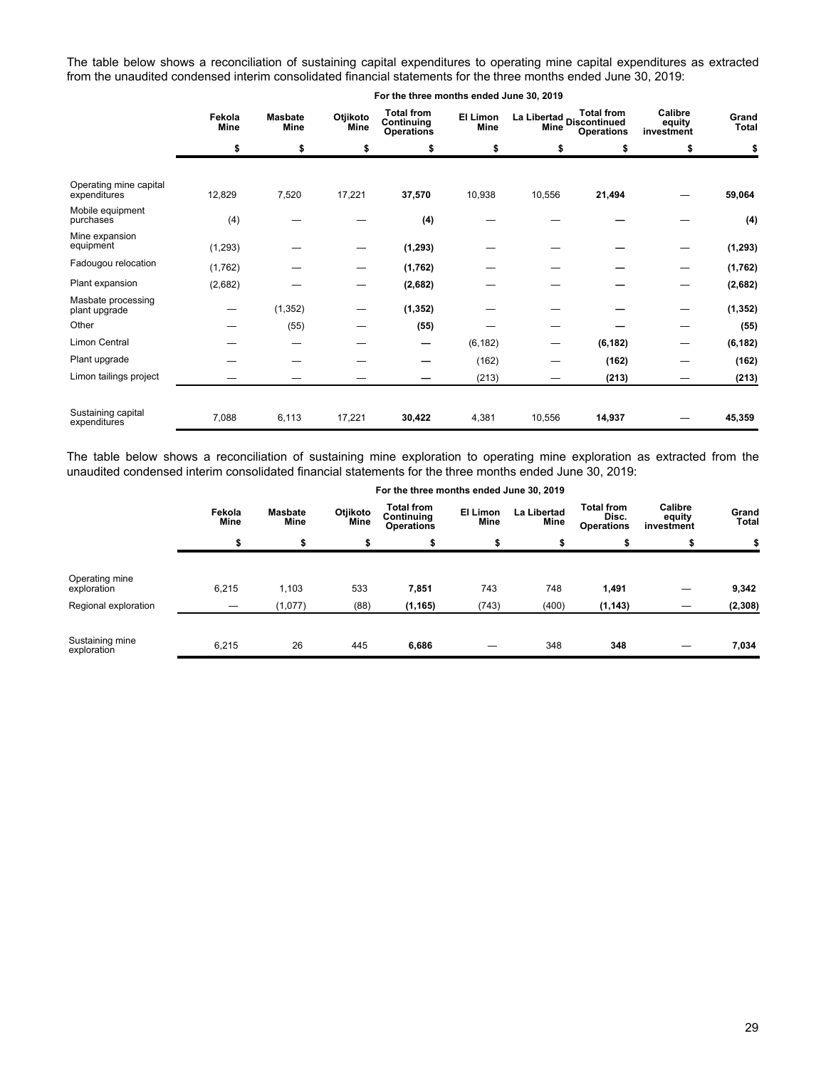The table below shows a reconciliation of sustaining capital expenditures to operating mine capital expenditures as extracted from the unaudited condensed interim consolidated financial statements for the three months ended June 30, 2019:

| | For the three months ended June 30, 2019 | | | | | | | | |
|---|---|---|---|---|---|---|---|---|---|
| | Fekola Mine | Masbate Mine | Otjikoto Mine | Total from Continuing Operations | El Limon Mine | La Libertad Mine | Total from Discontinued Operations | Calibre equity investment | Grand Total |
| | $ | $ | $ | $ | $ | $ | $ | $ | $ |
| Operating mine capital expenditures | 12,829 | 7,520 | 17,221 | **37,570** | 10,938 | 10,556 | **21,494** | — | **59,064** |
| Mobile equipment purchases | (4) | — | — | **(4)** | — | — | **—** | — | **(4)** |
| Mine expansion equipment | (1,293) | — | — | **(1,293)** | — | — | **—** | — | **(1,293)** |
| Fadougou relocation | (1,762) | — | — | **(1,762)** | — | — | **—** | — | **(1,762)** |
| Plant expansion | (2,682) | — | — | **(2,682)** | — | — | **—** | — | **(2,682)** |
| Masbate processing plant upgrade | — | (1,352) | — | **(1,352)** | — | — | **—** | — | **(1,352)** |
| Other | — | (55) | — | **(55)** | — | — | **—** | — | **(55)** |
| Limon Central | — | — | — | **—** | (6,182) | — | **(6,182)** | — | **(6,182)** |
| Plant upgrade | — | — | — | **—** | (162) | — | **(162)** | — | **(162)** |
| Limon tailings project | — | — | — | **—** | (213) | — | **(213)** | — | **(213)** |
| Sustaining capital expenditures | 7,088 | 6,113 | 17,221 | **30,422** | 4,381 | 10,556 | **14,937** | — | **45,359** |

The table below shows a reconciliation of sustaining mine exploration to operating mine exploration as extracted from the unaudited condensed interim consolidated financial statements for the three months ended June 30, 2019:

| | For the three months ended June 30, 2019 | | | | | | | | |
|---|---|---|---|---|---|---|---|---|---|
| | Fekola Mine | Masbate Mine | Otjikoto Mine | Total from Continuing Operations | El Limon Mine | La Libertad Mine | Total from Disc. Operations | Calibre equity investment | Grand Total |
| | $ | $ | $ | $ | $ | $ | $ | $ | $ |
| Operating mine exploration | 6,215 | 1,103 | 533 | **7,851** | 743 | 748 | **1,491** | — | **9,342** |
| Regional exploration | — | (1,077) | (88) | **(1,165)** | (743) | (400) | **(1,143)** | — | **(2,308)** |
| Sustaining mine exploration | 6,215 | 26 | 445 | **6,686** | — | 348 | **348** | — | **7,034** |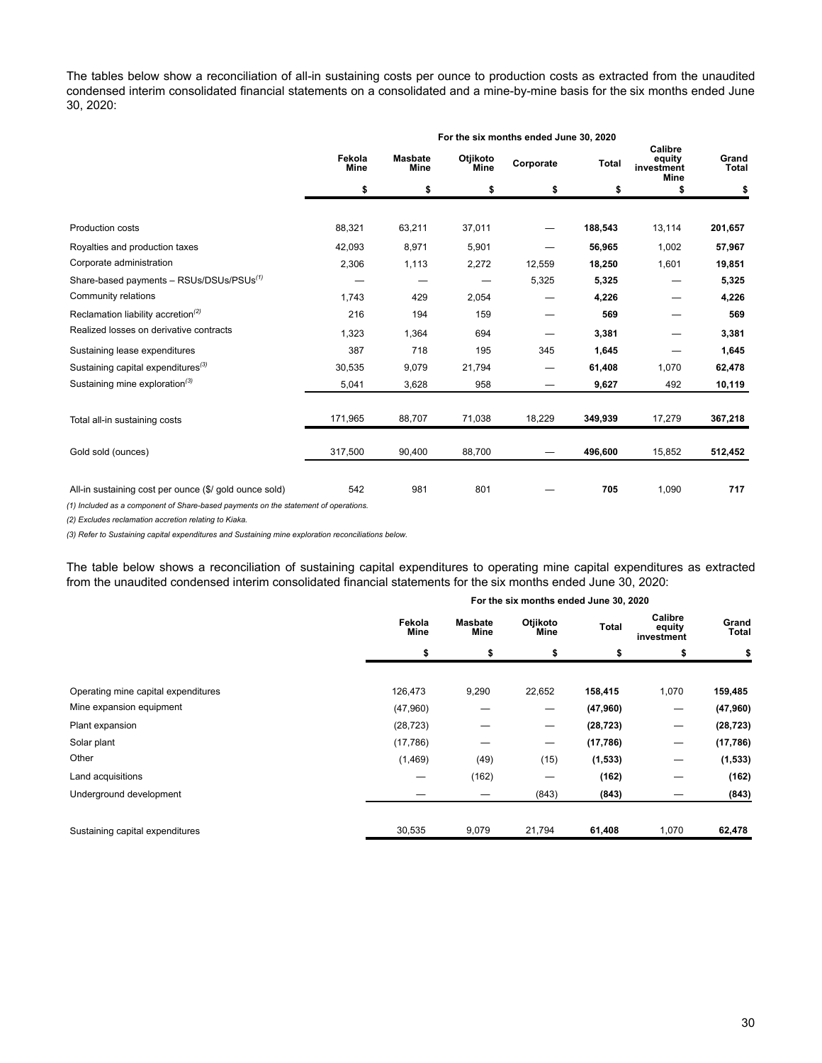The tables below show a reconciliation of all-in sustaining costs per ounce to production costs as extracted from the unaudited condensed interim consolidated financial statements on a consolidated and a mine-by-mine basis for the six months ended June 30, 2020:

| | For the six months ended June 30, 2020 | | | | | | |
|---|---|---|---|---|---|---|---|
| | Fekola Mine | Masbate Mine | Otjikoto Mine | Corporate | Total | Calibre equity investment Mine | Grand Total |
| | $ | $ | $ | $ | $ | $ | $ |
| Production costs | 88,321 | 63,211 | 37,011 | — | **188,543** | 13,114 | **201,657** |
| Royalties and production taxes | 42,093 | 8,971 | 5,901 | — | **56,965** | 1,002 | **57,967** |
| Corporate administration | 2,306 | 1,113 | 2,272 | 12,559 | **18,250** | 1,601 | **19,851** |
| Share-based payments – RSUs/DSUs/PSUs[(1)] | — | — | — | 5,325 | **5,325** | — | **5,325** |
| Community relations | 1,743 | 429 | 2,054 | — | **4,226** | — | **4,226** |
| Reclamation liability accretion[(2)] | 216 | 194 | 159 | — | **569** | — | **569** |
| Realized losses on derivative contracts | 1,323 | 1,364 | 694 | — | **3,381** | — | **3,381** |
| Sustaining lease expenditures | 387 | 718 | 195 | 345 | **1,645** | — | **1,645** |
| Sustaining capital expenditures[(3)] | 30,535 | 9,079 | 21,794 | — | **61,408** | 1,070 | **62,478** |
| Sustaining mine exploration[(3)] | 5,041 | 3,628 | 958 | — | **9,627** | 492 | **10,119** |
| Total all-in sustaining costs | 171,965 | 88,707 | 71,038 | 18,229 | **349,939** | 17,279 | **367,218** |
| Gold sold (ounces) | 317,500 | 90,400 | 88,700 | — | **496,600** | 15,852 | **512,452** |
| All-in sustaining cost per ounce ($/ gold ounce sold) | 542 | 981 | 801 | — | **705** | 1,090 | **717** |

*(1) Included as a component of Share-based payments on the statement of operations.*

*(2) Excludes reclamation accretion relating to Kiaka.*

*(3) Refer to Sustaining capital expenditures and Sustaining mine exploration reconciliations below.*

The table below shows a reconciliation of sustaining capital expenditures to operating mine capital expenditures as extracted from the unaudited condensed interim consolidated financial statements for the six months ended June 30, 2020:

| | For the six months ended June 30, 2020 | | | | | |
|---|---|---|---|---|---|---|
| | Fekola Mine | Masbate Mine | Otjikoto Mine | Total | Calibre equity investment | Grand Total |
| | $ | $ | $ | $ | $ | $ |
| Operating mine capital expenditures | 126,473 | 9,290 | 22,652 | **158,415** | 1,070 | **159,485** |
| Mine expansion equipment | (47,960) | — | — | **(47,960)** | — | **(47,960)** |
| Plant expansion | (28,723) | — | — | **(28,723)** | — | **(28,723)** |
| Solar plant | (17,786) | — | — | **(17,786)** | — | **(17,786)** |
| Other | (1,469) | (49) | (15) | **(1,533)** | — | **(1,533)** |
| Land acquisitions | — | (162) | — | **(162)** | — | **(162)** |
| Underground development | — | — | (843) | **(843)** | — | **(843)** |
| Sustaining capital expenditures | 30,535 | 9,079 | 21,794 | **61,408** | 1,070 | **62,478** |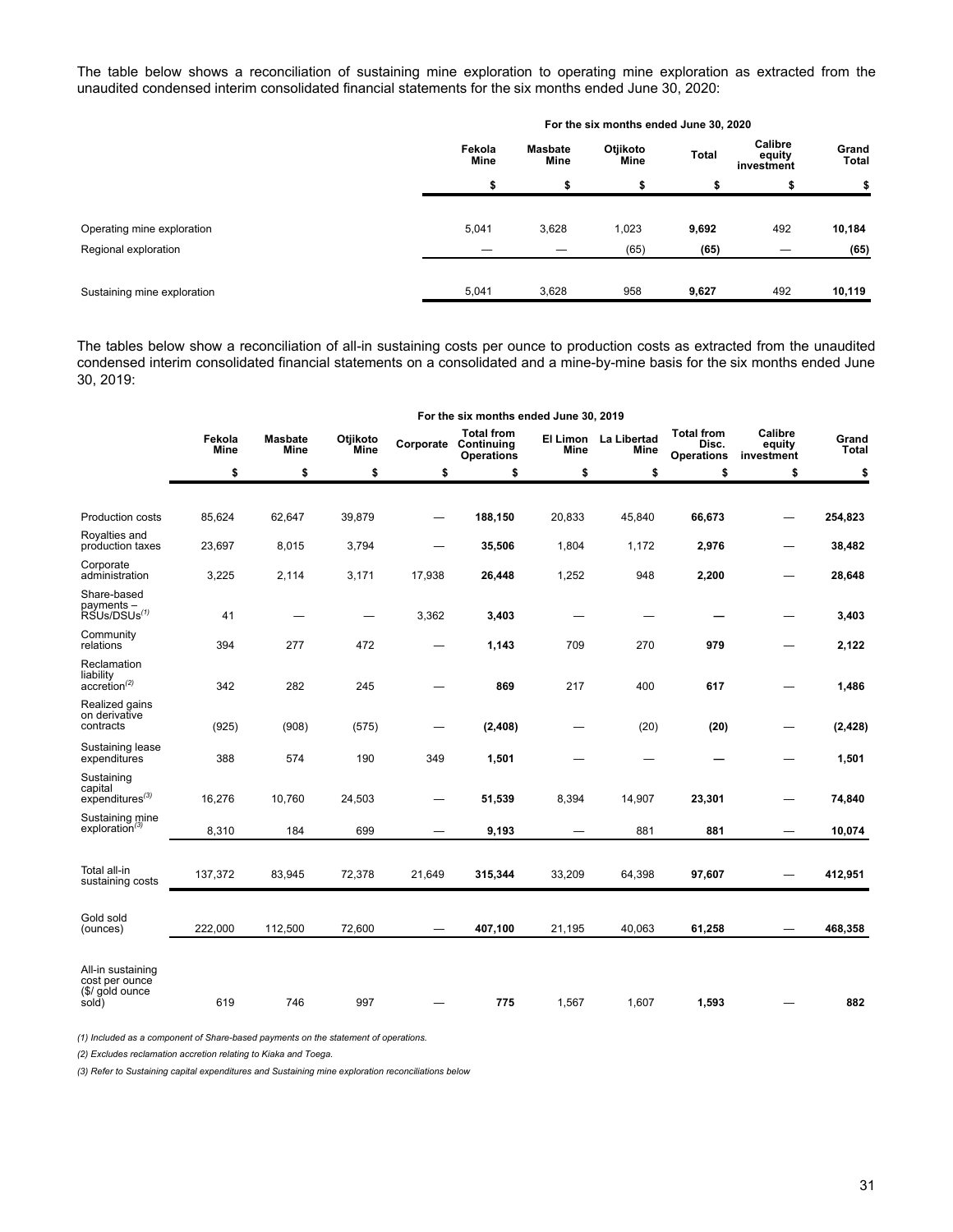The table below shows a reconciliation of sustaining mine exploration to operating mine exploration as extracted from the unaudited condensed interim consolidated financial statements for the six months ended June 30, 2020:

| | For the six months ended June 30, 2020 | | | | | |
|---|---|---|---|---|---|---|
| | Fekola Mine | Masbate Mine | Otjikoto Mine | Total | Calibre equity investment | Grand Total |
| | $ | $ | $ | $ | $ | $ |
| Operating mine exploration | 5,041 | 3,628 | 1,023 | **9,692** | 492 | **10,184** |
| Regional exploration | — | — | (65) | **(65)** | — | **(65)** |
| Sustaining mine exploration | 5,041 | 3,628 | 958 | **9,627** | 492 | **10,119** |

The tables below show a reconciliation of all-in sustaining costs per ounce to production costs as extracted from the unaudited condensed interim consolidated financial statements on a consolidated and a mine-by-mine basis for the six months ended June 30, 2019:

| | For the six months ended June 30, 2019 | | | | | | | | | |
|---|---|---|---|---|---|---|---|---|---|---|
| | Fekola Mine | Masbate Mine | Otjikoto Mine | Corporate | Total from Continuing Operations | El Limon Mine | La Libertad Mine | Total from Disc. Operations | Calibre equity investment | Grand Total |
| | $ | $ | $ | $ | $ | $ | $ | $ | $ | $ |
| Production costs | 85,624 | 62,647 | 39,879 | — | **188,150** | 20,833 | 45,840 | **66,673** | — | **254,823** |
| Royalties and production taxes | 23,697 | 8,015 | 3,794 | — | **35,506** | 1,804 | 1,172 | **2,976** | — | **38,482** |
| Corporate administration | 3,225 | 2,114 | 3,171 | 17,938 | **26,448** | 1,252 | 948 | **2,200** | — | **28,648** |
| Share-based payments – RSUs/DSUs(1) | 41 | — | — | 3,362 | **3,403** | — | — | **—** | — | **3,403** |
| Community relations | 394 | 277 | 472 | — | **1,143** | 709 | 270 | **979** | — | **2,122** |
| Reclamation liability accretion(2) | 342 | 282 | 245 | — | **869** | 217 | 400 | **617** | — | **1,486** |
| Realized gains on derivative contracts | (925) | (908) | (575) | — | **(2,408)** | — | (20) | **(20)** | — | **(2,428)** |
| Sustaining lease expenditures | 388 | 574 | 190 | 349 | **1,501** | — | — | **—** | — | **1,501** |
| Sustaining capital expenditures(3) | 16,276 | 10,760 | 24,503 | — | **51,539** | 8,394 | 14,907 | **23,301** | — | **74,840** |
| Sustaining mine exploration(3) | 8,310 | 184 | 699 | — | **9,193** | — | 881 | **881** | — | **10,074** |
| Total all-in sustaining costs | 137,372 | 83,945 | 72,378 | 21,649 | **315,344** | 33,209 | 64,398 | **97,607** | — | **412,951** |
| Gold sold (ounces) | 222,000 | 112,500 | 72,600 | — | **407,100** | 21,195 | 40,063 | **61,258** | — | **468,358** |
| All-in sustaining cost per ounce ($/ gold ounce sold) | 619 | 746 | 997 | — | **775** | 1,567 | 1,607 | **1,593** | — | **882** |

*(1) Included as a component of Share-based payments on the statement of operations.*

*(2) Excludes reclamation accretion relating to Kiaka and Toega.*

*(3) Refer to Sustaining capital expenditures and Sustaining mine exploration reconciliations below*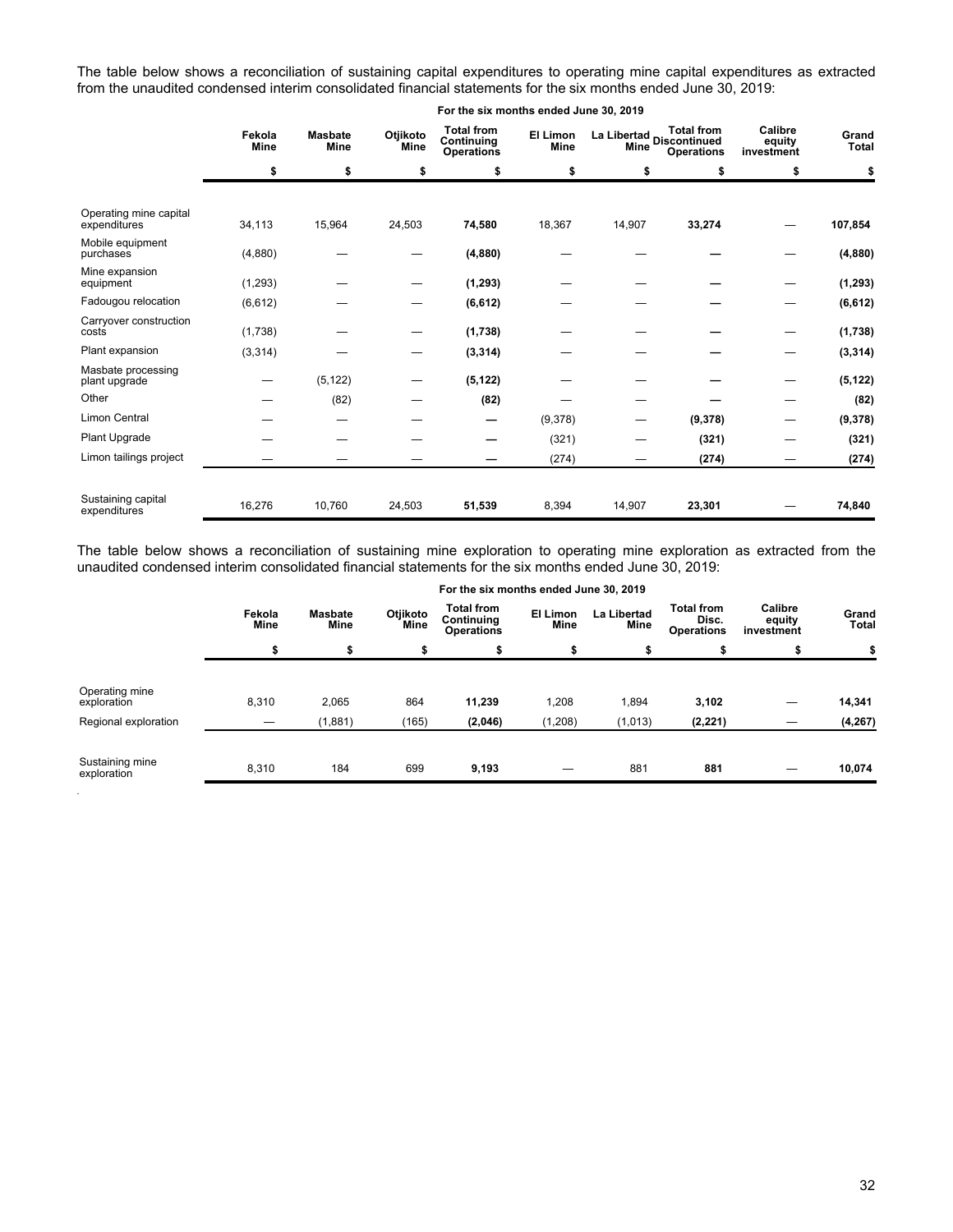The table below shows a reconciliation of sustaining capital expenditures to operating mine capital expenditures as extracted from the unaudited condensed interim consolidated financial statements for the six months ended June 30, 2019:

| | For the six months ended June 30, 2019 | | | | | | | | |
|---|---|---|---|---|---|---|---|---|---|
| | Fekola Mine | Masbate Mine | Otjikoto Mine | Total from Continuing Operations | El Limon Mine | La Libertad Mine | Total from Discontinued Operations | Calibre equity investment | Grand Total |
| | $ | $ | $ | $ | $ | $ | $ | $ | $ |
| Operating mine capital expenditures | 34,113 | 15,964 | 24,503 | **74,580** | 18,367 | 14,907 | **33,274** | — | **107,854** |
| Mobile equipment purchases | (4,880) | — | — | **(4,880)** | — | — | **—** | — | **(4,880)** |
| Mine expansion equipment | (1,293) | — | — | **(1,293)** | — | — | **—** | — | **(1,293)** |
| Fadougou relocation | (6,612) | — | — | **(6,612)** | — | — | **—** | — | **(6,612)** |
| Carryover construction costs | (1,738) | — | — | **(1,738)** | — | — | **—** | — | **(1,738)** |
| Plant expansion | (3,314) | — | — | **(3,314)** | — | — | **—** | — | **(3,314)** |
| Masbate processing plant upgrade | — | (5,122) | — | **(5,122)** | — | — | **—** | — | **(5,122)** |
| Other | — | (82) | — | **(82)** | — | — | **—** | — | **(82)** |
| Limon Central | — | — | — | **—** | (9,378) | — | **(9,378)** | — | **(9,378)** |
| Plant Upgrade | — | — | — | **—** | (321) | — | **(321)** | — | **(321)** |
| Limon tailings project | — | — | — | **—** | (274) | — | **(274)** | — | **(274)** |
| Sustaining capital expenditures | 16,276 | 10,760 | 24,503 | **51,539** | 8,394 | 14,907 | **23,301** | — | **74,840** |

The table below shows a reconciliation of sustaining mine exploration to operating mine exploration as extracted from the unaudited condensed interim consolidated financial statements for the six months ended June 30, 2019:

| | For the six months ended June 30, 2019 | | | | | | | | |
|---|---|---|---|---|---|---|---|---|---|
| | Fekola Mine | Masbate Mine | Otjikoto Mine | Total from Continuing Operations | El Limon Mine | La Libertad Mine | Total from Disc. Operations | Calibre equity investment | Grand Total |
| | $ | $ | $ | $ | $ | $ | $ | $ | $ |
| Operating mine exploration | 8,310 | 2,065 | 864 | **11,239** | 1,208 | 1,894 | **3,102** | — | **14,341** |
| Regional exploration | — | (1,881) | (165) | **(2,046)** | (1,208) | (1,013) | **(2,221)** | — | **(4,267)** |
| Sustaining mine exploration | 8,310 | 184 | 699 | **9,193** | — | 881 | **881** | — | **10,074** |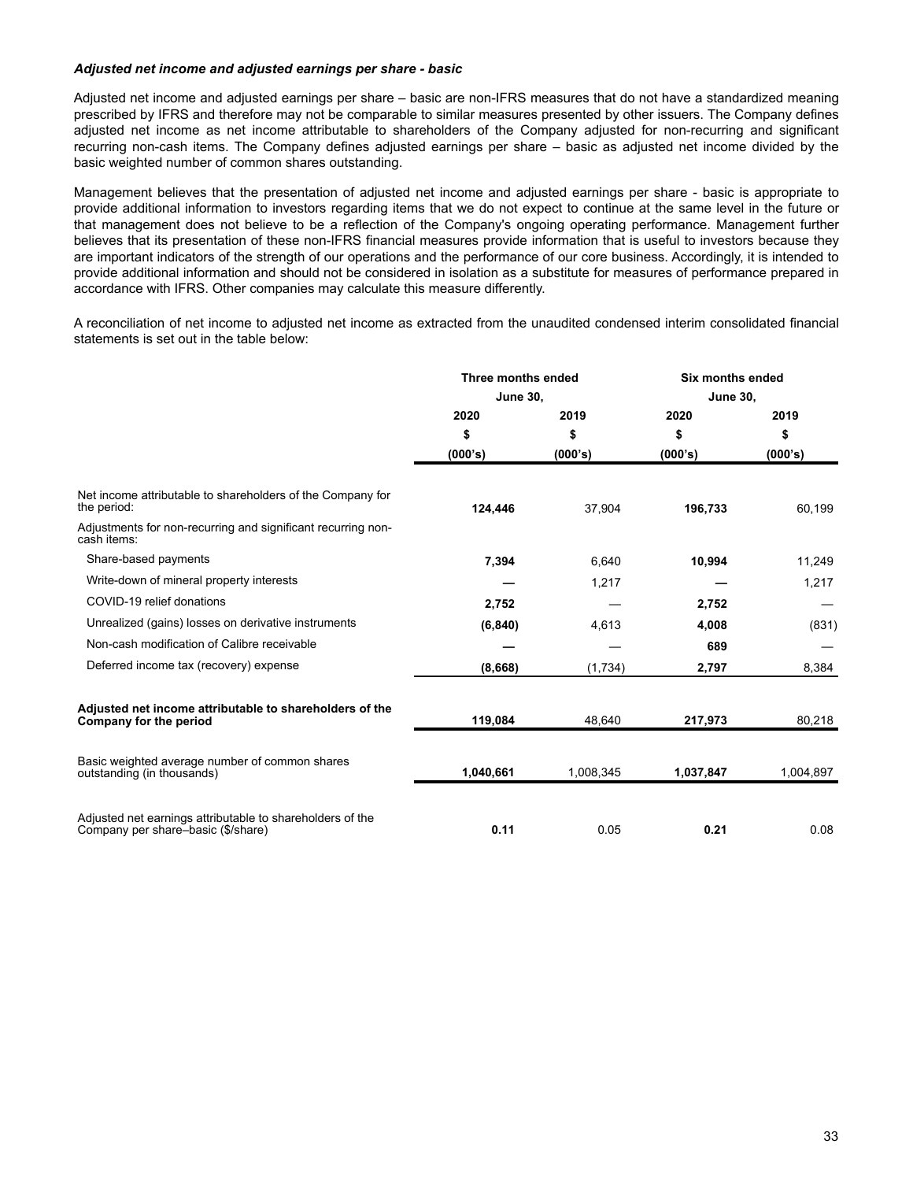### *Adjusted net income and adjusted earnings per share - basic*

Adjusted net income and adjusted earnings per share – basic are non-IFRS measures that do not have a standardized meaning prescribed by IFRS and therefore may not be comparable to similar measures presented by other issuers. The Company defines adjusted net income as net income attributable to shareholders of the Company adjusted for non-recurring and significant recurring non-cash items. The Company defines adjusted earnings per share – basic as adjusted net income divided by the basic weighted number of common shares outstanding.

Management believes that the presentation of adjusted net income and adjusted earnings per share - basic is appropriate to provide additional information to investors regarding items that we do not expect to continue at the same level in the future or that management does not believe to be a reflection of the Company's ongoing operating performance. Management further believes that its presentation of these non-IFRS financial measures provide information that is useful to investors because they are important indicators of the strength of our operations and the performance of our core business. Accordingly, it is intended to provide additional information and should not be considered in isolation as a substitute for measures of performance prepared in accordance with IFRS. Other companies may calculate this measure differently.

A reconciliation of net income to adjusted net income as extracted from the unaudited condensed interim consolidated financial statements is set out in the table below:

| | Three months ended June 30, | | Six months ended June 30, | |
|---|---|---|---|---|
| | **2020** | **2019** | **2020** | **2019** |
| | **$** | **$** | **$** | **$** |
| | **(000's)** | **(000's)** | **(000's)** | **(000's)** |
| Net income attributable to shareholders of the Company for the period: | **124,446** | 37,904 | **196,733** | 60,199 |
| Adjustments for non-recurring and significant recurring non-cash items: | | | | |
| Share-based payments | **7,394** | 6,640 | **10,994** | 11,249 |
| Write-down of mineral property interests | **—** | 1,217 | **—** | 1,217 |
| COVID-19 relief donations | **2,752** | — | **2,752** | — |
| Unrealized (gains) losses on derivative instruments | **(6,840)** | 4,613 | **4,008** | (831) |
| Non-cash modification of Calibre receivable | **—** | — | **689** | — |
| Deferred income tax (recovery) expense | **(8,668)** | (1,734) | **2,797** | 8,384 |
| **Adjusted net income attributable to shareholders of the Company for the period** | **119,084** | 48,640 | **217,973** | 80,218 |
| Basic weighted average number of common shares outstanding (in thousands) | **1,040,661** | 1,008,345 | **1,037,847** | 1,004,897 |
| Adjusted net earnings attributable to shareholders of the Company per share–basic ($/share) | **0.11** | 0.05 | **0.21** | 0.08 |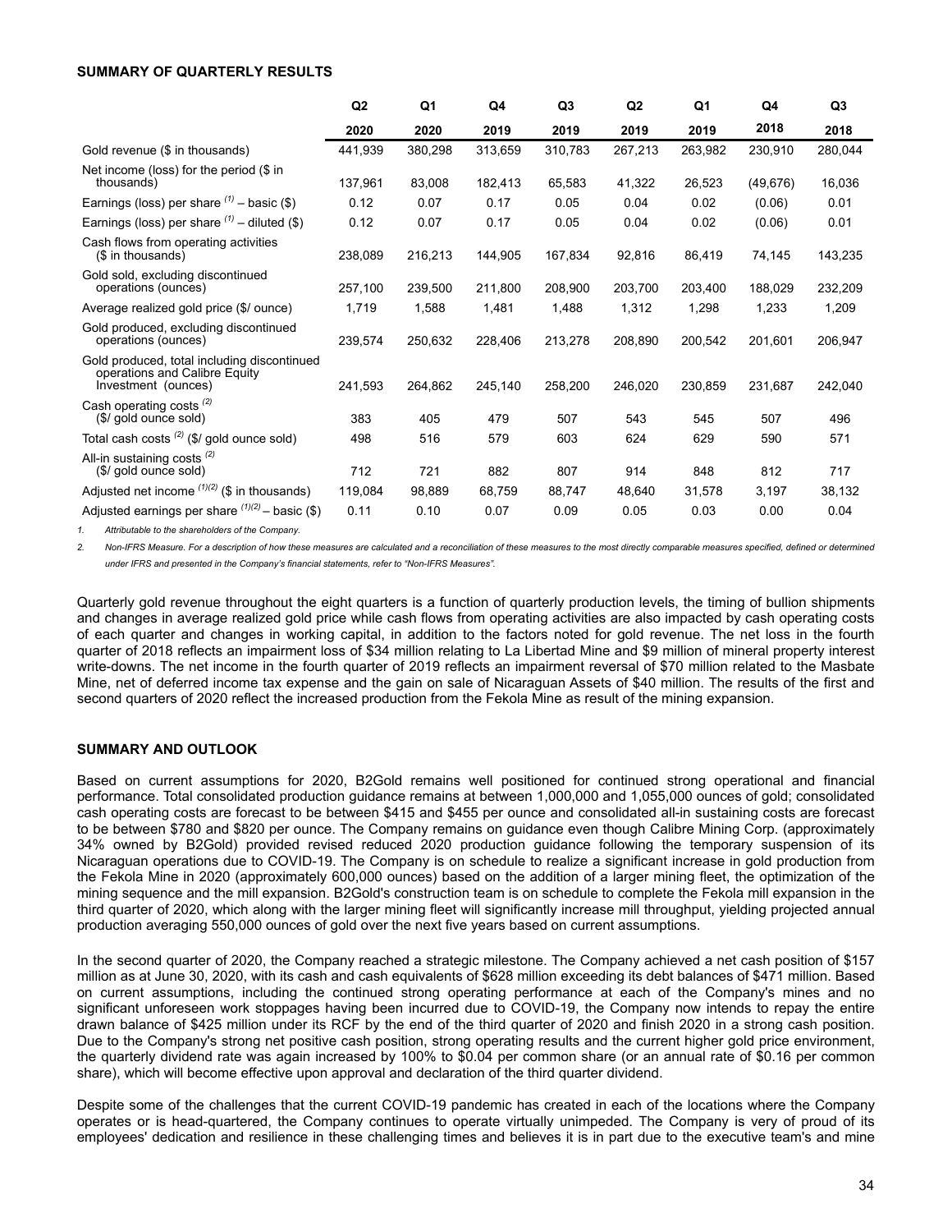**SUMMARY OF QUARTERLY RESULTS**

| | Q2 2020 | Q1 2020 | Q4 2019 | Q3 2019 | Q2 2019 | Q1 2019 | Q4 2018 | Q3 2018 |
|---|---|---|---|---|---|---|---|---|
| Gold revenue ($ in thousands) | 441,939 | 380,298 | 313,659 | 310,783 | 267,213 | 263,982 | 230,910 | 280,044 |
| Net income (loss) for the period ($ in thousands) | 137,961 | 83,008 | 182,413 | 65,583 | 41,322 | 26,523 | (49,676) | 16,036 |
| Earnings (loss) per share [(1)] – basic ($) | 0.12 | 0.07 | 0.17 | 0.05 | 0.04 | 0.02 | (0.06) | 0.01 |
| Earnings (loss) per share [(1)] – diluted ($) | 0.12 | 0.07 | 0.17 | 0.05 | 0.04 | 0.02 | (0.06) | 0.01 |
| Cash flows from operating activities ($ in thousands) | 238,089 | 216,213 | 144,905 | 167,834 | 92,816 | 86,419 | 74,145 | 143,235 |
| Gold sold, excluding discontinued operations (ounces) | 257,100 | 239,500 | 211,800 | 208,900 | 203,700 | 203,400 | 188,029 | 232,209 |
| Average realized gold price ($/ ounce) | 1,719 | 1,588 | 1,481 | 1,488 | 1,312 | 1,298 | 1,233 | 1,209 |
| Gold produced, excluding discontinued operations (ounces) | 239,574 | 250,632 | 228,406 | 213,278 | 208,890 | 200,542 | 201,601 | 206,947 |
| Gold produced, total including discontinued operations and Calibre Equity Investment (ounces) | 241,593 | 264,862 | 245,140 | 258,200 | 246,020 | 230,859 | 231,687 | 242,040 |
| Cash operating costs [(2)] ($/ gold ounce sold) | 383 | 405 | 479 | 507 | 543 | 545 | 507 | 496 |
| Total cash costs [(2)] ($/ gold ounce sold) | 498 | 516 | 579 | 603 | 624 | 629 | 590 | 571 |
| All-in sustaining costs [(2)] ($/ gold ounce sold) | 712 | 721 | 882 | 807 | 914 | 848 | 812 | 717 |
| Adjusted net income [(1)(2)] ($ in thousands) | 119,084 | 98,889 | 68,759 | 88,747 | 48,640 | 31,578 | 3,197 | 38,132 |
| Adjusted earnings per share [(1)(2)] – basic ($) | 0.11 | 0.10 | 0.07 | 0.09 | 0.05 | 0.03 | 0.00 | 0.04 |

1. *Attributable to the shareholders of the Company.*

2. *Non-IFRS Measure. For a description of how these measures are calculated and a reconciliation of these measures to the most directly comparable measures specified, defined or determined under IFRS and presented in the Company's financial statements, refer to "Non-IFRS Measures".*

Quarterly gold revenue throughout the eight quarters is a function of quarterly production levels, the timing of bullion shipments and changes in average realized gold price while cash flows from operating activities are also impacted by cash operating costs of each quarter and changes in working capital, in addition to the factors noted for gold revenue. The net loss in the fourth quarter of 2018 reflects an impairment loss of $34 million relating to La Libertad Mine and $9 million of mineral property interest write-downs. The net income in the fourth quarter of 2019 reflects an impairment reversal of $70 million related to the Masbate Mine, net of deferred income tax expense and the gain on sale of Nicaraguan Assets of $40 million. The results of the first and second quarters of 2020 reflect the increased production from the Fekola Mine as result of the mining expansion.

**SUMMARY AND OUTLOOK**

Based on current assumptions for 2020, B2Gold remains well positioned for continued strong operational and financial performance. Total consolidated production guidance remains at between 1,000,000 and 1,055,000 ounces of gold; consolidated cash operating costs are forecast to be between $415 and $455 per ounce and consolidated all-in sustaining costs are forecast to be between $780 and $820 per ounce. The Company remains on guidance even though Calibre Mining Corp. (approximately 34% owned by B2Gold) provided revised reduced 2020 production guidance following the temporary suspension of its Nicaraguan operations due to COVID-19. The Company is on schedule to realize a significant increase in gold production from the Fekola Mine in 2020 (approximately 600,000 ounces) based on the addition of a larger mining fleet, the optimization of the mining sequence and the mill expansion. B2Gold's construction team is on schedule to complete the Fekola mill expansion in the third quarter of 2020, which along with the larger mining fleet will significantly increase mill throughput, yielding projected annual production averaging 550,000 ounces of gold over the next five years based on current assumptions.

In the second quarter of 2020, the Company reached a strategic milestone. The Company achieved a net cash position of $157 million as at June 30, 2020, with its cash and cash equivalents of $628 million exceeding its debt balances of $471 million. Based on current assumptions, including the continued strong operating performance at each of the Company's mines and no significant unforeseen work stoppages having been incurred due to COVID-19, the Company now intends to repay the entire drawn balance of $425 million under its RCF by the end of the third quarter of 2020 and finish 2020 in a strong cash position. Due to the Company's strong net positive cash position, strong operating results and the current higher gold price environment, the quarterly dividend rate was again increased by 100% to $0.04 per common share (or an annual rate of $0.16 per common share), which will become effective upon approval and declaration of the third quarter dividend.

Despite some of the challenges that the current COVID-19 pandemic has created in each of the locations where the Company operates or is head-quartered, the Company continues to operate virtually unimpeded. The Company is very of proud of its employees' dedication and resilience in these challenging times and believes it is in part due to the executive team's and mine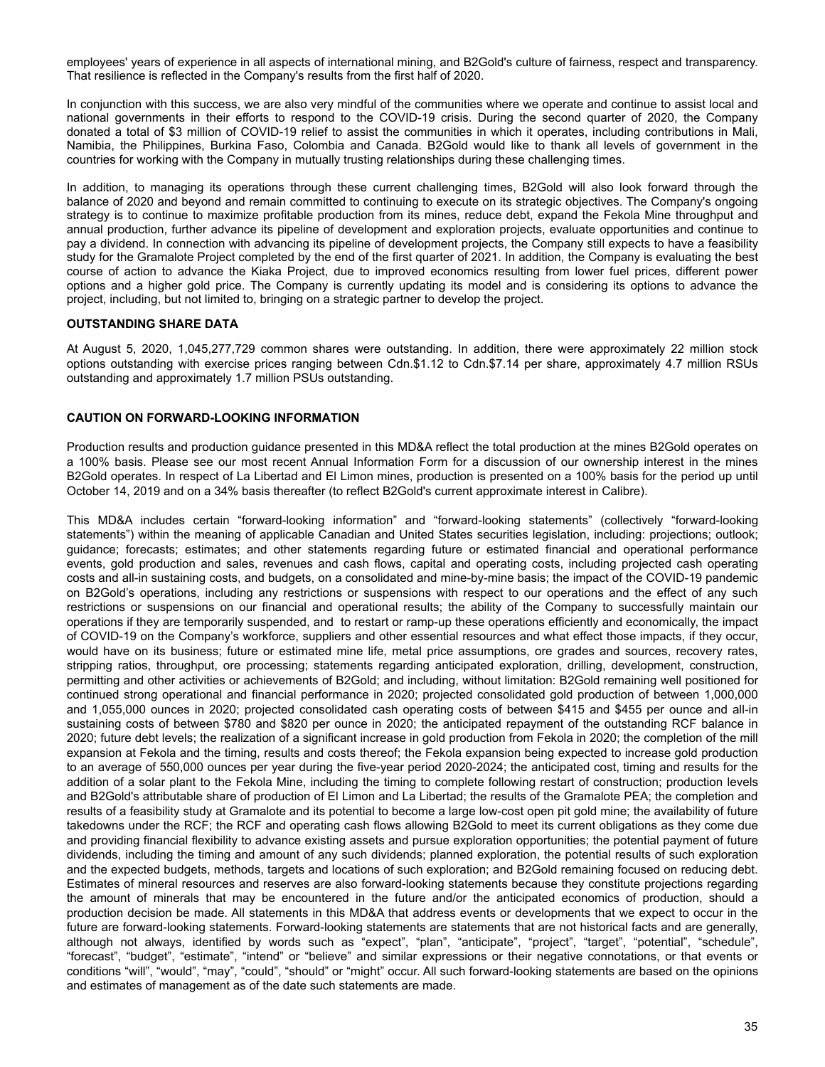employees' years of experience in all aspects of international mining, and B2Gold's culture of fairness, respect and transparency. That resilience is reflected in the Company's results from the first half of 2020.

In conjunction with this success, we are also very mindful of the communities where we operate and continue to assist local and national governments in their efforts to respond to the COVID-19 crisis. During the second quarter of 2020, the Company donated a total of $3 million of COVID-19 relief to assist the communities in which it operates, including contributions in Mali, Namibia, the Philippines, Burkina Faso, Colombia and Canada. B2Gold would like to thank all levels of government in the countries for working with the Company in mutually trusting relationships during these challenging times.

In addition, to managing its operations through these current challenging times, B2Gold will also look forward through the balance of 2020 and beyond and remain committed to continuing to execute on its strategic objectives. The Company's ongoing strategy is to continue to maximize profitable production from its mines, reduce debt, expand the Fekola Mine throughput and annual production, further advance its pipeline of development and exploration projects, evaluate opportunities and continue to pay a dividend. In connection with advancing its pipeline of development projects, the Company still expects to have a feasibility study for the Gramalote Project completed by the end of the first quarter of 2021. In addition, the Company is evaluating the best course of action to advance the Kiaka Project, due to improved economics resulting from lower fuel prices, different power options and a higher gold price. The Company is currently updating its model and is considering its options to advance the project, including, but not limited to, bringing on a strategic partner to develop the project.

## OUTSTANDING SHARE DATA

At August 5, 2020, 1,045,277,729 common shares were outstanding. In addition, there were approximately 22 million stock options outstanding with exercise prices ranging between Cdn.$1.12 to Cdn.$7.14 per share, approximately 4.7 million RSUs outstanding and approximately 1.7 million PSUs outstanding.

## CAUTION ON FORWARD-LOOKING INFORMATION

Production results and production guidance presented in this MD&A reflect the total production at the mines B2Gold operates on a 100% basis. Please see our most recent Annual Information Form for a discussion of our ownership interest in the mines B2Gold operates. In respect of La Libertad and El Limon mines, production is presented on a 100% basis for the period up until October 14, 2019 and on a 34% basis thereafter (to reflect B2Gold's current approximate interest in Calibre).

This MD&A includes certain "forward-looking information" and "forward-looking statements" (collectively "forward-looking statements") within the meaning of applicable Canadian and United States securities legislation, including: projections; outlook; guidance; forecasts; estimates; and other statements regarding future or estimated financial and operational performance events, gold production and sales, revenues and cash flows, capital and operating costs, including projected cash operating costs and all-in sustaining costs, and budgets, on a consolidated and mine-by-mine basis; the impact of the COVID-19 pandemic on B2Gold's operations, including any restrictions or suspensions with respect to our operations and the effect of any such restrictions or suspensions on our financial and operational results; the ability of the Company to successfully maintain our operations if they are temporarily suspended, and to restart or ramp-up these operations efficiently and economically, the impact of COVID-19 on the Company's workforce, suppliers and other essential resources and what effect those impacts, if they occur, would have on its business; future or estimated mine life, metal price assumptions, ore grades and sources, recovery rates, stripping ratios, throughput, ore processing; statements regarding anticipated exploration, drilling, development, construction, permitting and other activities or achievements of B2Gold; and including, without limitation: B2Gold remaining well positioned for continued strong operational and financial performance in 2020; projected consolidated gold production of between 1,000,000 and 1,055,000 ounces in 2020; projected consolidated cash operating costs of between $415 and $455 per ounce and all-in sustaining costs of between $780 and $820 per ounce in 2020; the anticipated repayment of the outstanding RCF balance in 2020; future debt levels; the realization of a significant increase in gold production from Fekola in 2020; the completion of the mill expansion at Fekola and the timing, results and costs thereof; the Fekola expansion being expected to increase gold production to an average of 550,000 ounces per year during the five-year period 2020-2024; the anticipated cost, timing and results for the addition of a solar plant to the Fekola Mine, including the timing to complete following restart of construction; production levels and B2Gold's attributable share of production of El Limon and La Libertad; the results of the Gramalote PEA; the completion and results of a feasibility study at Gramalote and its potential to become a large low-cost open pit gold mine; the availability of future takedowns under the RCF; the RCF and operating cash flows allowing B2Gold to meet its current obligations as they come due and providing financial flexibility to advance existing assets and pursue exploration opportunities; the potential payment of future dividends, including the timing and amount of any such dividends; planned exploration, the potential results of such exploration and the expected budgets, methods, targets and locations of such exploration; and B2Gold remaining focused on reducing debt. Estimates of mineral resources and reserves are also forward-looking statements because they constitute projections regarding the amount of minerals that may be encountered in the future and/or the anticipated economics of production, should a production decision be made. All statements in this MD&A that address events or developments that we expect to occur in the future are forward-looking statements. Forward-looking statements are statements that are not historical facts and are generally, although not always, identified by words such as "expect", "plan", "anticipate", "project", "target", "potential", "schedule", "forecast", "budget", "estimate", "intend" or "believe" and similar expressions or their negative connotations, or that events or conditions "will", "would", "may", "could", "should" or "might" occur. All such forward-looking statements are based on the opinions and estimates of management as of the date such statements are made.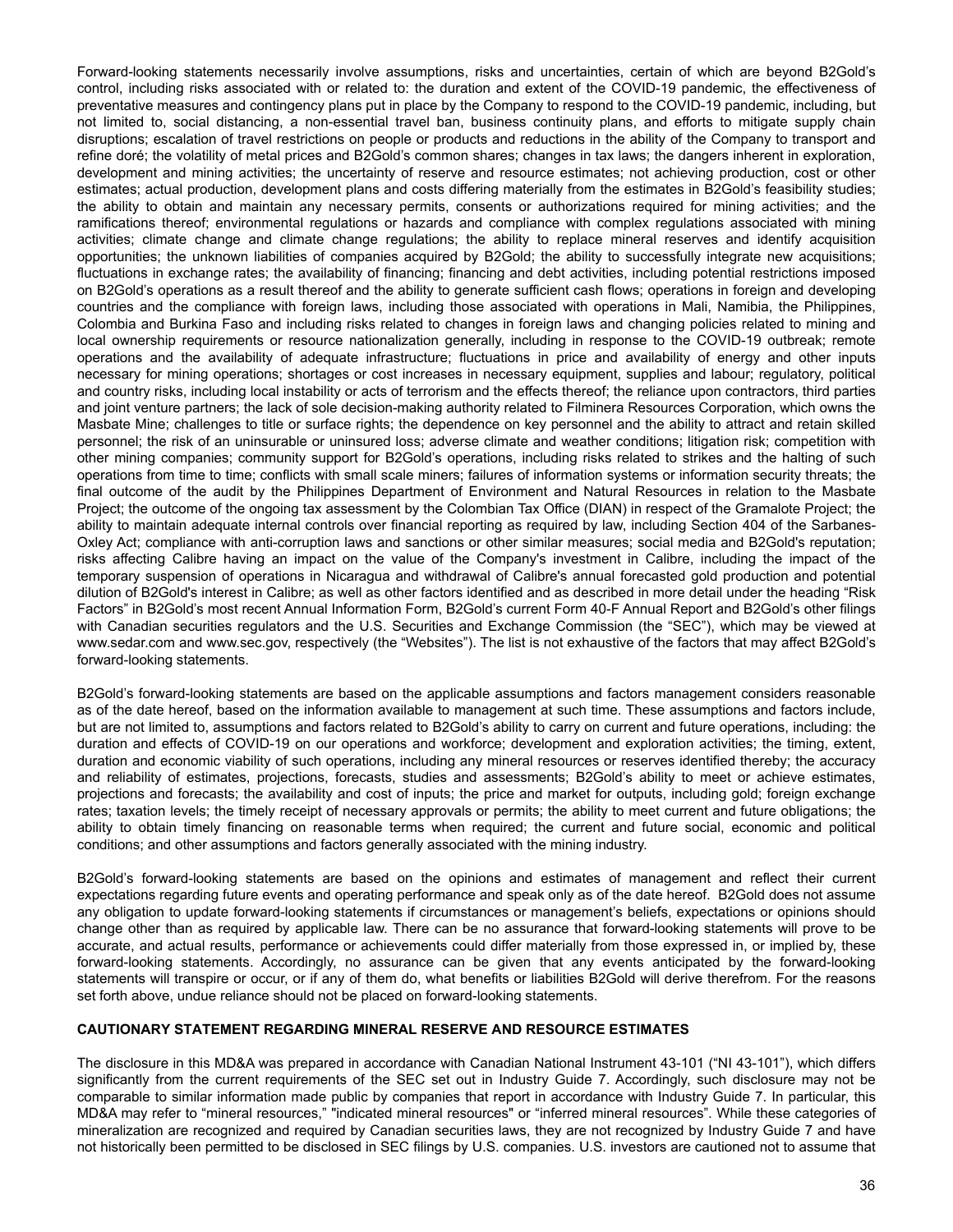Forward-looking statements necessarily involve assumptions, risks and uncertainties, certain of which are beyond B2Gold's control, including risks associated with or related to: the duration and extent of the COVID-19 pandemic, the effectiveness of preventative measures and contingency plans put in place by the Company to respond to the COVID-19 pandemic, including, but not limited to, social distancing, a non-essential travel ban, business continuity plans, and efforts to mitigate supply chain disruptions; escalation of travel restrictions on people or products and reductions in the ability of the Company to transport and refine doré; the volatility of metal prices and B2Gold's common shares; changes in tax laws; the dangers inherent in exploration, development and mining activities; the uncertainty of reserve and resource estimates; not achieving production, cost or other estimates; actual production, development plans and costs differing materially from the estimates in B2Gold's feasibility studies; the ability to obtain and maintain any necessary permits, consents or authorizations required for mining activities; and the ramifications thereof; environmental regulations or hazards and compliance with complex regulations associated with mining activities; climate change and climate change regulations; the ability to replace mineral reserves and identify acquisition opportunities; the unknown liabilities of companies acquired by B2Gold; the ability to successfully integrate new acquisitions; fluctuations in exchange rates; the availability of financing; financing and debt activities, including potential restrictions imposed on B2Gold's operations as a result thereof and the ability to generate sufficient cash flows; operations in foreign and developing countries and the compliance with foreign laws, including those associated with operations in Mali, Namibia, the Philippines, Colombia and Burkina Faso and including risks related to changes in foreign laws and changing policies related to mining and local ownership requirements or resource nationalization generally, including in response to the COVID-19 outbreak; remote operations and the availability of adequate infrastructure; fluctuations in price and availability of energy and other inputs necessary for mining operations; shortages or cost increases in necessary equipment, supplies and labour; regulatory, political and country risks, including local instability or acts of terrorism and the effects thereof; the reliance upon contractors, third parties and joint venture partners; the lack of sole decision-making authority related to Filminera Resources Corporation, which owns the Masbate Mine; challenges to title or surface rights; the dependence on key personnel and the ability to attract and retain skilled personnel; the risk of an uninsurable or uninsured loss; adverse climate and weather conditions; litigation risk; competition with other mining companies; community support for B2Gold's operations, including risks related to strikes and the halting of such operations from time to time; conflicts with small scale miners; failures of information systems or information security threats; the final outcome of the audit by the Philippines Department of Environment and Natural Resources in relation to the Masbate Project; the outcome of the ongoing tax assessment by the Colombian Tax Office (DIAN) in respect of the Gramalote Project; the ability to maintain adequate internal controls over financial reporting as required by law, including Section 404 of the Sarbanes-Oxley Act; compliance with anti-corruption laws and sanctions or other similar measures; social media and B2Gold's reputation; risks affecting Calibre having an impact on the value of the Company's investment in Calibre, including the impact of the temporary suspension of operations in Nicaragua and withdrawal of Calibre's annual forecasted gold production and potential dilution of B2Gold's interest in Calibre; as well as other factors identified and as described in more detail under the heading "Risk Factors" in B2Gold's most recent Annual Information Form, B2Gold's current Form 40-F Annual Report and B2Gold's other filings with Canadian securities regulators and the U.S. Securities and Exchange Commission (the "SEC"), which may be viewed at www.sedar.com and www.sec.gov, respectively (the "Websites"). The list is not exhaustive of the factors that may affect B2Gold's forward-looking statements.

B2Gold's forward-looking statements are based on the applicable assumptions and factors management considers reasonable as of the date hereof, based on the information available to management at such time. These assumptions and factors include, but are not limited to, assumptions and factors related to B2Gold's ability to carry on current and future operations, including: the duration and effects of COVID-19 on our operations and workforce; development and exploration activities; the timing, extent, duration and economic viability of such operations, including any mineral resources or reserves identified thereby; the accuracy and reliability of estimates, projections, forecasts, studies and assessments; B2Gold's ability to meet or achieve estimates, projections and forecasts; the availability and cost of inputs; the price and market for outputs, including gold; foreign exchange rates; taxation levels; the timely receipt of necessary approvals or permits; the ability to meet current and future obligations; the ability to obtain timely financing on reasonable terms when required; the current and future social, economic and political conditions; and other assumptions and factors generally associated with the mining industry.

B2Gold's forward-looking statements are based on the opinions and estimates of management and reflect their current expectations regarding future events and operating performance and speak only as of the date hereof. B2Gold does not assume any obligation to update forward-looking statements if circumstances or management's beliefs, expectations or opinions should change other than as required by applicable law. There can be no assurance that forward-looking statements will prove to be accurate, and actual results, performance or achievements could differ materially from those expressed in, or implied by, these forward-looking statements. Accordingly, no assurance can be given that any events anticipated by the forward-looking statements will transpire or occur, or if any of them do, what benefits or liabilities B2Gold will derive therefrom. For the reasons set forth above, undue reliance should not be placed on forward-looking statements.

## CAUTIONARY STATEMENT REGARDING MINERAL RESERVE AND RESOURCE ESTIMATES

The disclosure in this MD&A was prepared in accordance with Canadian National Instrument 43-101 ("NI 43-101"), which differs significantly from the current requirements of the SEC set out in Industry Guide 7. Accordingly, such disclosure may not be comparable to similar information made public by companies that report in accordance with Industry Guide 7. In particular, this MD&A may refer to "mineral resources," "indicated mineral resources" or "inferred mineral resources". While these categories of mineralization are recognized and required by Canadian securities laws, they are not recognized by Industry Guide 7 and have not historically been permitted to be disclosed in SEC filings by U.S. companies. U.S. investors are cautioned not to assume that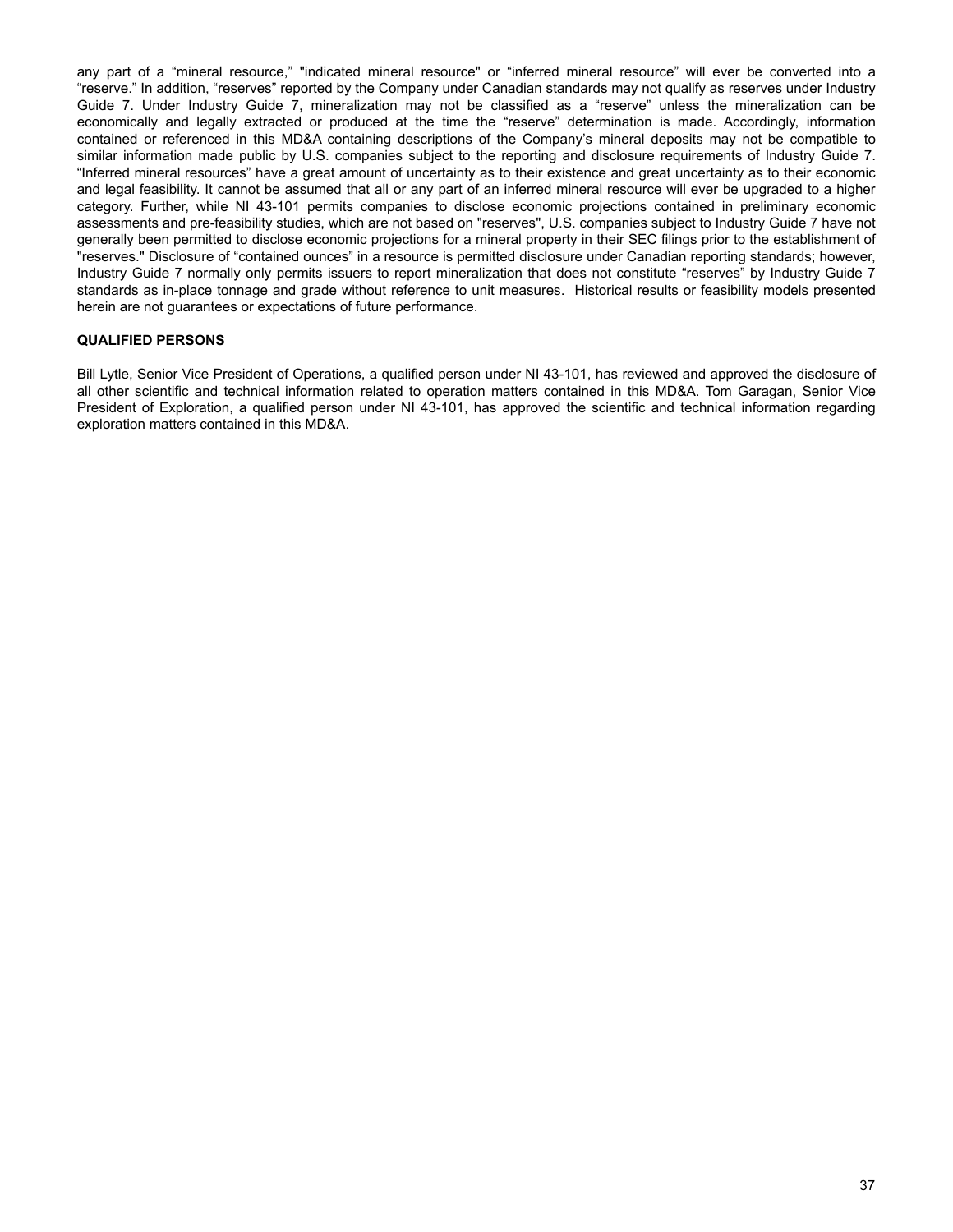any part of a "mineral resource," "indicated mineral resource" or "inferred mineral resource" will ever be converted into a "reserve." In addition, "reserves" reported by the Company under Canadian standards may not qualify as reserves under Industry Guide 7. Under Industry Guide 7, mineralization may not be classified as a "reserve" unless the mineralization can be economically and legally extracted or produced at the time the "reserve" determination is made. Accordingly, information contained or referenced in this MD&A containing descriptions of the Company's mineral deposits may not be compatible to similar information made public by U.S. companies subject to the reporting and disclosure requirements of Industry Guide 7. "Inferred mineral resources" have a great amount of uncertainty as to their existence and great uncertainty as to their economic and legal feasibility. It cannot be assumed that all or any part of an inferred mineral resource will ever be upgraded to a higher category. Further, while NI 43-101 permits companies to disclose economic projections contained in preliminary economic assessments and pre-feasibility studies, which are not based on "reserves", U.S. companies subject to Industry Guide 7 have not generally been permitted to disclose economic projections for a mineral property in their SEC filings prior to the establishment of "reserves." Disclosure of "contained ounces" in a resource is permitted disclosure under Canadian reporting standards; however, Industry Guide 7 normally only permits issuers to report mineralization that does not constitute "reserves" by Industry Guide 7 standards as in-place tonnage and grade without reference to unit measures. Historical results or feasibility models presented herein are not guarantees or expectations of future performance.

**QUALIFIED PERSONS**

Bill Lytle, Senior Vice President of Operations, a qualified person under NI 43-101, has reviewed and approved the disclosure of all other scientific and technical information related to operation matters contained in this MD&A. Tom Garagan, Senior Vice President of Exploration, a qualified person under NI 43-101, has approved the scientific and technical information regarding exploration matters contained in this MD&A.